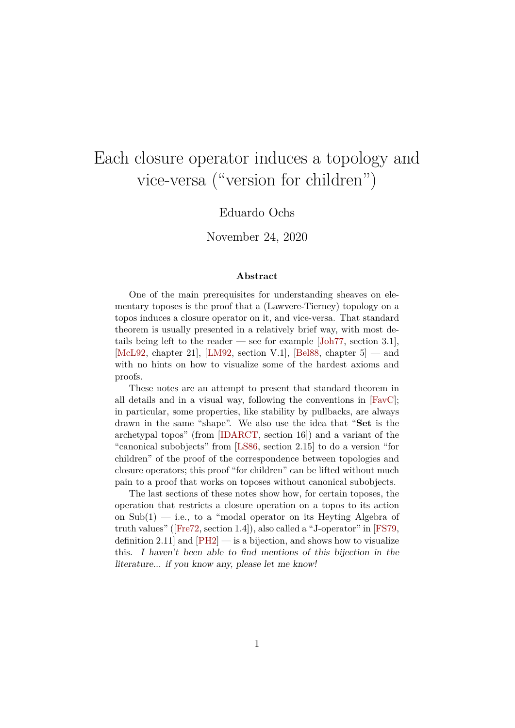# Each closure operator induces a topology and vice-versa ("version for children")

Eduardo Ochs

November 24, 2020

### Abstract

One of the main prerequisites for understanding sheaves on elementary toposes is the proof that a (Lawvere-Tierney) topology on a topos induces a closure operator on it, and vice-versa. That standard theorem is usually presented in a relatively brief way, with most details being left to the reader — see for example [Joh77, section 3.1], [McL92, chapter 21], [LM92, section V.1], [Bel88, chapter 5] — and with no hints on how to visualize some of the hardest axioms and proofs.

These notes are an attempt to present that standard theorem in all details and in a visual way, following the conventions in [FavC]; in particular, some properties, like stability by pullbacks, are always drawn in the same "shape". We also use the idea that "**Set** is the archetypal topos" (from [IDARCT, section 16]) and a variant of the "canonical subobjects" from [LS86, section 2.15] to do a version "for children" of the proof of the correspondence between topologies and closure operators; this proof "for children" can be lifted without much pain to a proof that works on toposes without canonical subobjects.

The last sections of these notes show how, for certain toposes, the operation that restricts a closure operation on a topos to its action on Sub(1) — i.e., to a "modal operator on its Heyting Algebra of truth values" ([Fre72, section 1.4]), also called a "J-operator" in [FS79, definition 2.11] and [PH2] — is a bijection, and shows how to visualize this. *I haven't been able to find mentions of this bijection in the literature... if you know any, please let me know!*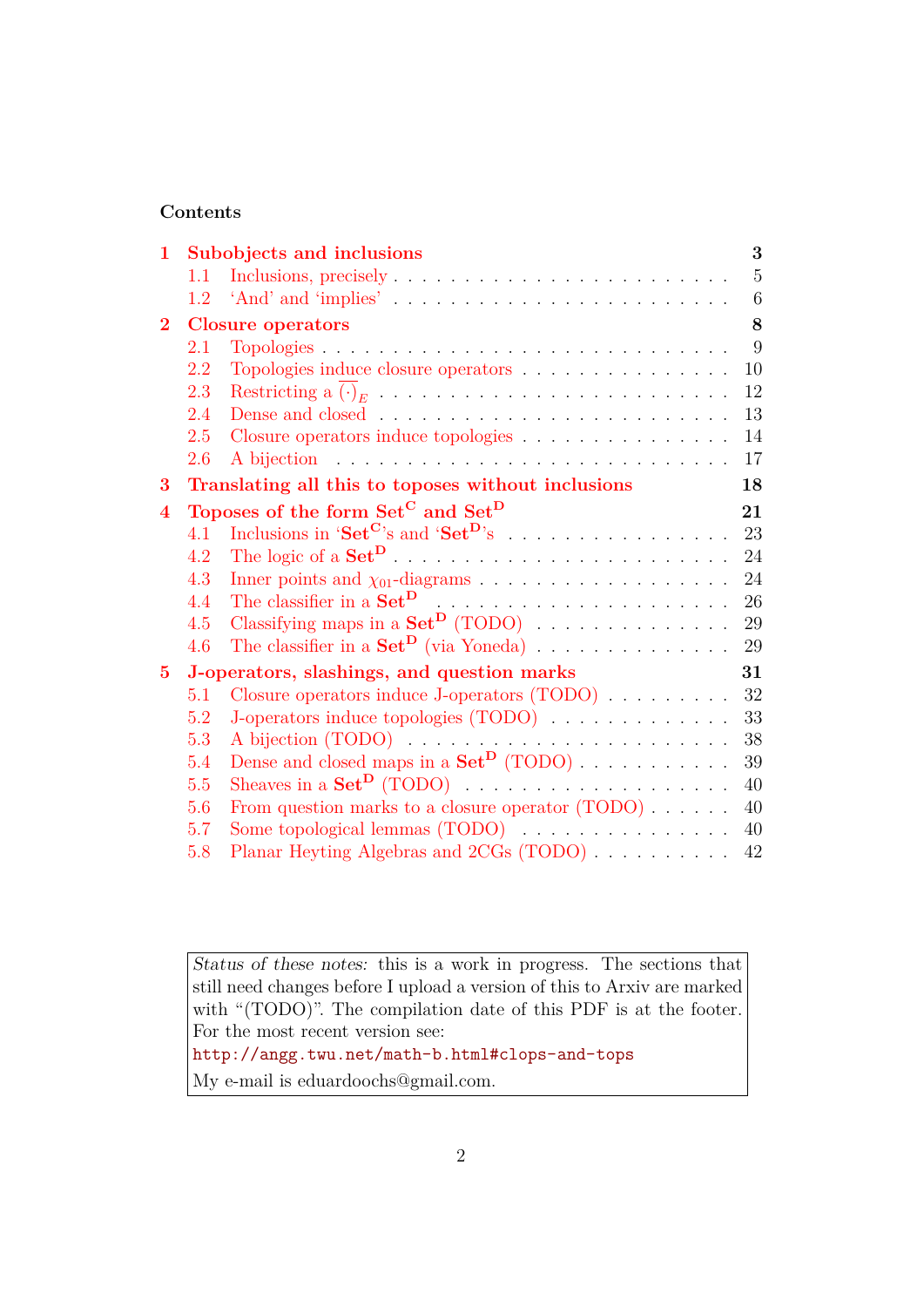## Contents

**1 Subobjects and inclusions** — 3
- 1.1 Inclusions, precisely — 5
- 1.2 'And' and 'implies' — 6

**2 Closure operators** — 8
- 2.1 Topologies — 9
- 2.2 Topologies induce closure operators — 10
- 2.3 Restricting a $\overline{(\cdot)}_E$ — 12
- 2.4 Dense and closed — 13
- 2.5 Closure operators induce topologies — 14
- 2.6 A bijection — 17

**3 Translating all this to toposes without inclusions** — 18

**4 Toposes of the form $\mathbf{Set}^{\mathbf{C}}$ and $\mathbf{Set}^{\mathbf{D}}$** — 21
- 4.1 Inclusions in '$\mathbf{Set}^{\mathbf{C}}$'s and '$\mathbf{Set}^{\mathbf{D}}$'s — 23
- 4.2 The logic of a $\mathbf{Set}^{\mathbf{D}}$ — 24
- 4.3 Inner points and $\chi_{01}$-diagrams — 24
- 4.4 The classifier in a $\mathbf{Set}^{\mathbf{D}}$ — 26
- 4.5 Classifying maps in a $\mathbf{Set}^{\mathbf{D}}$ (TODO) — 29
- 4.6 The classifier in a $\mathbf{Set}^{\mathbf{D}}$ (via Yoneda) — 29

**5 J-operators, slashings, and question marks** — 31
- 5.1 Closure operators induce J-operators (TODO) — 32
- 5.2 J-operators induce topologies (TODO) — 33
- 5.3 A bijection (TODO) — 38
- 5.4 Dense and closed maps in a $\mathbf{Set}^{\mathbf{D}}$ (TODO) — 39
- 5.5 Sheaves in a $\mathbf{Set}^{\mathbf{D}}$ (TODO) — 40
- 5.6 From question marks to a closure operator (TODO) — 40
- 5.7 Some topological lemmas (TODO) — 40
- 5.8 Planar Heyting Algebras and 2CGs (TODO) — 42

> *Status of these notes:* this is a work in progress. The sections that still need changes before I upload a version of this to Arxiv are marked with "(TODO)". The compilation date of this PDF is at the footer. For the most recent version see:
> `http://angg.twu.net/math-b.html#clops-and-tops`
> My e-mail is eduardoochs@gmail.com.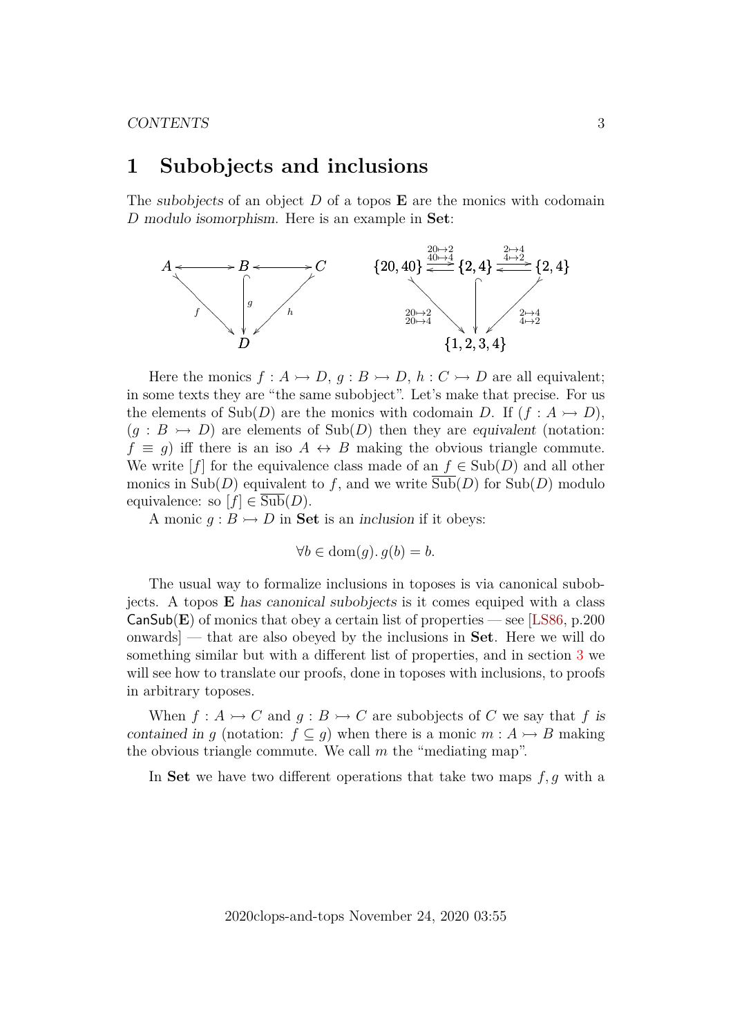# 1 Subobjects and inclusions

The *subobjects* of an object $D$ of a topos $\mathbf{E}$ are the monics with codomain $D$ *modulo isomorphism*. Here is an example in $\mathbf{Set}$:

$$
\begin{array}{ccccc}
A & \longleftrightarrow & B & \longleftrightarrow & C \\
& {\scriptstyle f}\searrow & \downarrow{\scriptstyle g} & \swarrow{\scriptstyle h} & \\
& & D & &
\end{array}
\qquad
\begin{array}{ccccc}
\{20,40\} & \overset{\substack{20\mapsto 2\\ 40\mapsto 4}}{\rightleftarrows} & \{2,4\} & \overset{\substack{2\mapsto 4\\ 4\mapsto 2}}{\rightleftarrows} & \{2,4\} \\
& {\scriptstyle \substack{20\mapsto 2\\ 20\mapsto 4}}\searrow & \downarrow & \swarrow{\scriptstyle \substack{2\mapsto 4\\ 4\mapsto 2}} & \\
& & \{1,2,3,4\} & &
\end{array}
$$

Here the monics $f : A \rightarrowtail D$, $g : B \rightarrowtail D$, $h : C \rightarrowtail D$ are all equivalent; in some texts they are "the same subobject". Let's make that precise. For us the elements of $\mathrm{Sub}(D)$ are the monics with codomain $D$. If $(f : A \rightarrowtail D)$, $(g : B \rightarrowtail D)$ are elements of $\mathrm{Sub}(D)$ then they are *equivalent* (notation: $f \equiv g$) iff there is an iso $A \leftrightarrow B$ making the obvious triangle commute. We write $[f]$ for the equivalence class made of an $f \in \mathrm{Sub}(D)$ and all other monics in $\mathrm{Sub}(D)$ equivalent to $f$, and we write $\overline{\mathrm{Sub}}(D)$ for $\mathrm{Sub}(D)$ modulo equivalence: so $[f] \in \overline{\mathrm{Sub}}(D)$.

A monic $g : B \rightarrowtail D$ in $\mathbf{Set}$ is an *inclusion* if it obeys:

$$\forall b \in \mathrm{dom}(g).\, g(b) = b.$$

The usual way to formalize inclusions in toposes is via canonical subobjects. A topos $\mathbf{E}$ *has canonical subobjects* is it comes equiped with a class $\mathsf{CanSub}(\mathbf{E})$ of monics that obey a certain list of properties — see [LS86, p.200 onwards] — that are also obeyed by the inclusions in $\mathbf{Set}$. Here we will do something similar but with a different list of properties, and in section 3 we will see how to translate our proofs, done in toposes with inclusions, to proofs in arbitrary toposes.

When $f : A \rightarrowtail C$ and $g : B \rightarrowtail C$ are subobjects of $C$ we say that $f$ *is contained in* $g$ (notation: $f \subseteq g$) when there is a monic $m : A \rightarrowtail B$ making the obvious triangle commute. We call $m$ the "mediating map".

In $\mathbf{Set}$ we have two different operations that take two maps $f, g$ with a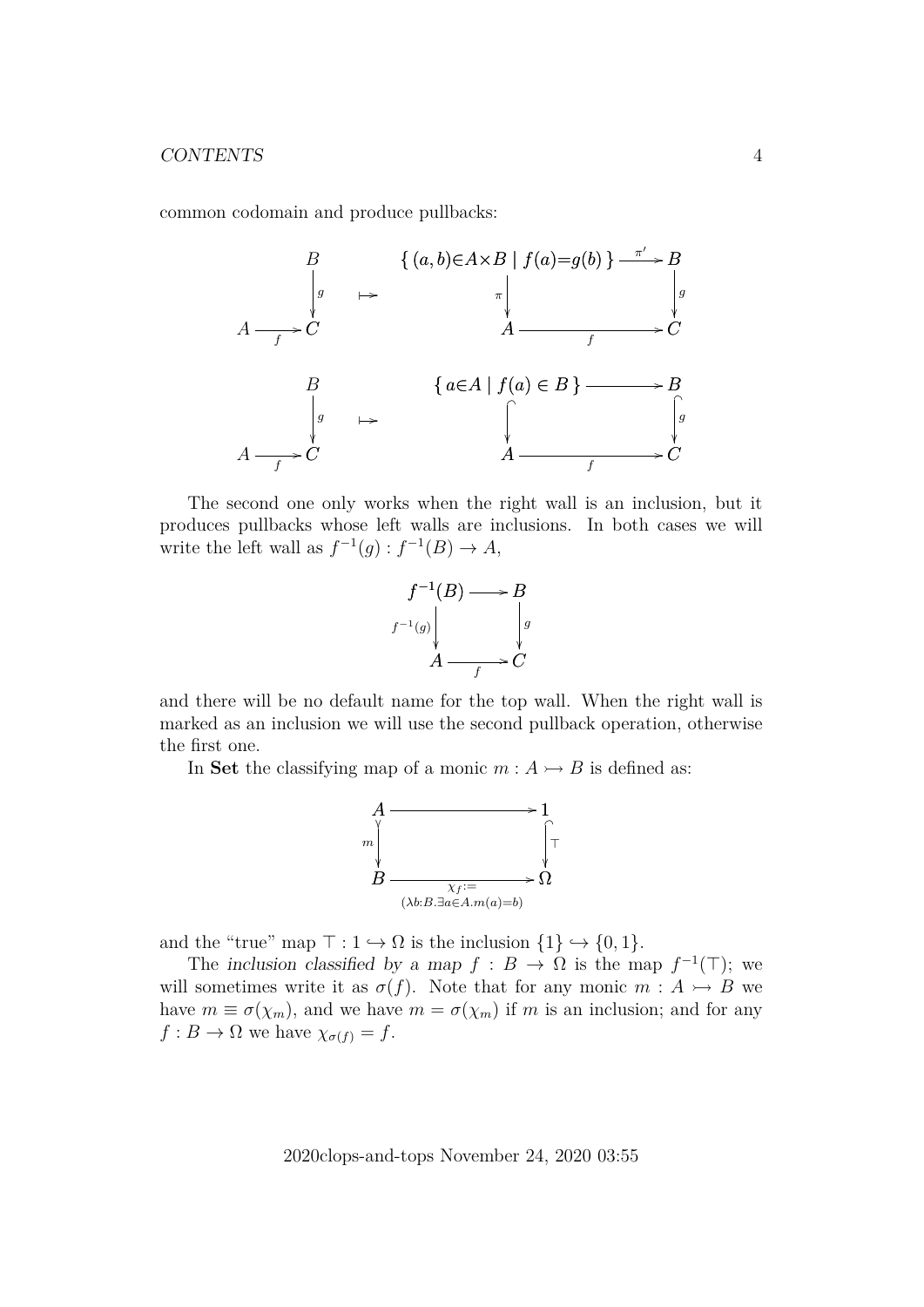common codomain and produce pullbacks:

$$
\begin{array}{ccc}
 & B \\
 & \downarrow g \\
A & \xrightarrow{f} C
\end{array}
\quad \mapsto \quad
\begin{array}{ccc}
\{\,(a,b)\in A\times B \mid f(a)=g(b)\,\} & \xrightarrow{\pi'} & B \\
\pi \downarrow & & \downarrow g \\
A & \xrightarrow[f]{} & C
\end{array}
$$

$$
\begin{array}{ccc}
 & B \\
 & \downarrow g \\
A & \xrightarrow{f} C
\end{array}
\quad \mapsto \quad
\begin{array}{ccc}
\{\,a\in A \mid f(a)\in B\,\} & \longrightarrow & B \\
\downarrow & & \downarrow g \\
A & \xrightarrow[f]{} & C
\end{array}
$$

The second one only works when the right wall is an inclusion, but it produces pullbacks whose left walls are inclusions. In both cases we will write the left wall as $f^{-1}(g) : f^{-1}(B) \to A$,

$$
\begin{array}{ccc}
f^{-1}(B) & \longrightarrow & B \\
f^{-1}(g) \downarrow & & \downarrow g \\
A & \xrightarrow[f]{} & C
\end{array}
$$

and there will be no default name for the top wall. When the right wall is marked as an inclusion we will use the second pullback operation, otherwise the first one.

In **Set** the classifying map of a monic $m : A \rightarrowtail B$ is defined as:

$$
\begin{array}{ccc}
A & \longrightarrow & 1 \\
m \downarrow & & \downarrow \top \\
B & \xrightarrow[\substack{\chi_f := \\ (\lambda b{:}B.\exists a{\in}A.m(a){=}b)}]{} & \Omega
\end{array}
$$

and the "true" map $\top : 1 \hookrightarrow \Omega$ is the inclusion $\{1\} \hookrightarrow \{0, 1\}$.

The *inclusion classified by a map* $f : B \to \Omega$ is the map $f^{-1}(\top)$; we will sometimes write it as $\sigma(f)$. Note that for any monic $m : A \rightarrowtail B$ we have $m \equiv \sigma(\chi_m)$, and we have $m = \sigma(\chi_m)$ if $m$ is an inclusion; and for any $f : B \to \Omega$ we have $\chi_{\sigma(f)} = f$.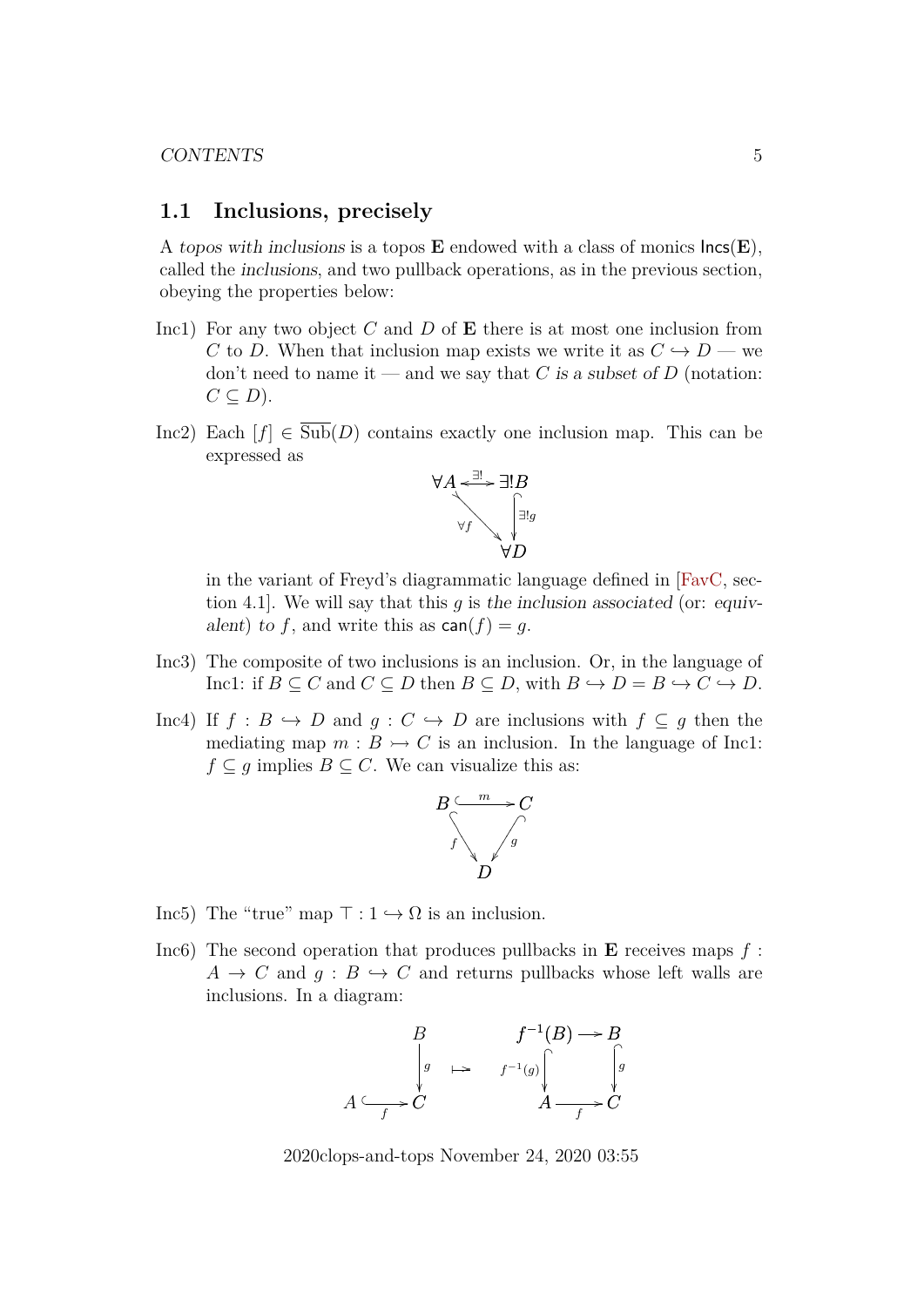## 1.1 Inclusions, precisely

A *topos with inclusions* is a topos $\mathbf{E}$ endowed with a class of monics $\mathsf{Incs}(\mathbf{E})$, called the *inclusions*, and two pullback operations, as in the previous section, obeying the properties below:

Inc1) For any two object $C$ and $D$ of $\mathbf{E}$ there is at most one inclusion from $C$ to $D$. When that inclusion map exists we write it as $C \hookrightarrow D$ — we don't need to name it — and we say that $C$ *is a subset of* $D$ (notation: $C \subseteq D$).

Inc2) Each $[f] \in \overline{\mathrm{Sub}}(D)$ contains exactly one inclusion map. This can be expressed as

$$\begin{array}{ccc} \forall A & \overset{\exists!}{\longleftrightarrow} & \exists! B \\ & {\scriptstyle \forall f} \searrow & \Big\downarrow {\scriptstyle \exists! g} \\ & & \forall D \end{array}$$

in the variant of Freyd's diagrammatic language defined in [FavC, section 4.1]. We will say that this $g$ is *the inclusion associated* (or: *equivalent*) *to* $f$, and write this as $\mathsf{can}(f) = g$.

Inc3) The composite of two inclusions is an inclusion. Or, in the language of Inc1: if $B \subseteq C$ and $C \subseteq D$ then $B \subseteq D$, with $B \hookrightarrow D = B \hookrightarrow C \hookrightarrow D$.

Inc4) If $f : B \hookrightarrow D$ and $g : C \hookrightarrow D$ are inclusions with $f \subseteq g$ then the mediating map $m : B \rightarrowtail C$ is an inclusion. In the language of Inc1: $f \subseteq g$ implies $B \subseteq C$. We can visualize this as:

$$\begin{array}{ccc} B & \overset{m}{\hookrightarrow} & C \\ & {\scriptstyle f} \searrow \quad \swarrow {\scriptstyle g} & \\ & D & \end{array}$$

Inc5) The "true" map $\top : 1 \hookrightarrow \Omega$ is an inclusion.

Inc6) The second operation that produces pullbacks in $\mathbf{E}$ receives maps $f : A \to C$ and $g : B \hookrightarrow C$ and returns pullbacks whose left walls are inclusions. In a diagram:

$$\begin{array}{ccc} & B \\ & \Big\downarrow {\scriptstyle g} \\ A \underset{f}{\hookrightarrow} & C \end{array} \quad \mapsto \quad \begin{array}{ccc} f^{-1}(B) & \longrightarrow & B \\ {\scriptstyle f^{-1}(g)} \Big\downarrow & & \Big\downarrow {\scriptstyle g} \\ A & \underset{f}{\longrightarrow} & C \end{array}$$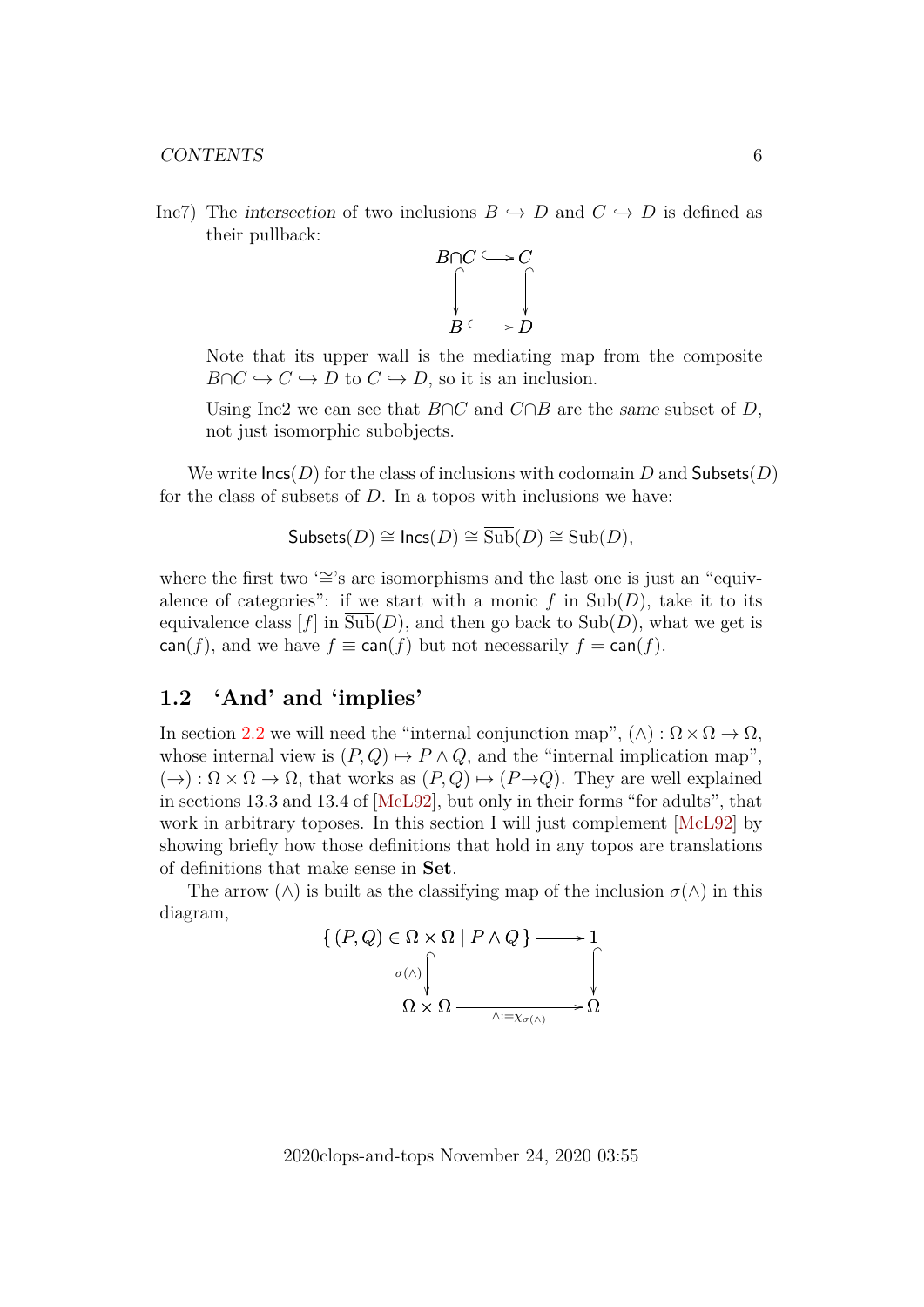Inc7) The *intersection* of two inclusions $B \hookrightarrow D$ and $C \hookrightarrow D$ is defined as their pullback:

$$\begin{array}{ccc} B{\cap}C & \hookrightarrow & C \\ \downarrow & & \downarrow \\ B & \hookrightarrow & D \end{array}$$

Note that its upper wall is the mediating map from the composite $B{\cap}C \hookrightarrow C \hookrightarrow D$ to $C \hookrightarrow D$, so it is an inclusion.

Using Inc2 we can see that $B{\cap}C$ and $C{\cap}B$ are the *same* subset of $D$, not just isomorphic subobjects.

We write $\mathsf{Incs}(D)$ for the class of inclusions with codomain $D$ and $\mathsf{Subsets}(D)$ for the class of subsets of $D$. In a topos with inclusions we have:

$$\mathsf{Subsets}(D) \cong \mathsf{Incs}(D) \cong \overline{\mathrm{Sub}}(D) \cong \mathrm{Sub}(D),$$

where the first two '$\cong$'s are isomorphisms and the last one is just an "equivalence of categories": if we start with a monic $f$ in $\mathrm{Sub}(D)$, take it to its equivalence class $[f]$ in $\overline{\mathrm{Sub}}(D)$, and then go back to $\mathrm{Sub}(D)$, what we get is $\mathsf{can}(f)$, and we have $f \equiv \mathsf{can}(f)$ but not necessarily $f = \mathsf{can}(f)$.

## 1.2 'And' and 'implies'

In section 2.2 we will need the "internal conjunction map", $(\wedge) : \Omega \times \Omega \to \Omega$, whose internal view is $(P, Q) \mapsto P \wedge Q$, and the "internal implication map", $(\to) : \Omega \times \Omega \to \Omega$, that works as $(P, Q) \mapsto (P{\to}Q)$. They are well explained in sections 13.3 and 13.4 of [McL92], but only in their forms "for adults", that work in arbitrary toposes. In this section I will just complement [McL92] by showing briefly how those definitions that hold in any topos are translations of definitions that make sense in **Set**.

The arrow $(\wedge)$ is built as the classifying map of the inclusion $\sigma(\wedge)$ in this diagram,

$$\begin{array}{ccc} \{\,(P,Q) \in \Omega \times \Omega \mid P \wedge Q\,\} & \longrightarrow & 1 \\ {\scriptstyle \sigma(\wedge)} \downarrow & & \downarrow \\ \Omega \times \Omega & \xrightarrow[\wedge := \chi_{\sigma(\wedge)}]{} & \Omega \end{array}$$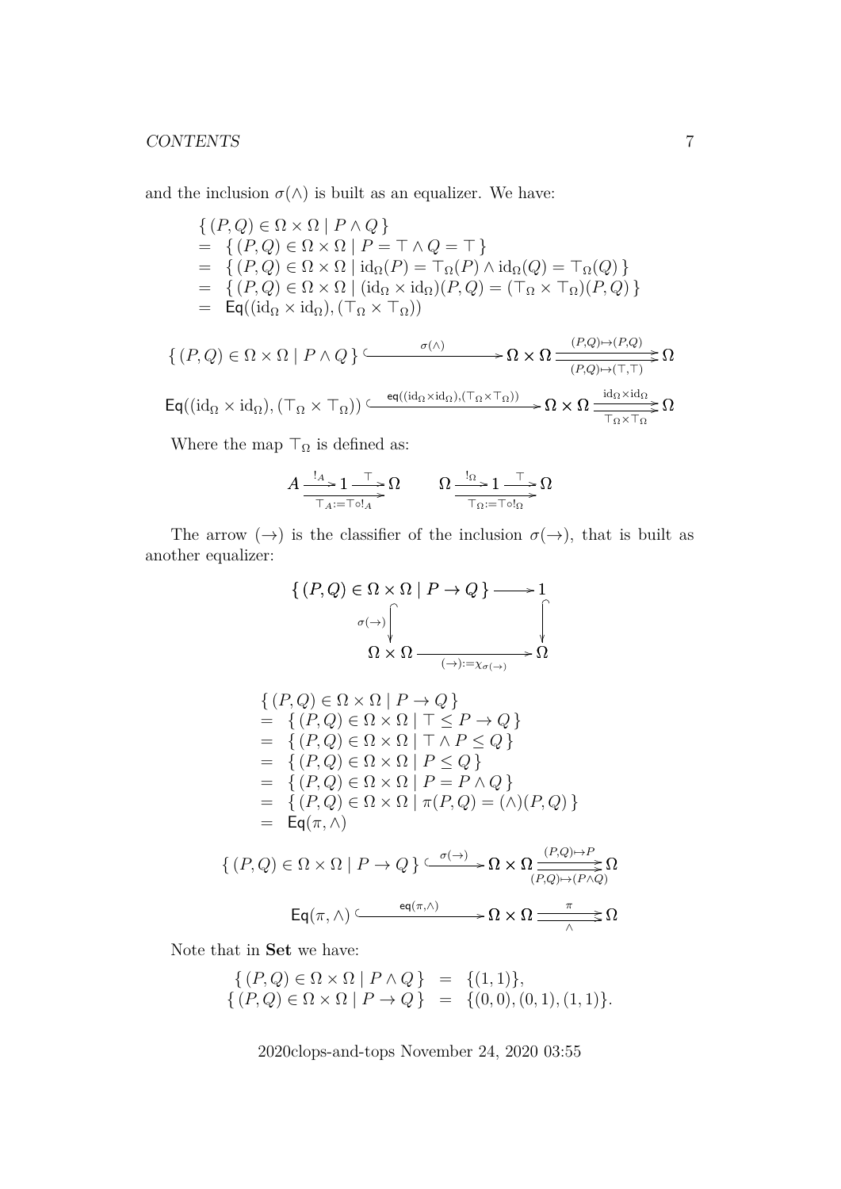and the inclusion $\sigma(\wedge)$ is built as an equalizer. We have:

$$\begin{array}{l}
\{\,(P,Q) \in \Omega \times \Omega \mid P \wedge Q\,\} \\
= \ \{\,(P,Q) \in \Omega \times \Omega \mid P = \top \wedge Q = \top\,\} \\
= \ \{\,(P,Q) \in \Omega \times \Omega \mid \mathrm{id}_\Omega(P) = \top_\Omega(P) \wedge \mathrm{id}_\Omega(Q) = \top_\Omega(Q)\,\} \\
= \ \{\,(P,Q) \in \Omega \times \Omega \mid (\mathrm{id}_\Omega \times \mathrm{id}_\Omega)(P,Q) = (\top_\Omega \times \top_\Omega)(P,Q)\,\} \\
= \ \mathsf{Eq}((\mathrm{id}_\Omega \times \mathrm{id}_\Omega), (\top_\Omega \times \top_\Omega))
\end{array}$$

$$\{\,(P,Q) \in \Omega \times \Omega \mid P \wedge Q\,\} \xhookrightarrow{\sigma(\wedge)} \Omega \times \Omega \underset{(P,Q)\mapsto(\top,\top)}{\overset{(P,Q)\mapsto(P,Q)}{\rightrightarrows}} \Omega$$

$$\mathsf{Eq}((\mathrm{id}_\Omega \times \mathrm{id}_\Omega), (\top_\Omega \times \top_\Omega)) \xhookrightarrow{\mathsf{eq}((\mathrm{id}_\Omega \times \mathrm{id}_\Omega),(\top_\Omega \times \top_\Omega))} \Omega \times \Omega \underset{\top_\Omega \times \top_\Omega}{\overset{\mathrm{id}_\Omega \times \mathrm{id}_\Omega}{\rightrightarrows}} \Omega$$

Where the map $\top_\Omega$ is defined as:

$$A \xrightarrow{!_A} 1 \xrightarrow{\top} \Omega \ \ (\top_A := \top \circ !_A) \qquad \Omega \xrightarrow{!_\Omega} 1 \xrightarrow{\top} \Omega \ \ (\top_\Omega := \top \circ !_\Omega)$$

The arrow $(\to)$ is the classifier of the inclusion $\sigma(\to)$, that is built as another equalizer:

$$\begin{array}{ccc}
\{\,(P,Q) \in \Omega \times \Omega \mid P \to Q\,\} & \longrightarrow & 1 \\
{\scriptstyle \sigma(\to)} \big\downarrow & & \big\downarrow \\
\Omega \times \Omega & \xrightarrow[(\to) := \chi_{\sigma(\to)}]{} & \Omega
\end{array}$$

$$\begin{array}{l}
\{\,(P,Q) \in \Omega \times \Omega \mid P \to Q\,\} \\
= \ \{\,(P,Q) \in \Omega \times \Omega \mid \top \le P \to Q\,\} \\
= \ \{\,(P,Q) \in \Omega \times \Omega \mid \top \wedge P \le Q\,\} \\
= \ \{\,(P,Q) \in \Omega \times \Omega \mid P \le Q\,\} \\
= \ \{\,(P,Q) \in \Omega \times \Omega \mid P = P \wedge Q\,\} \\
= \ \{\,(P,Q) \in \Omega \times \Omega \mid \pi(P,Q) = (\wedge)(P,Q)\,\} \\
= \ \mathsf{Eq}(\pi, \wedge)
\end{array}$$

$$\{\,(P,Q) \in \Omega \times \Omega \mid P \to Q\,\} \xhookrightarrow{\sigma(\to)} \Omega \times \Omega \underset{(P,Q)\mapsto(P\wedge Q)}{\overset{(P,Q)\mapsto P}{\rightrightarrows}} \Omega$$

$$\mathsf{Eq}(\pi, \wedge) \xhookrightarrow{\mathsf{eq}(\pi,\wedge)} \Omega \times \Omega \underset{\wedge}{\overset{\pi}{\rightrightarrows}} \Omega$$

Note that in **Set** we have:

$$\begin{array}{rcl}
\{\,(P,Q) \in \Omega \times \Omega \mid P \wedge Q\,\} & = & \{(1,1)\}, \\
\{\,(P,Q) \in \Omega \times \Omega \mid P \to Q\,\} & = & \{(0,0),(0,1),(1,1)\}.
\end{array}$$

2020clops-and-tops November 24, 2020 03:55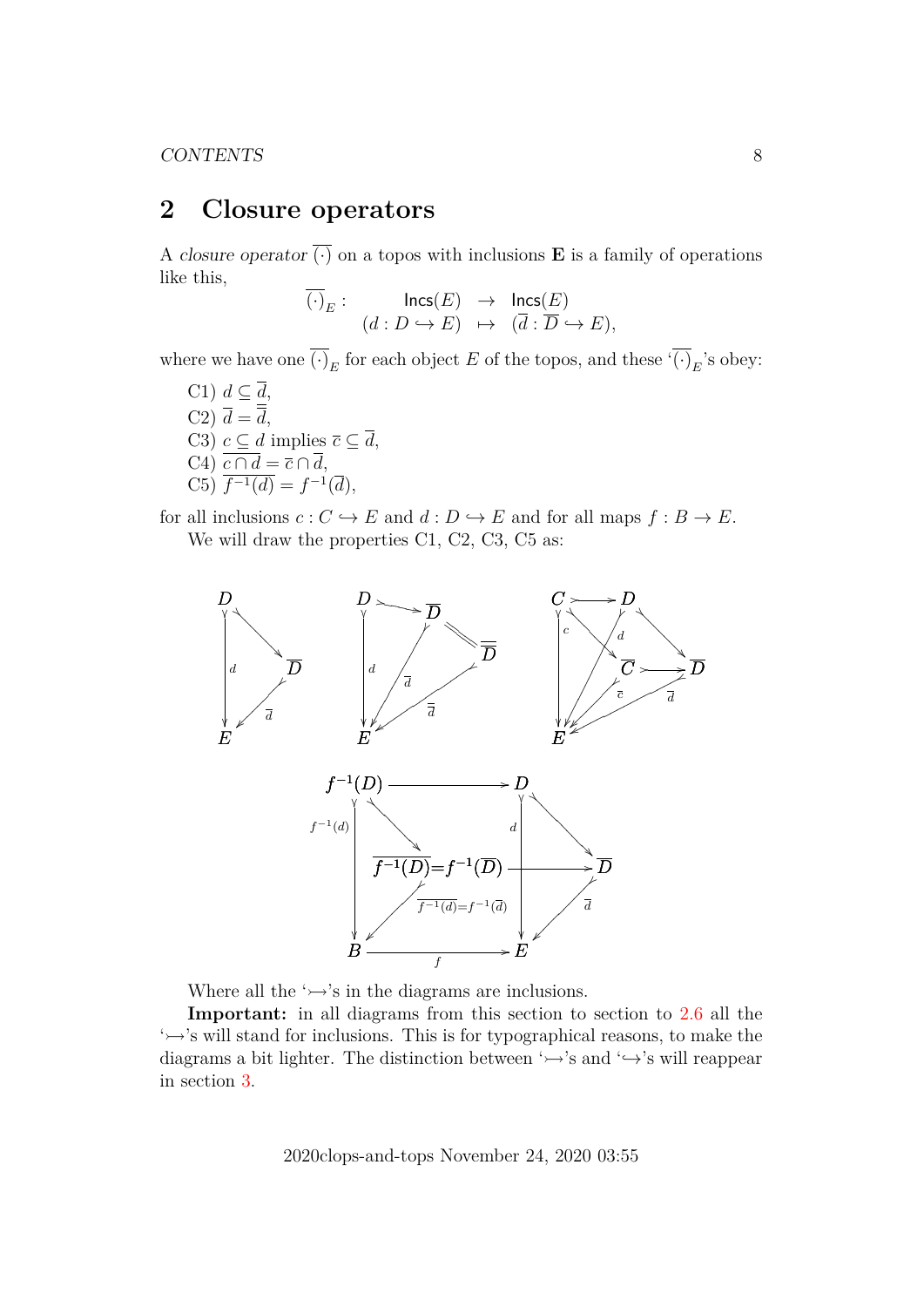## 2 Closure operators

A *closure operator* $\overline{(\cdot)}$ on a topos with inclusions $\mathbf{E}$ is a family of operations like this,

$$\begin{array}{rccc} \overline{(\cdot)}_E : & \mathsf{Incs}(E) & \to & \mathsf{Incs}(E) \\ & (d : D \hookrightarrow E) & \mapsto & (\overline{d} : \overline{D} \hookrightarrow E), \end{array}$$

where we have one $\overline{(\cdot)}_E$ for each object $E$ of the topos, and these '$\overline{(\cdot)}_E$'s obey:

C1) $d \subseteq \overline{d}$,
C2) $\overline{d} = \overline{\overline{d}}$,
C3) $c \subseteq d$ implies $\overline{c} \subseteq \overline{d}$,
C4) $\overline{c \cap d} = \overline{c} \cap \overline{d}$,
C5) $\overline{f^{-1}(d)} = f^{-1}(\overline{d})$,

for all inclusions $c : C \hookrightarrow E$ and $d : D \hookrightarrow E$ and for all maps $f : B \to E$.

We will draw the properties C1, C2, C3, C5 as:

$$\begin{array}{ccc} D & & \\ & \searrow & \\ \downarrow d & & \overline{D} \\ & \swarrow \overline{d} & \\ E & & \end{array} \qquad \begin{array}{ccccc} D & \rightarrowtail & \overline{D} & & \\ & & & = & \overline{\overline{D}} \\ \downarrow d & \swarrow \overline{d} & & \swarrow \overline{\overline{d}} & \\ E & & & & \end{array} \qquad \begin{array}{ccccc} C & \rightarrowtail & D & & \\ & \searrow & & \searrow & \\ \downarrow c & & \overline{C} & \rightarrowtail & \overline{D} \\ & \swarrow \overline{c} & & \swarrow \overline{d} & \\ E & & & & \end{array}$$

$$\begin{array}{ccccc} f^{-1}(D) & \longrightarrow & & & D \\ & \searrow & & & & \searrow \\ \downarrow f^{-1}(d) & & \overline{f^{-1}(D)} = f^{-1}(\overline{D}) & \longrightarrow & \downarrow d & & \overline{D} \\ & \swarrow \overline{f^{-1}(d)} = f^{-1}(\overline{d}) & & & & \swarrow \overline{d} \\ B & & \xrightarrow{\quad f \quad} & & E \end{array}$$

Where all the '$\rightarrowtail$'s in the diagrams are inclusions.

**Important:** in all diagrams from this section to section to 2.6 all the '$\rightarrowtail$'s will stand for inclusions. This is for typographical reasons, to make the diagrams a bit lighter. The distinction between '$\rightarrowtail$'s and '$\hookrightarrow$'s will reappear in section 3.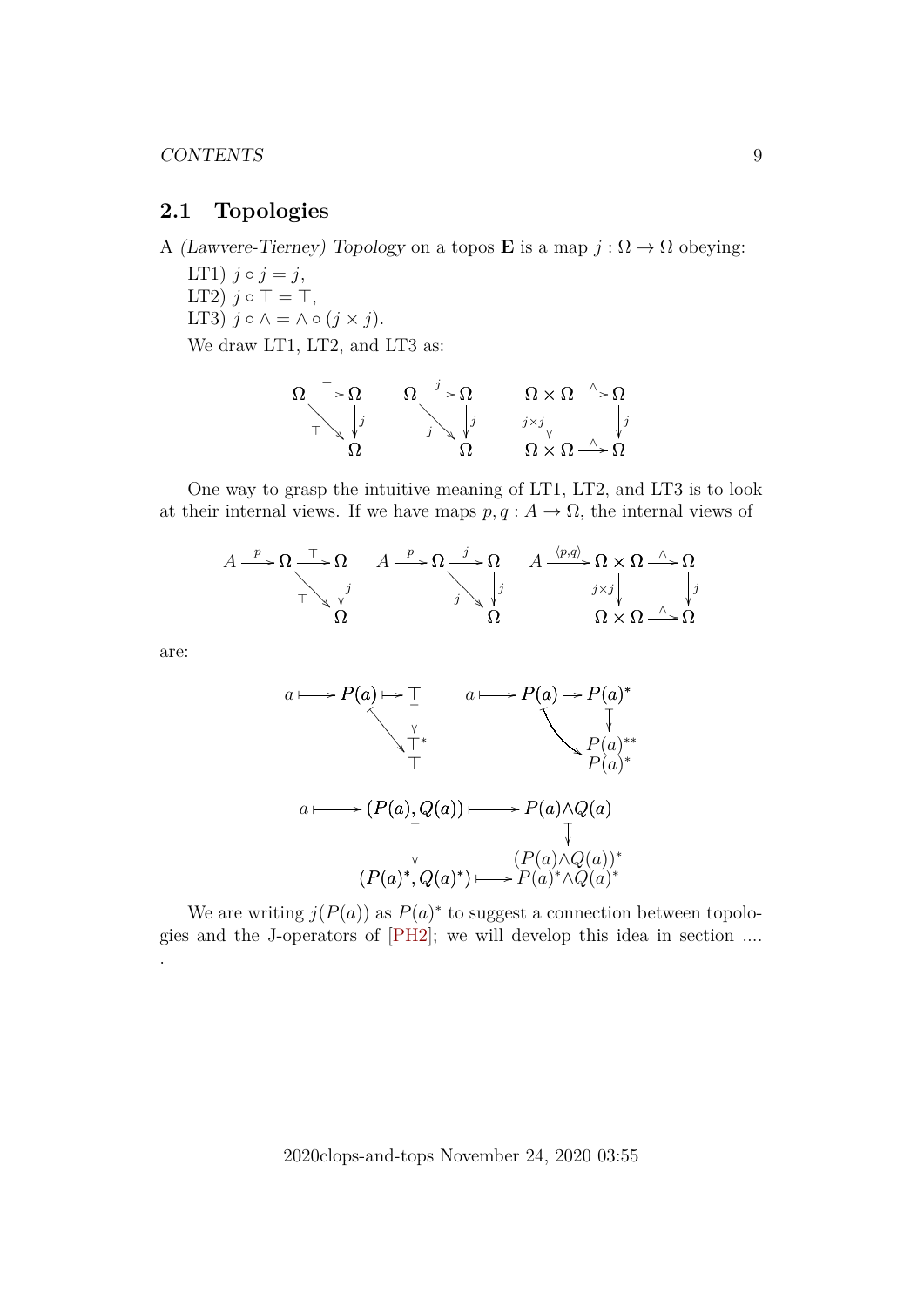## 2.1 Topologies

A *(Lawvere-Tierney) Topology* on a topos $\mathbf{E}$ is a map $j : \Omega \to \Omega$ obeying:

LT1) $j \circ j = j$,

LT2) $j \circ \top = \top$,

LT3) $j \circ \wedge = \wedge \circ (j \times j)$.

We draw LT1, LT2, and LT3 as:

$$
\begin{array}{ccc}
\Omega \xrightarrow{\top} \Omega & \quad \Omega \xrightarrow{j} \Omega & \quad \Omega \times \Omega \xrightarrow{\wedge} \Omega \\
{\scriptstyle \top} \searrow \ \downarrow {\scriptstyle j} & \quad {\scriptstyle j} \searrow \ \downarrow {\scriptstyle j} & \quad {\scriptstyle j \times j} \downarrow \qquad \downarrow {\scriptstyle j} \\
\Omega & \quad \Omega & \quad \Omega \times \Omega \xrightarrow{\wedge} \Omega
\end{array}
$$

One way to grasp the intuitive meaning of LT1, LT2, and LT3 is to look at their internal views. If we have maps $p, q : A \to \Omega$, the internal views of

$$
\begin{array}{ccc}
A \xrightarrow{p} \Omega \xrightarrow{\top} \Omega & \quad A \xrightarrow{p} \Omega \xrightarrow{j} \Omega & \quad A \xrightarrow{\langle p,q \rangle} \Omega \times \Omega \xrightarrow{\wedge} \Omega \\
{\scriptstyle \top} \searrow \ \downarrow {\scriptstyle j} & \quad {\scriptstyle j} \searrow \ \downarrow {\scriptstyle j} & \quad {\scriptstyle j \times j} \downarrow \qquad \downarrow {\scriptstyle j} \\
\Omega & \quad \Omega & \quad \Omega \times \Omega \xrightarrow{\wedge} \Omega
\end{array}
$$

are:

$$
\begin{array}{cc}
a \longmapsto P(a) \mapsto \top & \quad a \longmapsto P(a) \mapsto P(a)^* \\
\searrow \quad \downarrow & \quad \searrow \quad \downarrow \\
\top^* & \quad P(a)^{**} \\
\top & \quad P(a)^*
\end{array}
$$

$$
\begin{array}{ccc}
a \longmapsto (P(a), Q(a)) & \longmapsto & P(a) \wedge Q(a) \\
\downarrow & & \downarrow \\
 & & (P(a) \wedge Q(a))^* \\
(P(a)^*, Q(a)^*) & \longmapsto & P(a)^* \wedge Q(a)^*
\end{array}
$$

We are writing $j(P(a))$ as $P(a)^*$ to suggest a connection between topologies and the J-operators of [PH2]; we will develop this idea in section ....
.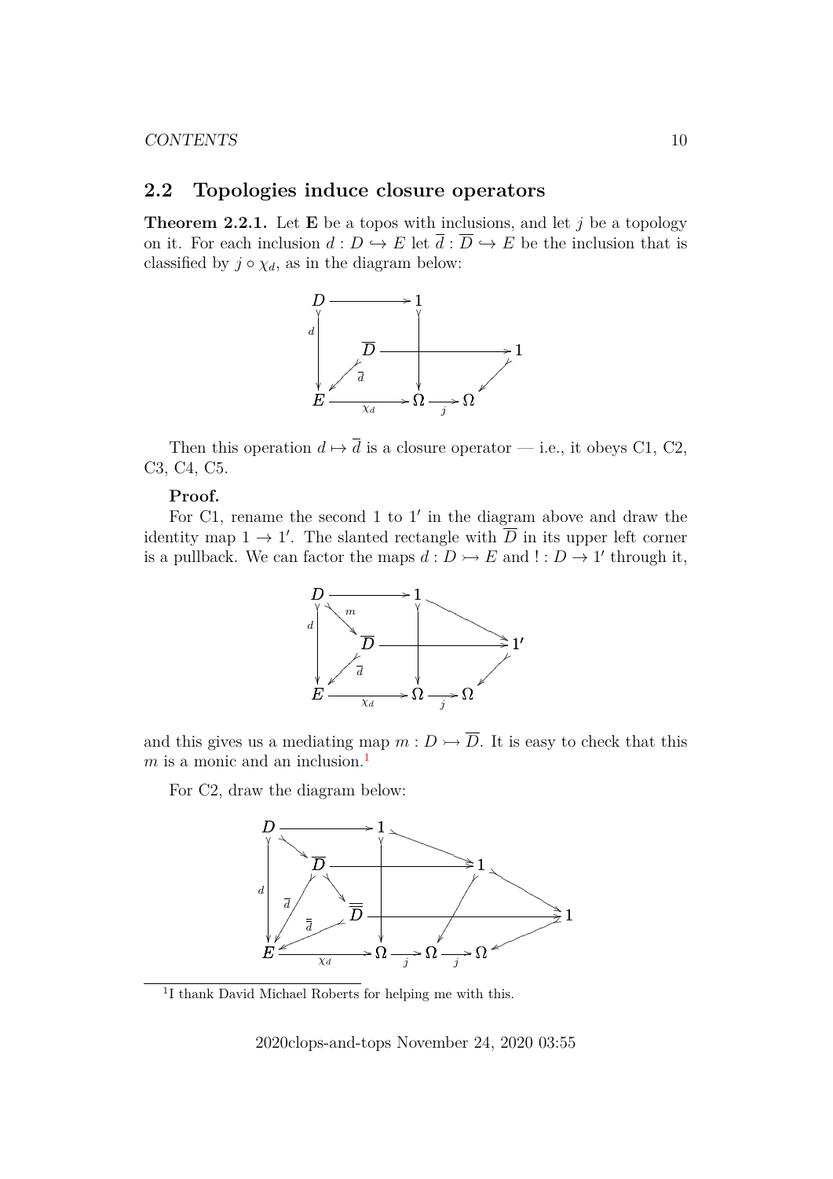## 2.2 Topologies induce closure operators

**Theorem 2.2.1.** Let $\mathbf{E}$ be a topos with inclusions, and let $j$ be a topology on it. For each inclusion $d : D \hookrightarrow E$ let $\overline{d} : \overline{D} \hookrightarrow E$ be the inclusion that is classified by $j \circ \chi_d$, as in the diagram below:

Then this operation $d \mapsto \overline{d}$ is a closure operator — i.e., it obeys C1, C2, C3, C4, C5.

**Proof.**

For C1, rename the second 1 to $1'$ in the diagram above and draw the identity map $1 \to 1'$. The slanted rectangle with $\overline{D}$ in its upper left corner is a pullback. We can factor the maps $d : D \rightarrowtail E$ and $! : D \to 1'$ through it,

and this gives us a mediating map $m : D \rightarrowtail \overline{D}$. It is easy to check that this $m$ is a monic and an inclusion.[1]

For C2, draw the diagram below:

[1] I thank David Michael Roberts for helping me with this.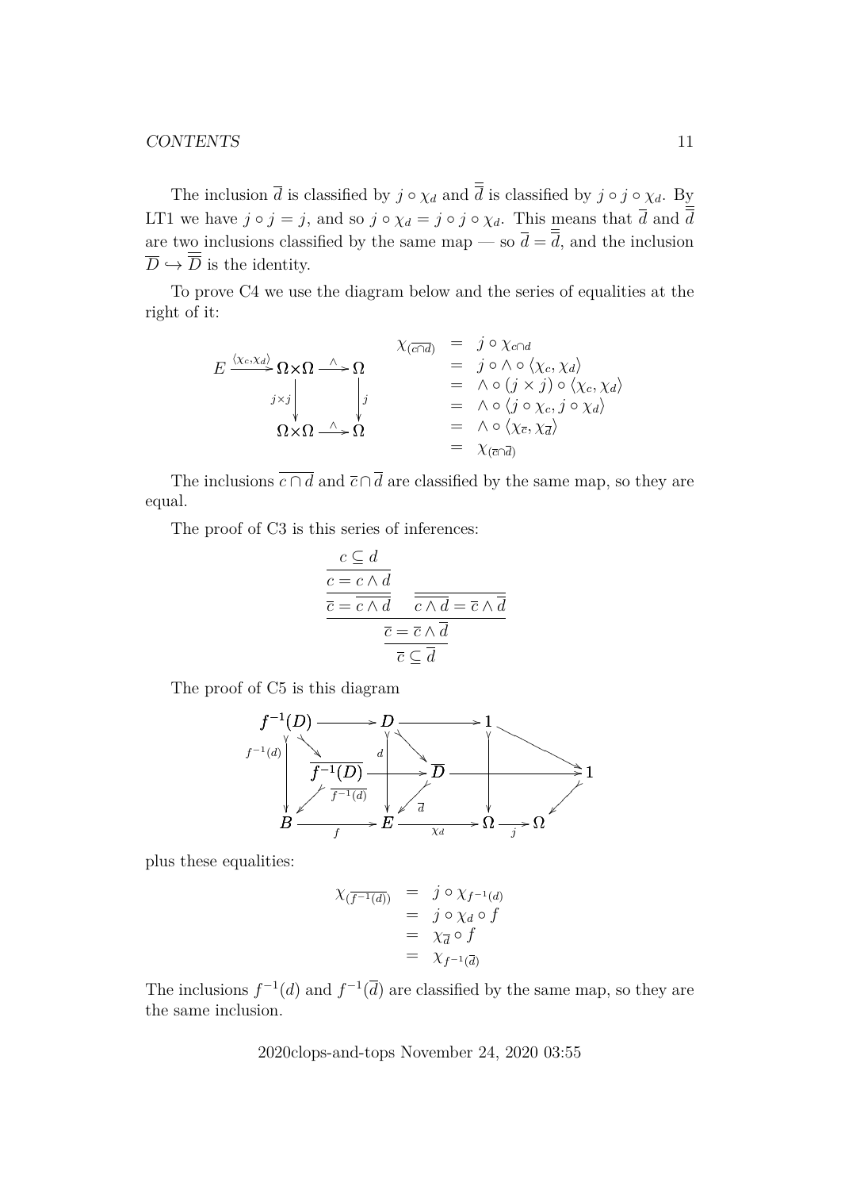The inclusion $\overline{d}$ is classified by $j \circ \chi_d$ and $\overline{\overline{d}}$ is classified by $j \circ j \circ \chi_d$. By LT1 we have $j \circ j = j$, and so $j \circ \chi_d = j \circ j \circ \chi_d$. This means that $\overline{d}$ and $\overline{\overline{d}}$ are two inclusions classified by the same map — so $\overline{d} = \overline{\overline{d}}$, and the inclusion $\overline{D} \hookrightarrow \overline{\overline{D}}$ is the identity.

To prove C4 we use the diagram below and the series of equalities at the right of it:

$$
\begin{array}{ccccc}
E & \xrightarrow{\langle \chi_c, \chi_d \rangle} & \Omega \times \Omega & \xrightarrow{\wedge} & \Omega \\
 & & \downarrow{\scriptstyle j \times j} & & \downarrow{\scriptstyle j} \\
 & & \Omega \times \Omega & \xrightarrow{\wedge} & \Omega
\end{array}
\qquad
\begin{array}{rcl}
\chi_{(\overline{c \cap d})} & = & j \circ \chi_{c \cap d} \\
 & = & j \circ \wedge \circ \langle \chi_c, \chi_d \rangle \\
 & = & \wedge \circ (j \times j) \circ \langle \chi_c, \chi_d \rangle \\
 & = & \wedge \circ \langle j \circ \chi_c, j \circ \chi_d \rangle \\
 & = & \wedge \circ \langle \chi_{\overline{c}}, \chi_{\overline{d}} \rangle \\
 & = & \chi_{(\overline{c} \cap \overline{d})}
\end{array}
$$

The inclusions $\overline{c \cap d}$ and $\overline{c} \cap \overline{d}$ are classified by the same map, so they are equal.

The proof of C3 is this series of inferences:

$$
\dfrac{\dfrac{\dfrac{\dfrac{c \subseteq d}{c = c \wedge d}}{\overline{c} = \overline{c \wedge d}} \qquad \overline{\overline{c \wedge d} = \overline{c} \wedge \overline{d}}}{\overline{c} = \overline{c} \wedge \overline{d}}}{\overline{c} \subseteq \overline{d}}
$$

The proof of C5 is this diagram

$$
\begin{array}{ccccccc}
f^{-1}(D) & \longrightarrow & D & \longrightarrow & 1 & & \\
\downarrow{\scriptstyle f^{-1}(d)} & \searrow & \downarrow{\scriptstyle d} & \searrow & \downarrow & \searrow & \\
 & \overline{f^{-1}(D)} & \longrightarrow & \overline{D} & \longrightarrow & & 1 \\
 & \swarrow{\scriptstyle \overline{f^{-1}(d)}} & & \swarrow{\scriptstyle \overline{d}} & & \swarrow & \\
B & \xrightarrow{f} & E & \xrightarrow{\chi_d} & \Omega & \xrightarrow{j} & \Omega
\end{array}
$$

plus these equalities:

$$
\begin{array}{rcl}
\chi_{(\overline{f^{-1}(d)})} & = & j \circ \chi_{f^{-1}(d)} \\
 & = & j \circ \chi_d \circ f \\
 & = & \chi_{\overline{d}} \circ f \\
 & = & \chi_{f^{-1}(\overline{d})}
\end{array}
$$

The inclusions $f^{-1}(d)$ and $f^{-1}(\overline{d})$ are classified by the same map, so they are the same inclusion.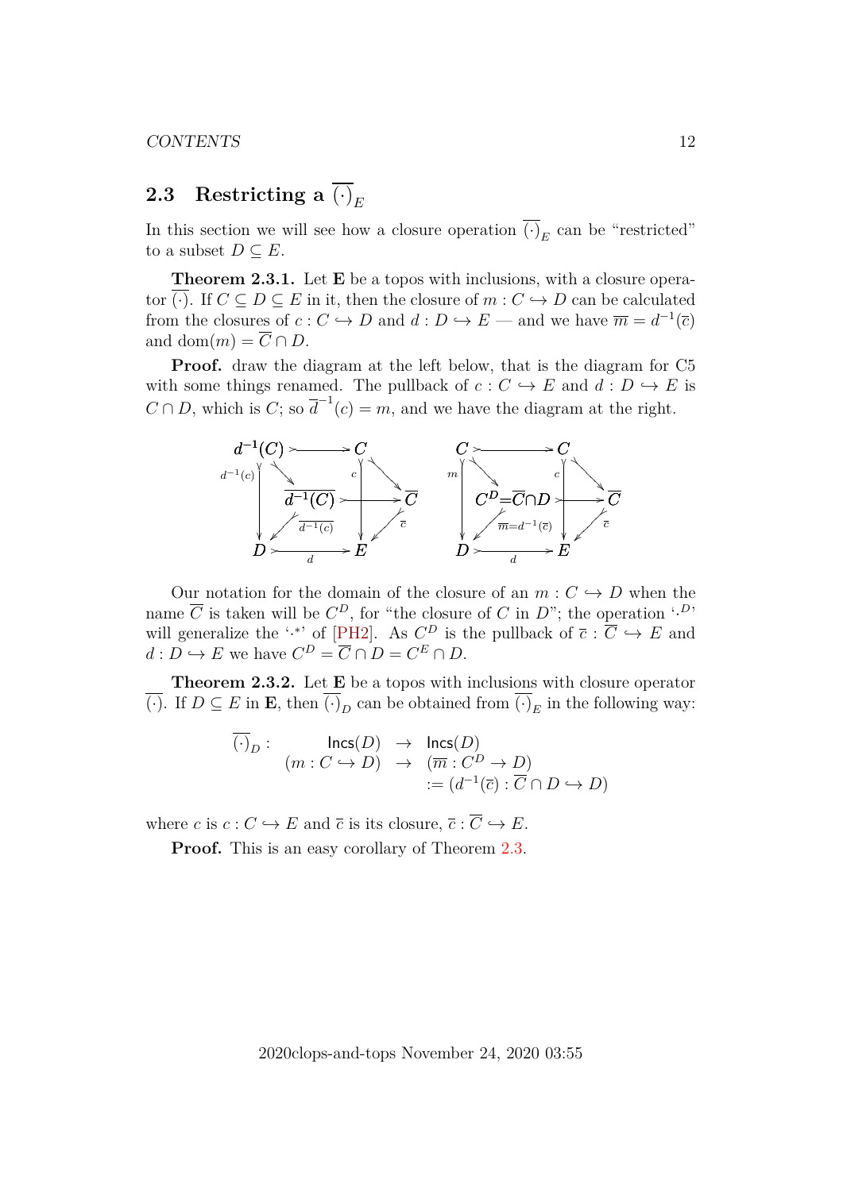## 2.3 Restricting a $\overline{(\cdot)}_E$

In this section we will see how a closure operation $\overline{(\cdot)}_E$ can be "restricted" to a subset $D \subseteq E$.

**Theorem 2.3.1.** Let $\mathbf{E}$ be a topos with inclusions, with a closure operator $\overline{(\cdot)}$. If $C \subseteq D \subseteq E$ in it, then the closure of $m : C \hookrightarrow D$ can be calculated from the closures of $c : C \hookrightarrow D$ and $d : D \hookrightarrow E$ — and we have $\overline{m} = d^{-1}(\overline{c})$ and $\mathrm{dom}(m) = \overline{C} \cap D$.

**Proof.** draw the diagram at the left below, that is the diagram for C5 with some things renamed. The pullback of $c : C \hookrightarrow E$ and $d : D \hookrightarrow E$ is $C \cap D$, which is $C$; so $\overline{d}^{-1}(c) = m$, and we have the diagram at the right.

$$
\begin{array}{ccc}
d^{-1}(C) & \rightarrowtail & C \\
 & \searrow \quad \overline{d^{-1}(C)} \rightarrowtail \overline{C} & \\
D & \xrightarrow{d} & E
\end{array}
\qquad
\begin{array}{ccc}
C & \rightarrowtail & C \\
 & \searrow \quad C^D = \overline{C} \cap D \rightarrowtail \overline{C} & \\
D & \xrightarrow{d} & E
\end{array}
$$

(Left diagram arrows: $d^{-1}(c) : d^{-1}(C) \to D$, $c : C \to E$, $\overline{d^{-1}(c)} : \overline{d^{-1}(C)} \to D$, $\overline{c} : \overline{C} \to E$. Right diagram arrows: $m : C \to D$, $c : C \to E$, $\overline{m} = d^{-1}(\overline{c}) : C^D \to D$, $\overline{c} : \overline{C} \to E$.)

Our notation for the domain of the closure of an $m : C \hookrightarrow D$ when the name $\overline{C}$ is taken will be $C^D$, for "the closure of $C$ in $D$"; the operation '$\cdot^D$' will generalize the '$\cdot^*$' of [PH2]. As $C^D$ is the pullback of $\overline{c} : \overline{C} \hookrightarrow E$ and $d : D \hookrightarrow E$ we have $C^D = \overline{C} \cap D = C^E \cap D$.

**Theorem 2.3.2.** Let $\mathbf{E}$ be a topos with inclusions with closure operator $\overline{(\cdot)}$. If $D \subseteq E$ in $\mathbf{E}$, then $\overline{(\cdot)}_D$ can be obtained from $\overline{(\cdot)}_E$ in the following way:

$$
\begin{array}{rrcl}
\overline{(\cdot)}_D : & \mathsf{Incs}(D) & \to & \mathsf{Incs}(D) \\
 & (m : C \hookrightarrow D) & \to & (\overline{m} : C^D \to D) \\
 & & & := (d^{-1}(\overline{c}) : \overline{C} \cap D \hookrightarrow D)
\end{array}
$$

where $c$ is $c : C \hookrightarrow E$ and $\overline{c}$ is its closure, $\overline{c} : \overline{C} \hookrightarrow E$.

**Proof.** This is an easy corollary of Theorem 2.3.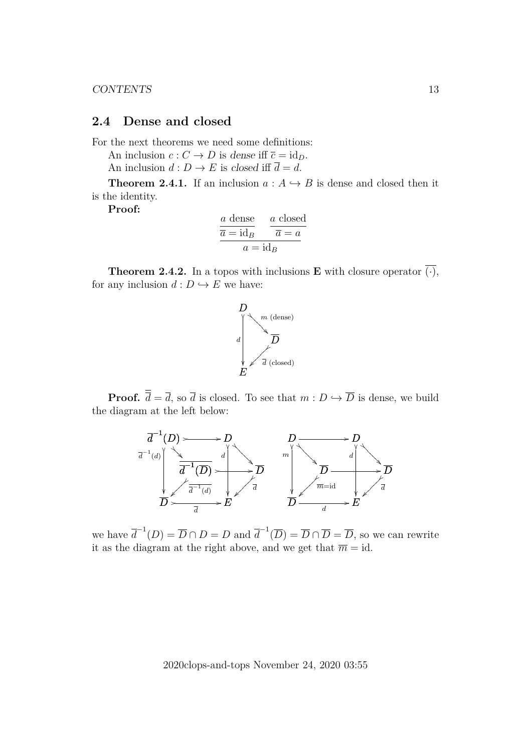## 2.4 Dense and closed

For the next theorems we need some definitions:

An inclusion $c : C \to D$ is *dense* iff $\overline{c} = \mathrm{id}_D$.

An inclusion $d : D \to E$ is *closed* iff $\overline{d} = d$.

**Theorem 2.4.1.** If an inclusion $a : A \hookrightarrow B$ is dense and closed then it is the identity.

**Proof:**

$$\dfrac{\dfrac{a \text{ dense}}{\overline{a} = \mathrm{id}_B} \qquad \dfrac{a \text{ closed}}{\overline{a} = a}}{a = \mathrm{id}_B}$$

**Theorem 2.4.2.** In a topos with inclusions $\mathbf{E}$ with closure operator $\overline{(\cdot)}$, for any inclusion $d : D \hookrightarrow E$ we have:

$$\begin{array}{ccc} D & & \\ & \overset{m \text{ (dense)}}{\searrow} & \\ {\scriptstyle d}\downarrow & & \overline{D} \\ & \underset{\overline{d} \text{ (closed)}}{\swarrow} & \\ E & & \end{array}$$

**Proof.** $\overline{\overline{d}} = \overline{d}$, so $\overline{d}$ is closed. To see that $m : D \hookrightarrow \overline{D}$ is dense, we build the diagram at the left below:

$$\begin{array}{ccc} \overline{d}^{-1}(D) & \rightarrowtail & D \\ {\scriptstyle \overline{d}^{-1}(d)}\downarrow & \searrow \overline{\overline{d}^{-1}(D)} \rightarrowtail \overline{D} \swarrow & \downarrow{\scriptstyle d} \\ \overline{D} & \underset{\overline{d}}{\rightarrowtail} & E \end{array} \qquad \begin{array}{ccc} D & \longrightarrow & D \\ {\scriptstyle m}\downarrow & \searrow \overline{D} \longrightarrow \overline{D} \swarrow & \downarrow{\scriptstyle d} \\ \overline{D} & \underset{d}{\longrightarrow} & E \end{array}$$

(In the left diagram, $\overline{\overline{d}^{-1}(D)} \to \overline{D}$ is $\overline{\overline{d}^{-1}(d)}$ and $\overline{D} \to E$ on the right face is $\overline{d}$; in the right diagram, $\overline{D} \to \overline{D}$ is $\overline{m}=\mathrm{id}$ and $\overline{D} \to E$ on the right face is $\overline{d}$.)

we have $\overline{d}^{-1}(D) = \overline{D} \cap D = D$ and $\overline{d}^{-1}(\overline{D}) = \overline{D} \cap \overline{D} = \overline{D}$, so we can rewrite it as the diagram at the right above, and we get that $\overline{m} = \mathrm{id}$.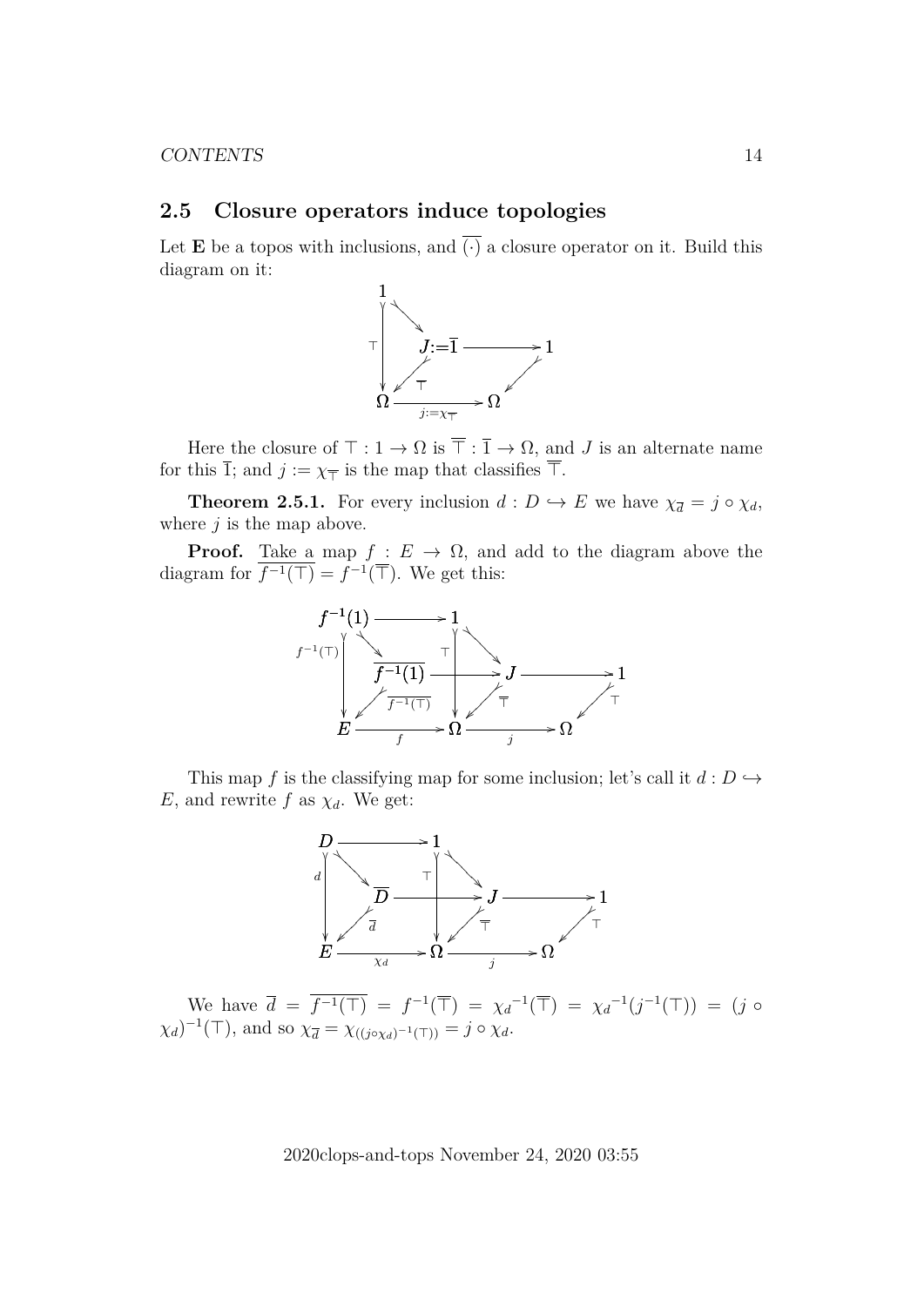## 2.5 Closure operators induce topologies

Let $\mathbf{E}$ be a topos with inclusions, and $\overline{(\cdot)}$ a closure operator on it. Build this diagram on it:

$$
\begin{array}{ccccc}
1 & & & & \\
& \searrow & & & \\
\top \downarrow & & J{:=}\overline{1} & \longrightarrow & 1 \\
& \swarrow \overline{\top} & & \swarrow & \\
\Omega & \xrightarrow{j:=\chi_{\overline{\top}}} & \Omega & &
\end{array}
$$

Here the closure of $\top : 1 \to \Omega$ is $\overline{\top} : \overline{1} \to \Omega$, and $J$ is an alternate name for this $\overline{1}$; and $j := \chi_{\overline{\top}}$ is the map that classifies $\overline{\top}$.

**Theorem 2.5.1.** For every inclusion $d : D \hookrightarrow E$ we have $\chi_{\overline{d}} = j \circ \chi_d$, where $j$ is the map above.

**Proof.** Take a map $f : E \to \Omega$, and add to the diagram above the diagram for $\overline{f^{-1}(\top)} = f^{-1}(\overline{\top})$. We get this:

$$
\begin{array}{ccccccc}
f^{-1}(1) & \longrightarrow & 1 & & & & \\
f^{-1}(\top) \downarrow & \searrow & \top \downarrow & \searrow & & & \\
& \overline{f^{-1}(1)} & \longrightarrow & J & \longrightarrow & 1 & \\
& \swarrow \overline{f^{-1}(\top)} & & \swarrow \overline{\top} & & \swarrow \top & \\
E & \xrightarrow{f} & \Omega & \xrightarrow{j} & \Omega & &
\end{array}
$$

This map $f$ is the classifying map for some inclusion; let's call it $d : D \hookrightarrow E$, and rewrite $f$ as $\chi_d$. We get:

$$
\begin{array}{ccccccc}
D & \longrightarrow & 1 & & & & \\
d \downarrow & \searrow & \top \downarrow & \searrow & & & \\
& \overline{D} & \longrightarrow & J & \longrightarrow & 1 & \\
& \swarrow \overline{d} & & \swarrow \overline{\top} & & \swarrow \top & \\
E & \xrightarrow{\chi_d} & \Omega & \xrightarrow{j} & \Omega & &
\end{array}
$$

We have $\overline{d} = \overline{f^{-1}(\top)} = f^{-1}(\overline{\top}) = {\chi_d}^{-1}(\overline{\top}) = {\chi_d}^{-1}(j^{-1}(\top)) = (j \circ \chi_d)^{-1}(\top)$, and so $\chi_{\overline{d}} = \chi_{((j \circ \chi_d)^{-1}(\top))} = j \circ \chi_d$.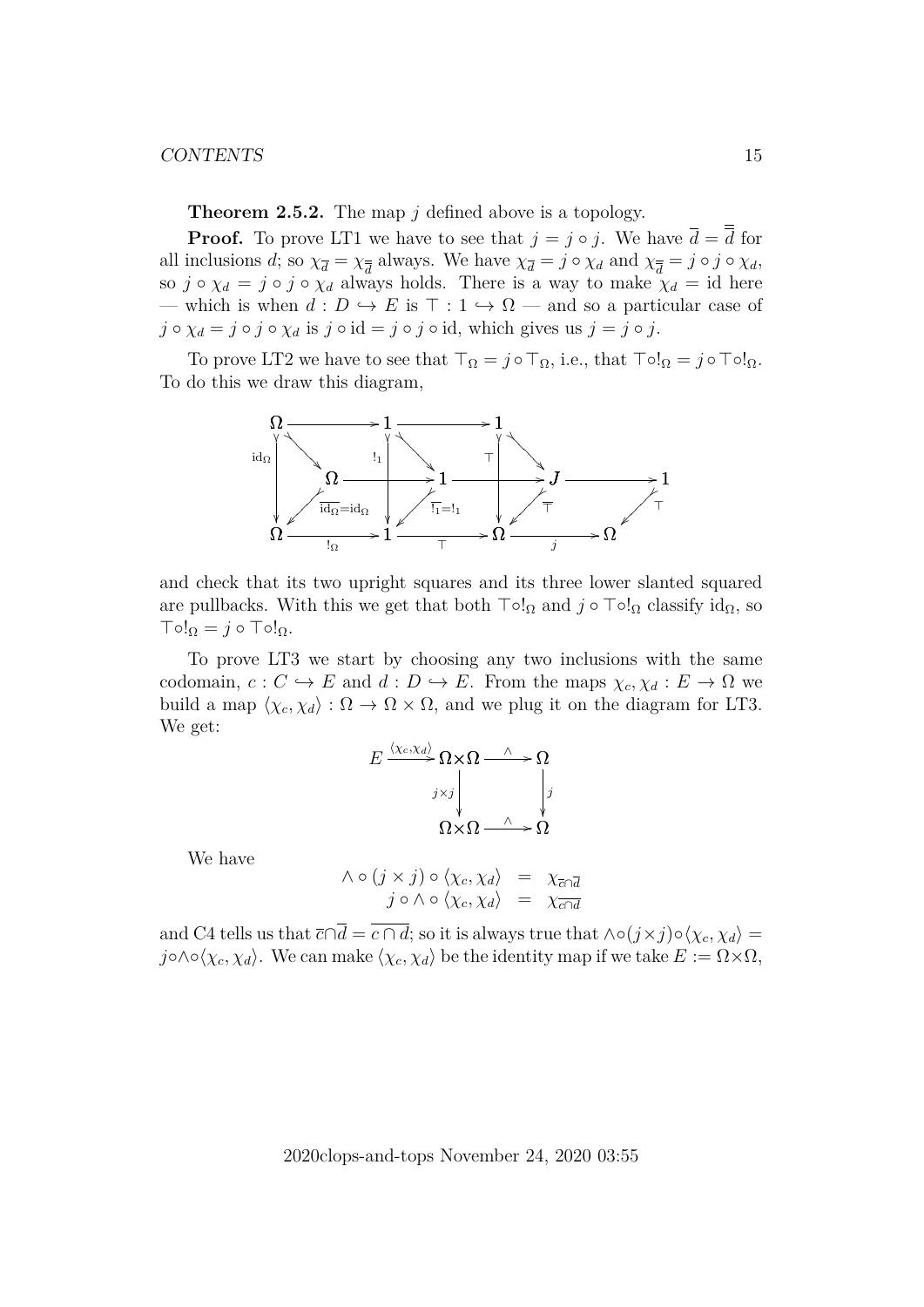**Theorem 2.5.2.** The map $j$ defined above is a topology.

**Proof.** To prove LT1 we have to see that $j = j \circ j$. We have $\overline{d} = \overline{\overline{d}}$ for all inclusions $d$; so $\chi_{\overline{d}} = \chi_{\overline{\overline{d}}}$ always. We have $\chi_{\overline{d}} = j \circ \chi_d$ and $\chi_{\overline{\overline{d}}} = j \circ j \circ \chi_d$, so $j \circ \chi_d = j \circ j \circ \chi_d$ always holds. There is a way to make $\chi_d = \mathrm{id}$ here — which is when $d : D \hookrightarrow E$ is $\top : 1 \hookrightarrow \Omega$ — and so a particular case of $j \circ \chi_d = j \circ j \circ \chi_d$ is $j \circ \mathrm{id} = j \circ j \circ \mathrm{id}$, which gives us $j = j \circ j$.

To prove LT2 we have to see that $\top_\Omega = j \circ \top_\Omega$, i.e., that $\top \circ !_\Omega = j \circ \top \circ !_\Omega$. To do this we draw this diagram,

$$
\begin{array}{ccccccc}
\Omega & \longrightarrow & 1 & \longrightarrow & 1 & & \\
 & \searrow & & \searrow & & \searrow & \\
\mathrm{id}_\Omega \downarrow & \Omega & \longrightarrow \;\; !_1 \downarrow & 1 & \longrightarrow \;\; \top \downarrow & J & \longrightarrow 1 \\
 & \swarrow \overline{\mathrm{id}_\Omega}=\mathrm{id}_\Omega & & \swarrow \overline{!_1}=!_1 & & \swarrow \overline{\top} & \swarrow \top \\
\Omega & \xrightarrow{!_\Omega} & 1 & \xrightarrow{\top} & \Omega & \xrightarrow{j} & \Omega
\end{array}
$$

and check that its two upright squares and its three lower slanted squared are pullbacks. With this we get that both $\top \circ !_\Omega$ and $j \circ \top \circ !_\Omega$ classify $\mathrm{id}_\Omega$, so $\top \circ !_\Omega = j \circ \top \circ !_\Omega$.

To prove LT3 we start by choosing any two inclusions with the same codomain, $c : C \hookrightarrow E$ and $d : D \hookrightarrow E$. From the maps $\chi_c, \chi_d : E \to \Omega$ we build a map $\langle \chi_c, \chi_d \rangle : \Omega \to \Omega \times \Omega$, and we plug it on the diagram for LT3. We get:

$$
\begin{array}{ccccc}
E & \xrightarrow{\langle \chi_c, \chi_d \rangle} & \Omega \times \Omega & \xrightarrow{\wedge} & \Omega \\
 & & {\scriptstyle j \times j} \downarrow & & \downarrow {\scriptstyle j} \\
 & & \Omega \times \Omega & \xrightarrow{\wedge} & \Omega
\end{array}
$$

We have

$$
\begin{array}{rcl}
\wedge \circ (j \times j) \circ \langle \chi_c, \chi_d \rangle & = & \chi_{\overline{c} \cap \overline{d}} \\
j \circ \wedge \circ \langle \chi_c, \chi_d \rangle & = & \chi_{\overline{c \cap d}}
\end{array}
$$

and C4 tells us that $\overline{c} \cap \overline{d} = \overline{c \cap d}$; so it is always true that $\wedge \circ (j \times j) \circ \langle \chi_c, \chi_d \rangle = j \circ \wedge \circ \langle \chi_c, \chi_d \rangle$. We can make $\langle \chi_c, \chi_d \rangle$ be the identity map if we take $E := \Omega \times \Omega$,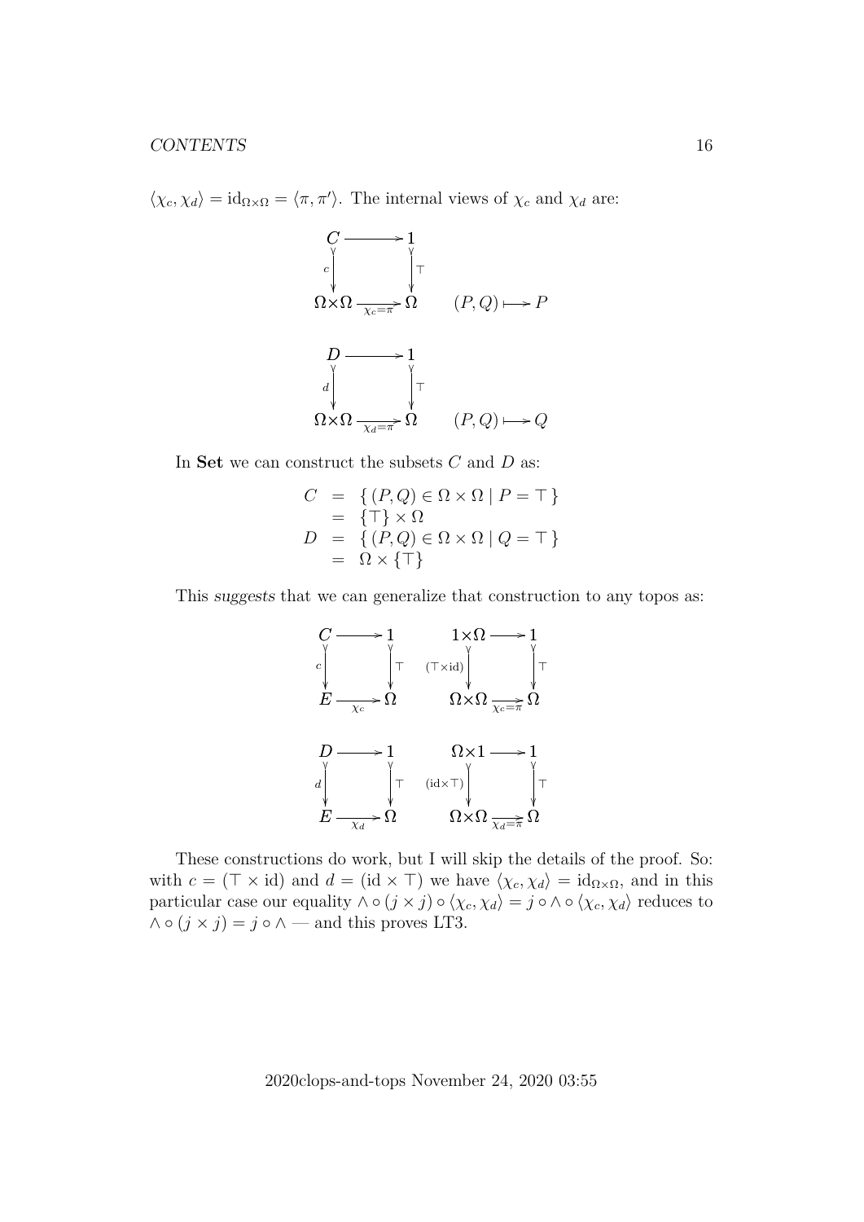$\langle \chi_c, \chi_d \rangle = \mathrm{id}_{\Omega\times\Omega} = \langle \pi, \pi' \rangle$. The internal views of $\chi_c$ and $\chi_d$ are:

$$\begin{array}{ccc} C & \longrightarrow & 1 \\ {\scriptstyle c}\downarrow & & \downarrow{\scriptstyle \top} \\ \Omega\times\Omega & \xrightarrow[\chi_c=\pi]{} & \Omega \end{array} \qquad (P,Q) \longmapsto P$$

$$\begin{array}{ccc} D & \longrightarrow & 1 \\ {\scriptstyle d}\downarrow & & \downarrow{\scriptstyle \top} \\ \Omega\times\Omega & \xrightarrow[\chi_d=\pi]{} & \Omega \end{array} \qquad (P,Q) \longmapsto Q$$

In **Set** we can construct the subsets $C$ and $D$ as:

$$\begin{array}{rcl} C & = & \{\, (P,Q) \in \Omega \times \Omega \mid P = \top \,\} \\ & = & \{\top\} \times \Omega \\ D & = & \{\, (P,Q) \in \Omega \times \Omega \mid Q = \top \,\} \\ & = & \Omega \times \{\top\} \end{array}$$

This *suggests* that we can generalize that construction to any topos as:

$$\begin{array}{ccc} C & \longrightarrow & 1 \\ {\scriptstyle c}\downarrow & & \downarrow{\scriptstyle \top} \\ E & \xrightarrow[\chi_c]{} & \Omega \end{array} \qquad \begin{array}{ccc} 1\times\Omega & \longrightarrow & 1 \\ {\scriptstyle (\top\times\mathrm{id})}\downarrow & & \downarrow{\scriptstyle \top} \\ \Omega\times\Omega & \xrightarrow[\chi_c=\pi]{} & \Omega \end{array}$$

$$\begin{array}{ccc} D & \longrightarrow & 1 \\ {\scriptstyle d}\downarrow & & \downarrow{\scriptstyle \top} \\ E & \xrightarrow[\chi_d]{} & \Omega \end{array} \qquad \begin{array}{ccc} \Omega\times 1 & \longrightarrow & 1 \\ {\scriptstyle (\mathrm{id}\times\top)}\downarrow & & \downarrow{\scriptstyle \top} \\ \Omega\times\Omega & \xrightarrow[\chi_d=\pi]{} & \Omega \end{array}$$

These constructions do work, but I will skip the details of the proof. So: with $c = (\top \times \mathrm{id})$ and $d = (\mathrm{id} \times \top)$ we have $\langle \chi_c, \chi_d \rangle = \mathrm{id}_{\Omega\times\Omega}$, and in this particular case our equality $\wedge \circ (j \times j) \circ \langle \chi_c, \chi_d \rangle = j \circ \wedge \circ \langle \chi_c, \chi_d \rangle$ reduces to $\wedge \circ (j \times j) = j \circ \wedge$ — and this proves LT3.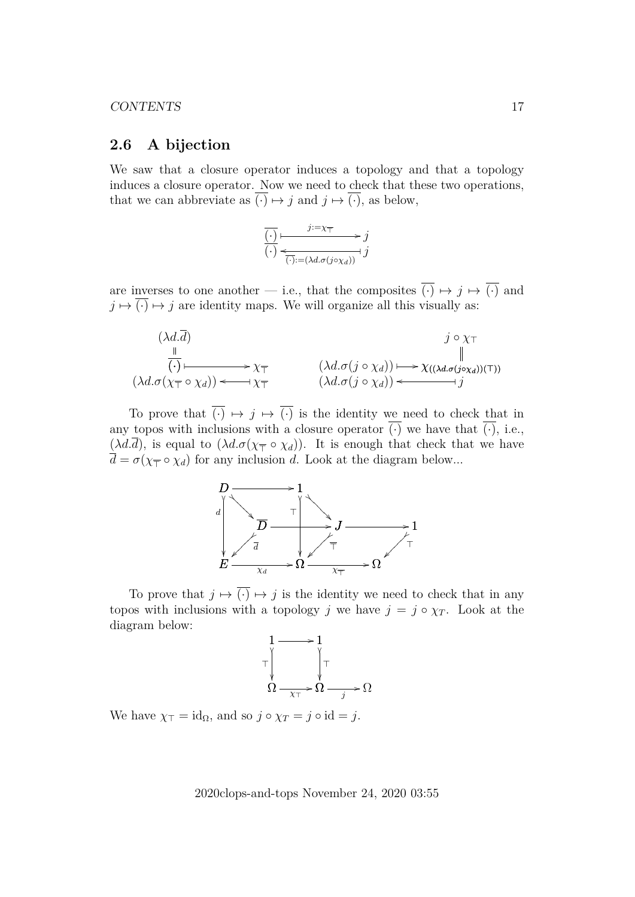## 2.6 A bijection

We saw that a closure operator induces a topology and that a topology induces a closure operator. Now we need to check that these two operations, that we can abbreviate as $\overline{(\cdot)} \mapsto j$ and $j \mapsto \overline{(\cdot)}$, as below,

$$\begin{array}{ccc} \overline{(\cdot)} & \xmapsto{j:=\chi_{\overline{\top}}} & j \\ \overline{(\cdot)} & \xleftarrow[\overline{(\cdot)}:=(\lambda d.\sigma(j\circ\chi_d))]{} & j \end{array}$$

are inverses to one another — i.e., that the composites $\overline{(\cdot)} \mapsto j \mapsto \overline{(\cdot)}$ and $j \mapsto \overline{(\cdot)} \mapsto j$ are identity maps. We will organize all this visually as:

$$\begin{array}{ccc} (\lambda d.\overline{d}) & & \\ \| & & \\ \overline{(\cdot)} & \longmapsto & \chi_{\overline{\top}} \\ (\lambda d.\sigma(\chi_{\overline{\top}} \circ \chi_d)) & \longleftarrow & \chi_{\overline{\top}} \end{array} \qquad \begin{array}{ccc} & & j \circ \chi_\top \\ & & \| \\ (\lambda d.\sigma(j \circ \chi_d)) & \longmapsto & \chi_{((\lambda d.\sigma(j\circ\chi_d))(\top))} \\ (\lambda d.\sigma(j \circ \chi_d)) & \longleftarrow & j \end{array}$$

To prove that $\overline{(\cdot)} \mapsto j \mapsto \overline{(\cdot)}$ is the identity we need to check that in any topos with inclusions with a closure operator $\overline{(\cdot)}$ we have that $\overline{(\cdot)}$, i.e., $(\lambda d.\overline{d})$, is equal to $(\lambda d.\sigma(\chi_{\overline{\top}} \circ \chi_d))$. It is enough that check that we have $\overline{d} = \sigma(\chi_{\overline{\top}} \circ \chi_d)$ for any inclusion $d$. Look at the diagram below...

$$\begin{array}{ccccc} D & \longrightarrow & 1 & & \\ & \searrow & & \searrow & \\ d \downarrow & \overline{D} & \longrightarrow & J & \longrightarrow 1 \\ & \swarrow \overline{d} & \top \downarrow & \swarrow \overline{\top} & \swarrow \top \\ E & \xrightarrow{\chi_d} & \Omega & \xrightarrow{\chi_{\overline{\top}}} & \Omega \end{array}$$

To prove that $j \mapsto \overline{(\cdot)} \mapsto j$ is the identity we need to check that in any topos with inclusions with a topology $j$ we have $j = j \circ \chi_T$. Look at the diagram below:

$$\begin{array}{ccccc} 1 & \longrightarrow & 1 & & \\ \top \downarrow & & \downarrow \top & & \\ \Omega & \xrightarrow{\chi_\top} & \Omega & \xrightarrow{j} & \Omega \end{array}$$

We have $\chi_\top = \mathrm{id}_\Omega$, and so $j \circ \chi_T = j \circ \mathrm{id} = j$.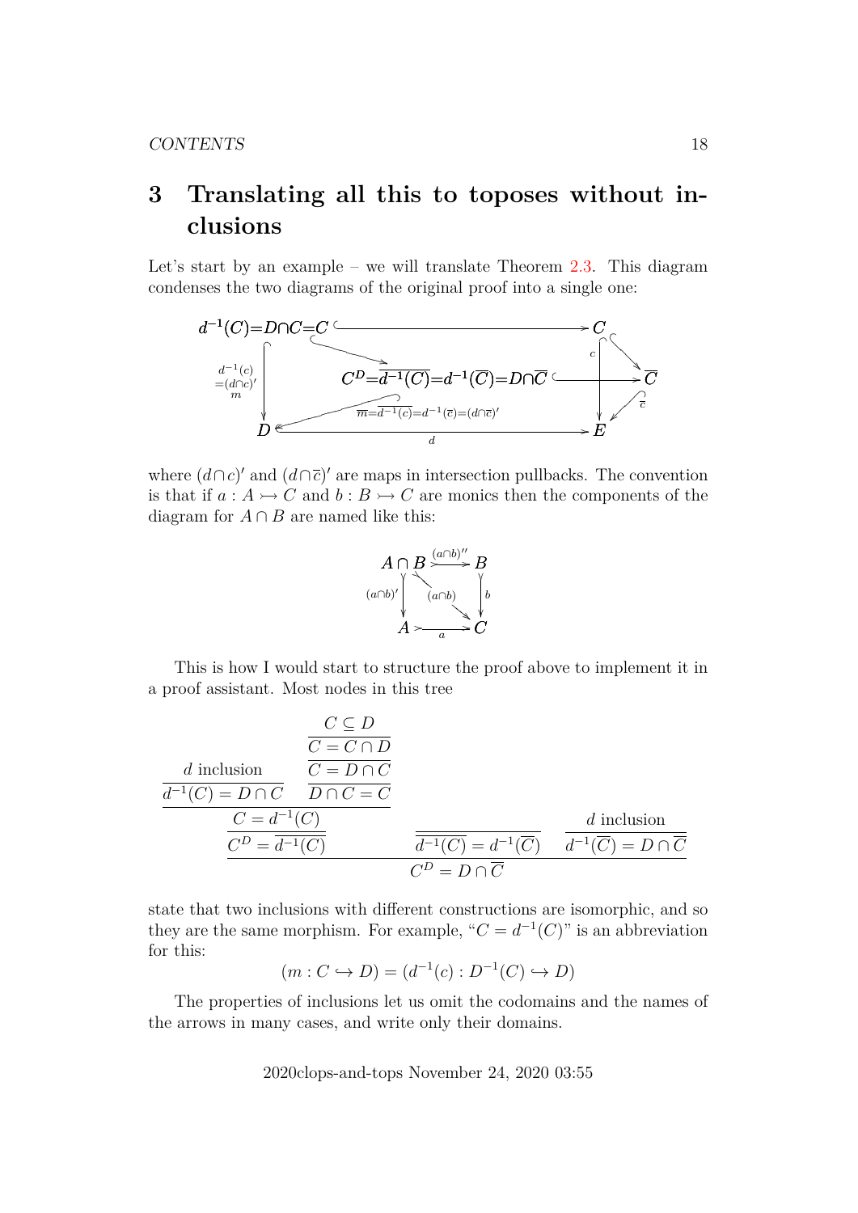# 3 Translating all this to toposes without inclusions

Let's start by an example – we will translate Theorem 2.3. This diagram condenses the two diagrams of the original proof into a single one:

$$\begin{array}{ccc}
d^{-1}(C){=}D{\cap}C{=}C & \hookrightarrow & C \\
{\scriptstyle d^{-1}(c) = (d\cap c)' \; m}\downarrow & C^D{=}\overline{d^{-1}(C)}{=}d^{-1}(\overline{C}){=}D{\cap}\overline{C} \hookrightarrow \overline{C} & \downarrow c \\
D & \xrightarrow[d]{} & E
\end{array}$$

$$\overline{m}{=}\overline{d^{-1}(c)}{=}d^{-1}(\overline{c}){=}(d{\cap}\overline{c})'$$

where $(d\cap c)'$ and $(d\cap\overline{c})'$ are maps in intersection pullbacks. The convention is that if $a : A \rightarrowtail C$ and $b : B \rightarrowtail C$ are monics then the components of the diagram for $A \cap B$ are named like this:

$$\begin{array}{ccc}
A \cap B & \xrightarrow{(a\cap b)''} & B \\
{\scriptstyle (a\cap b)'}\downarrow & \searrow^{(a\cap b)} & \downarrow b \\
A & \xrightarrow[a]{} & C
\end{array}$$

This is how I would start to structure the proof above to implement it in a proof assistant. Most nodes in this tree

$$\dfrac{\dfrac{\dfrac{d \text{ inclusion}}{d^{-1}(C) = D \cap C} \quad \dfrac{\dfrac{\dfrac{C \subseteq D}{C = C \cap D}}{C = D \cap C}}{D \cap C = C}}{\dfrac{C = d^{-1}(C)}{C^D = \overline{d^{-1}(C)}}} \quad \dfrac{}{\overline{d^{-1}(C)} = d^{-1}(\overline{C})} \quad \dfrac{d \text{ inclusion}}{d^{-1}(\overline{C}) = D \cap \overline{C}}}{C^D = D \cap \overline{C}}$$

state that two inclusions with different constructions are isomorphic, and so they are the same morphism. For example, "$C = d^{-1}(C)$" is an abbreviation for this:

$$(m : C \hookrightarrow D) = (d^{-1}(c) : D^{-1}(C) \hookrightarrow D)$$

The properties of inclusions let us omit the codomains and the names of the arrows in many cases, and write only their domains.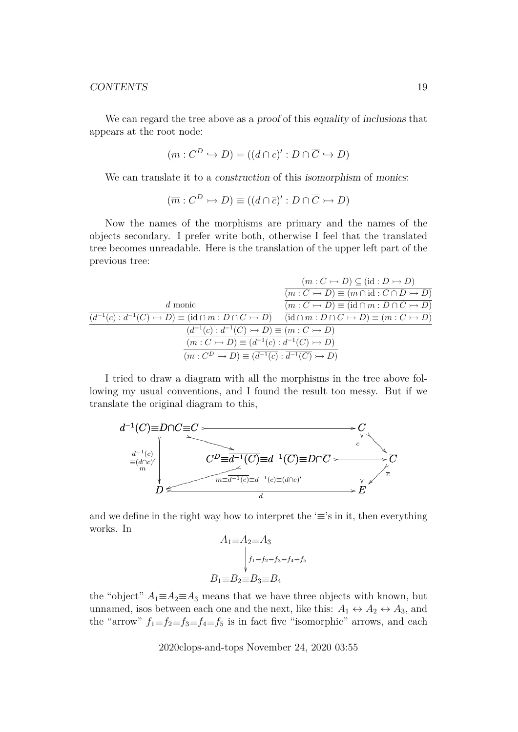We can regard the tree above as a *proof* of this *equality* of *inclusions* that appears at the root node:

$$(\overline{m} : C^D \hookrightarrow D) = ((d \cap \overline{c})' : D \cap \overline{C} \hookrightarrow D)$$

We can translate it to a *construction* of this *isomorphism* of *monics*:

$$(\overline{m} : C^D \rightarrowtail D) \equiv ((d \cap \overline{c})' : D \cap \overline{C} \rightarrowtail D)$$

Now the names of the morphisms are primary and the names of the objects secondary. I prefer write both, otherwise I feel that the translated tree becomes unreadable. Here is the translation of the upper left part of the previous tree:

$$\dfrac{\dfrac{d \text{ monic} \qquad \dfrac{\dfrac{\dfrac{(m : C \rightarrowtail D) \subseteq (\mathrm{id} : D \rightarrowtail D)}{(m : C \rightarrowtail D) \equiv (m \cap \mathrm{id} : C \cap D \rightarrowtail D)}}{(m : C \rightarrowtail D) \equiv (\mathrm{id} \cap m : D \cap C \rightarrowtail D)}}{(\mathrm{id} \cap m : D \cap C \rightarrowtail D) \equiv (m : C \rightarrowtail D)}}{\dfrac{(d^{-1}(c) : d^{-1}(C) \rightarrowtail D) \equiv (\mathrm{id} \cap m : D \cap C \rightarrowtail D) \qquad (\mathrm{id} \cap m : D \cap C \rightarrowtail D) \equiv (m : C \rightarrowtail D)}{(d^{-1}(c) : d^{-1}(C) \rightarrowtail D) \equiv (m : C \rightarrowtail D)}}}{\dfrac{(m : C \rightarrowtail D) \equiv (d^{-1}(c) : d^{-1}(C) \rightarrowtail D)}{(\overline{m} : C^D \rightarrowtail D) \equiv (\overline{d^{-1}(c)} : \overline{d^{-1}(C)} \rightarrowtail D)}}$$

I tried to draw a diagram with all the morphisms in the tree above following my usual conventions, and I found the result too messy. But if we translate the original diagram to this,

$$\begin{array}{ccc}
d^{-1}(C) \equiv D \cap C \equiv C & \rightarrowtail & C \\
 & C^D \equiv \overline{d^{-1}(C)} \equiv d^{-1}(\overline{C}) \equiv D \cap \overline{C} \rightarrowtail \overline{C} & \\
d^{-1}(c) \equiv (d \cap c)' \ m \downarrow & \overline{m} \equiv \overline{d^{-1}(c)} \equiv d^{-1}(\overline{c}) \equiv (d \cap \overline{c})' & c \downarrow \quad \overline{c} \\
D & \xrightarrow{\quad d \quad} & E
\end{array}$$

and we define in the right way how to interpret the '$\equiv$'s in it, then everything works. In

$$\begin{array}{c}
A_1 \equiv A_2 \equiv A_3 \\
\downarrow f_1 \equiv f_2 \equiv f_3 \equiv f_4 \equiv f_5 \\
B_1 \equiv B_2 \equiv B_3 \equiv B_4
\end{array}$$

the "object" $A_1 \equiv A_2 \equiv A_3$ means that we have three objects with known, but unnamed, isos between each one and the next, like this: $A_1 \leftrightarrow A_2 \leftrightarrow A_3$, and the "arrow" $f_1 \equiv f_2 \equiv f_3 \equiv f_4 \equiv f_5$ is in fact five "isomorphic" arrows, and each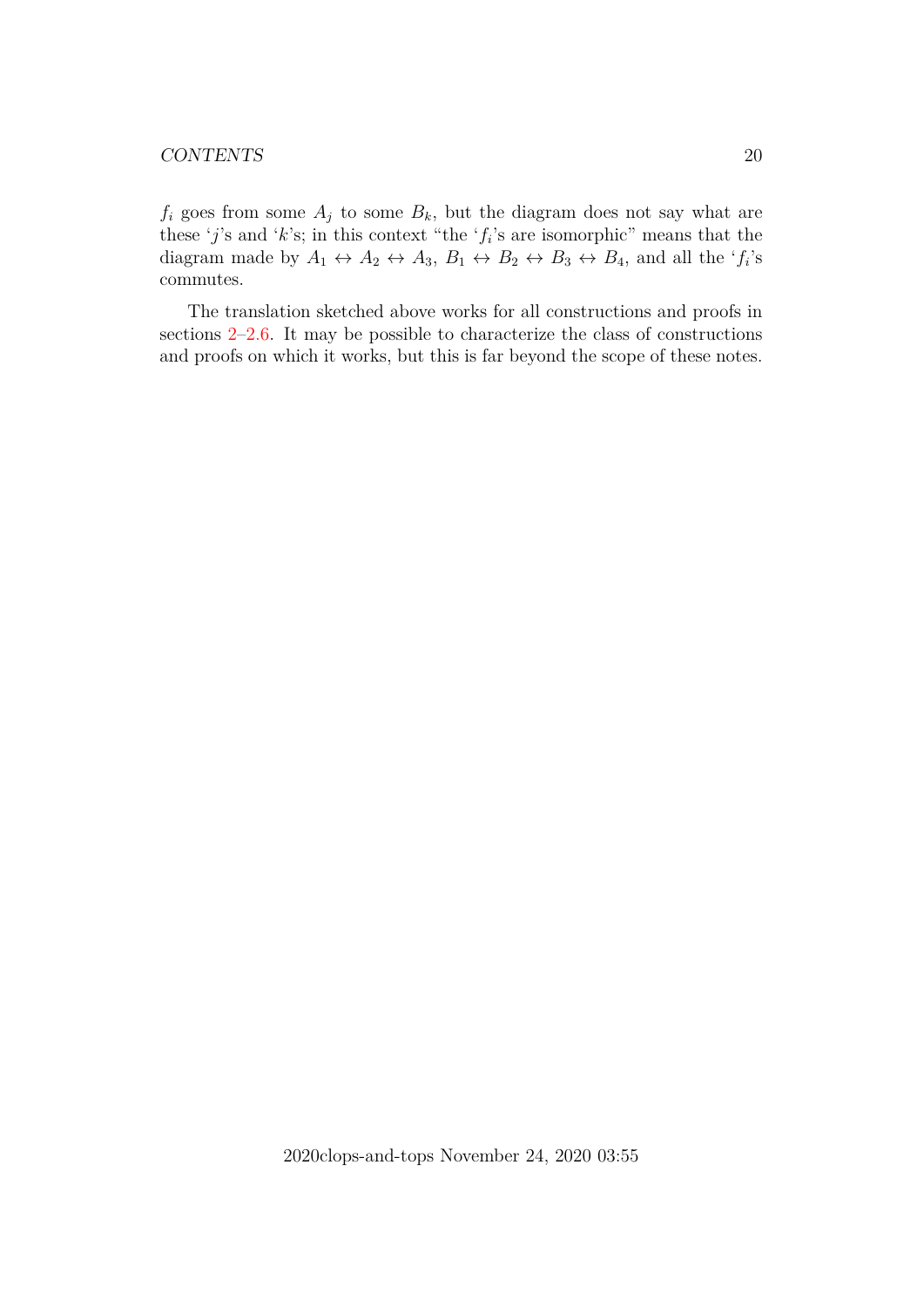$f_i$ goes from some $A_j$ to some $B_k$, but the diagram does not say what are these '$j$'s and '$k$'s; in this context "the '$f_i$'s are isomorphic" means that the diagram made by $A_1 \leftrightarrow A_2 \leftrightarrow A_3$, $B_1 \leftrightarrow B_2 \leftrightarrow B_3 \leftrightarrow B_4$, and all the '$f_i$'s commutes.

The translation sketched above works for all constructions and proofs in sections 2–2.6. It may be possible to characterize the class of constructions and proofs on which it works, but this is far beyond the scope of these notes.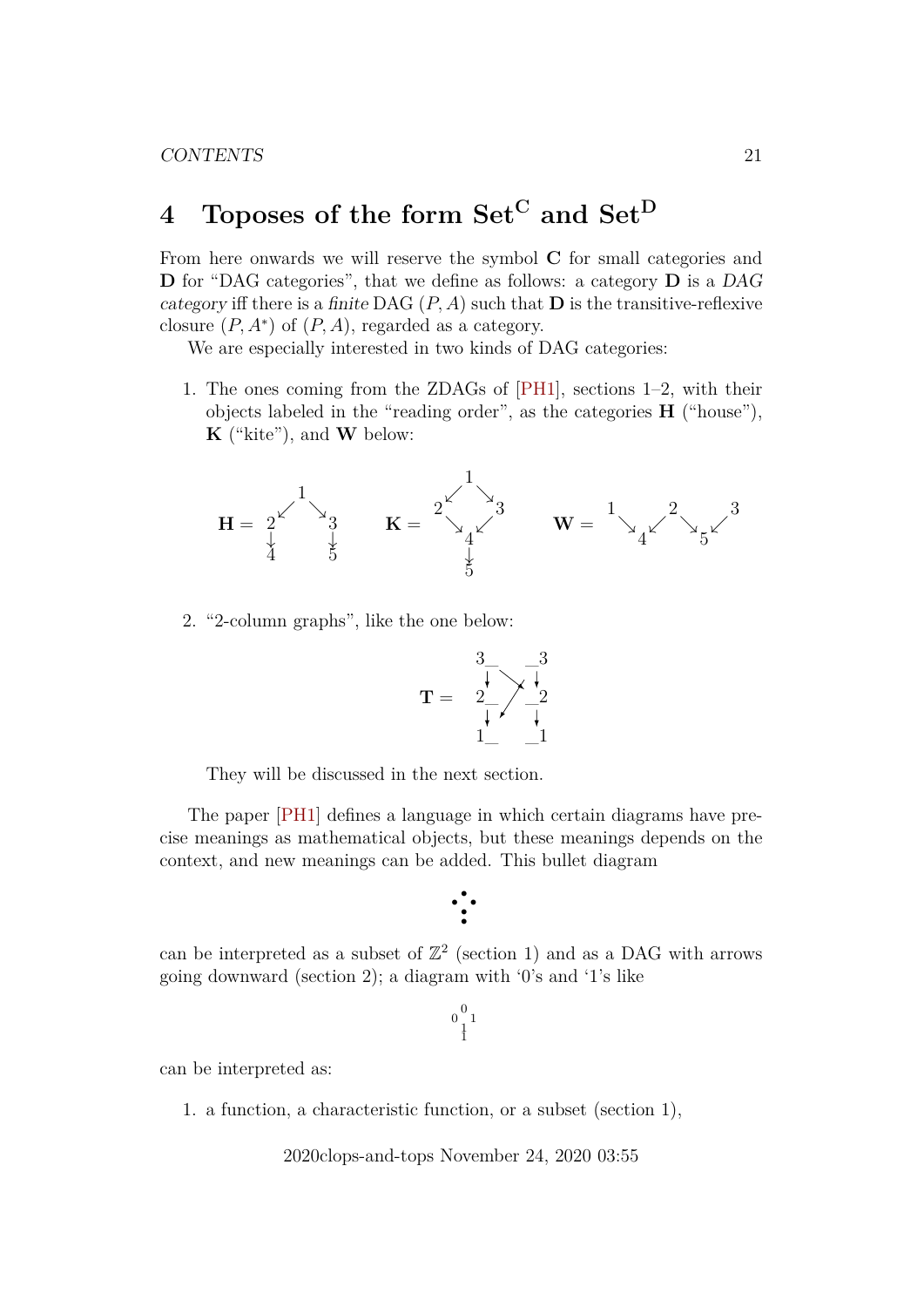## 4 Toposes of the form $\mathbf{Set}^{\mathbf{C}}$ and $\mathbf{Set}^{\mathbf{D}}$

From here onwards we will reserve the symbol $\mathbf{C}$ for small categories and $\mathbf{D}$ for "DAG categories", that we define as follows: a category $\mathbf{D}$ is a *DAG category* iff there is a *finite* DAG $(P, A)$ such that $\mathbf{D}$ is the transitive-reflexive closure $(P, A^*)$ of $(P, A)$, regarded as a category.

We are especially interested in two kinds of DAG categories:

1. The ones coming from the ZDAGs of [PH1], sections 1–2, with their objects labeled in the "reading order", as the categories $\mathbf{H}$ ("house"), $\mathbf{K}$ ("kite"), and $\mathbf{W}$ below:

$$\mathbf{H} = \begin{array}{ccc} & 1 & \\ \swarrow & & \searrow \\ 2 & & 3 \\ \downarrow & & \downarrow \\ 4 & & 5 \end{array} \qquad \mathbf{K} = \begin{array}{ccc} & 1 & \\ \swarrow & & \searrow \\ 2 & & 3 \\ \searrow & & \swarrow \\ & 4 & \\ & \downarrow & \\ & 5 & \end{array} \qquad \mathbf{W} = \begin{array}{ccccccc} 1 & & 2 & & 3 \\ & \searrow \swarrow & & \searrow \swarrow & \\ & 4 & & 5 & \end{array}$$

2. "2-column graphs", like the one below:

$$\mathbf{T} = \begin{array}{ccc} 3\_ & & \_3 \\ \downarrow & \searrow\!\!\!\swarrow & \downarrow \\ 2\_ & & \_2 \\ \downarrow & & \downarrow \\ 1\_ & & \_1 \end{array}$$

They will be discussed in the next section.

The paper [PH1] defines a language in which certain diagrams have precise meanings as mathematical objects, but these meanings depends on the context, and new meanings can be added. This bullet diagram

$$\begin{array}{ccc} & \bullet & \\ \bullet & & \bullet \\ & \bullet & \\ & \bullet & \end{array}$$

can be interpreted as a subset of $\mathbb{Z}^2$ (section 1) and as a DAG with arrows going downward (section 2); a diagram with '0's and '1's like

$$\begin{array}{ccc} & 0 & \\ 0 & & 1 \\ & 1 & \\ & 1 & \end{array}$$

can be interpreted as:

1. a function, a characteristic function, or a subset (section 1),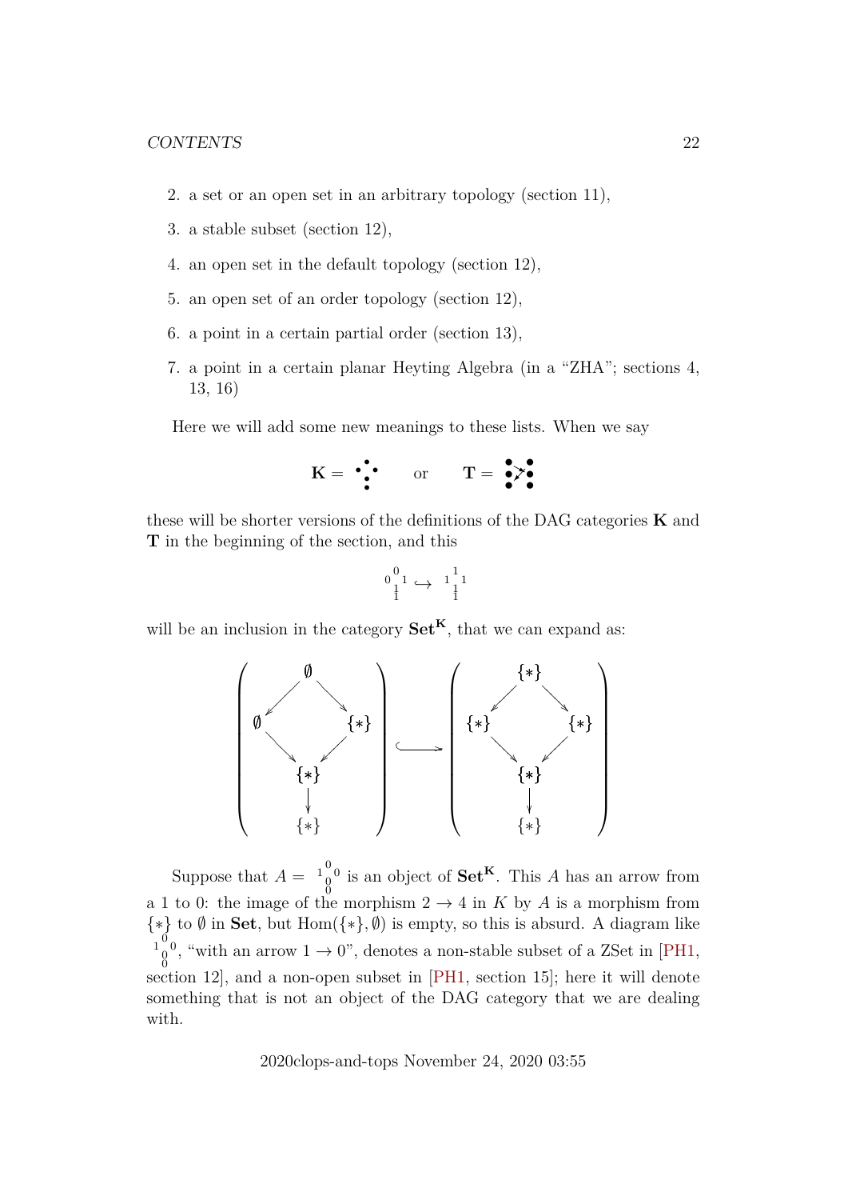2. a set or an open set in an arbitrary topology (section 11),
3. a stable subset (section 12),
4. an open set in the default topology (section 12),
5. an open set of an order topology (section 12),
6. a point in a certain partial order (section 13),
7. a point in a certain planar Heyting Algebra (in a "ZHA"; sections 4, 13, 16)

Here we will add some new meanings to these lists. When we say

$$\mathbf{K} = \begin{smallmatrix} & \bullet & \\ \bullet & & \bullet \\ & \bullet & \\ & \bullet & \end{smallmatrix} \qquad \text{or} \qquad \mathbf{T} = \begin{smallmatrix} \bullet & & \bullet \\ \bullet & \nearrow\!\!\searrow & \bullet \\ \bullet & & \bullet \end{smallmatrix}$$

these will be shorter versions of the definitions of the DAG categories **K** and **T** in the beginning of the section, and this

$$\begin{smallmatrix} & 0 & \\ 0 & & 1 \\ & 1 & \\ & 1 & \end{smallmatrix} \hookrightarrow \begin{smallmatrix} & 1 & \\ 1 & & 1 \\ & 1 & \\ & 1 & \end{smallmatrix}$$

will be an inclusion in the category $\mathbf{Set}^{\mathbf{K}}$, that we can expand as:

$$\left( \begin{array}{ccc} & \emptyset & \\ \swarrow & & \searrow \\ \emptyset & & \{*\} \\ \searrow & & \swarrow \\ & \{*\} & \\ & \downarrow & \\ & \{*\} & \end{array} \right) \hookrightarrow \left( \begin{array}{ccc} & \{*\} & \\ \swarrow & & \searrow \\ \{*\} & & \{*\} \\ \searrow & & \swarrow \\ & \{*\} & \\ & \downarrow & \\ & \{*\} & \end{array} \right)$$

Suppose that $A = \begin{smallmatrix} & 0 & \\ 1 & & 0 \\ & 0 & \\ & 0 & \end{smallmatrix}$ is an object of $\mathbf{Set}^{\mathbf{K}}$. This $A$ has an arrow from a 1 to 0: the image of the morphism $2 \to 4$ in $K$ by $A$ is a morphism from $\{*\}$ to $\emptyset$ in **Set**, but $\mathrm{Hom}(\{*\}, \emptyset)$ is empty, so this is absurd. A diagram like $\begin{smallmatrix} & 0 & \\ 1 & & 0 \\ & 0 & \\ & 0 & \end{smallmatrix}$, "with an arrow $1 \to 0$", denotes a non-stable subset of a ZSet in [PH1, section 12], and a non-open subset in [PH1, section 15]; here it will denote something that is not an object of the DAG category that we are dealing with.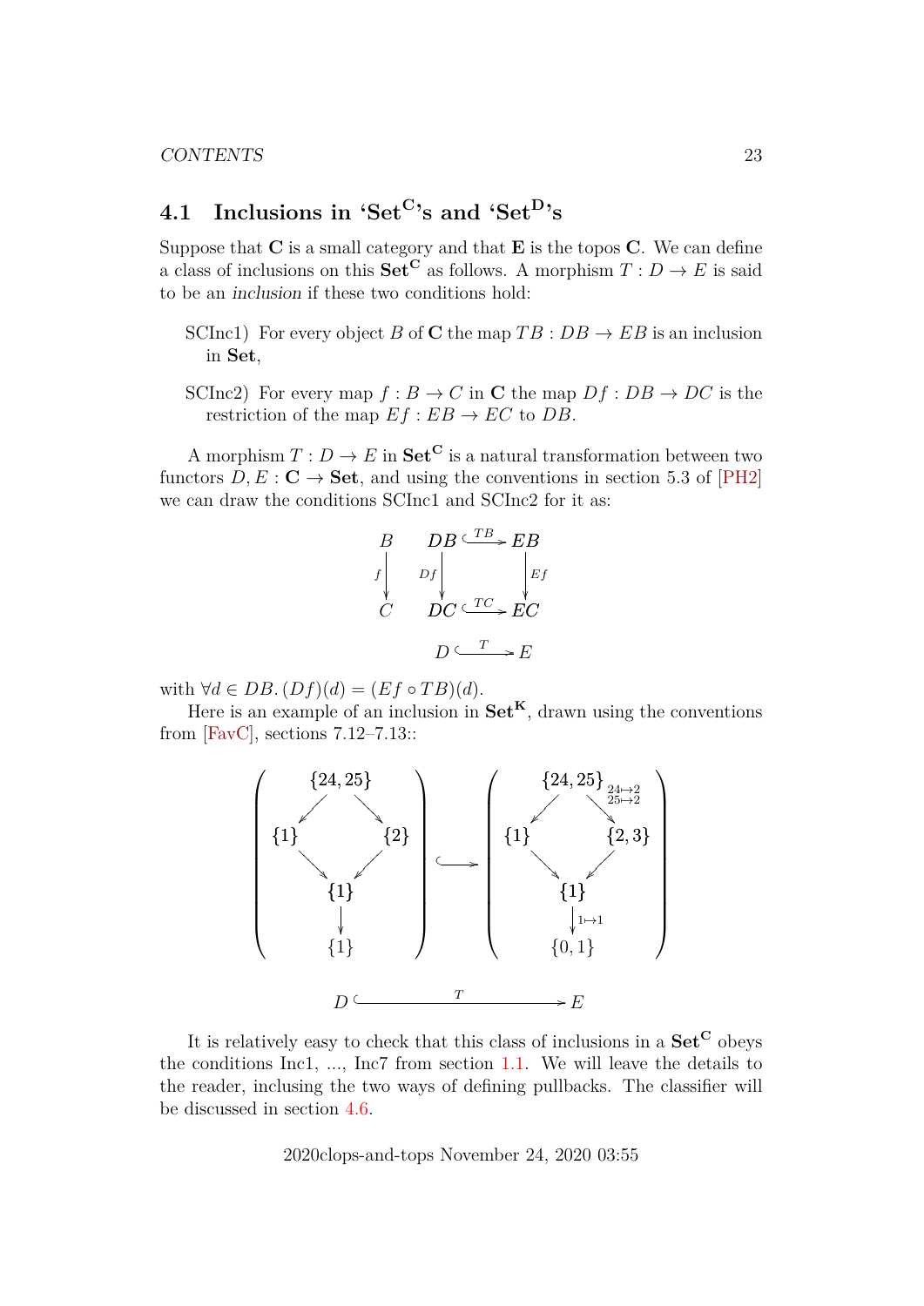## 4.1 Inclusions in '$\mathbf{Set^C}$'s and '$\mathbf{Set^D}$'s

Suppose that $\mathbf{C}$ is a small category and that $\mathbf{E}$ is the topos $\mathbf{C}$. We can define a class of inclusions on this $\mathbf{Set^C}$ as follows. A morphism $T : D \to E$ is said to be an *inclusion* if these two conditions hold:

SCInc1) For every object $B$ of $\mathbf{C}$ the map $TB : DB \to EB$ is an inclusion in $\mathbf{Set}$,

SCInc2) For every map $f : B \to C$ in $\mathbf{C}$ the map $Df : DB \to DC$ is the restriction of the map $Ef : EB \to EC$ to $DB$.

A morphism $T : D \to E$ in $\mathbf{Set^C}$ is a natural transformation between two functors $D, E : \mathbf{C} \to \mathbf{Set}$, and using the conventions in section 5.3 of [PH2] we can draw the conditions SCInc1 and SCInc2 for it as:

$$\begin{array}{ccccc}
B & & DB & \stackrel{TB}{\hookrightarrow} & EB \\
{\scriptstyle f}\downarrow & & {\scriptstyle Df}\downarrow & & \downarrow{\scriptstyle Ef} \\
C & & DC & \stackrel{TC}{\hookrightarrow} & EC \\
 & & & & \\
 & & D & \stackrel{T}{\hookrightarrow} & E
\end{array}$$

with $\forall d \in DB. (Df)(d) = (Ef \circ TB)(d)$.

Here is an example of an inclusion in $\mathbf{Set^K}$, drawn using the conventions from [FavC], sections 7.12–7.13::

$$\left(\begin{array}{ccc}
 & \{24,25\} & \\
\swarrow & & \searrow \\
\{1\} & & \{2\} \\
\searrow & & \swarrow \\
 & \{1\} & \\
 & \downarrow & \\
 & \{1\} &
\end{array}\right)
\hookrightarrow
\left(\begin{array}{ccc}
 & \{24,25\} & \\
\swarrow & & \searrow {\scriptstyle 24\mapsto 2,\ 25\mapsto 2} \\
\{1\} & & \{2,3\} \\
\searrow & & \swarrow \\
 & \{1\} & \\
 & \downarrow {\scriptstyle 1\mapsto 1} & \\
 & \{0,1\} &
\end{array}\right)$$

$$D \stackrel{T}{\hookrightarrow} E$$

It is relatively easy to check that this class of inclusions in a $\mathbf{Set^C}$ obeys the conditions Inc1, ..., Inc7 from section 1.1. We will leave the details to the reader, inclusing the two ways of defining pullbacks. The classifier will be discussed in section 4.6.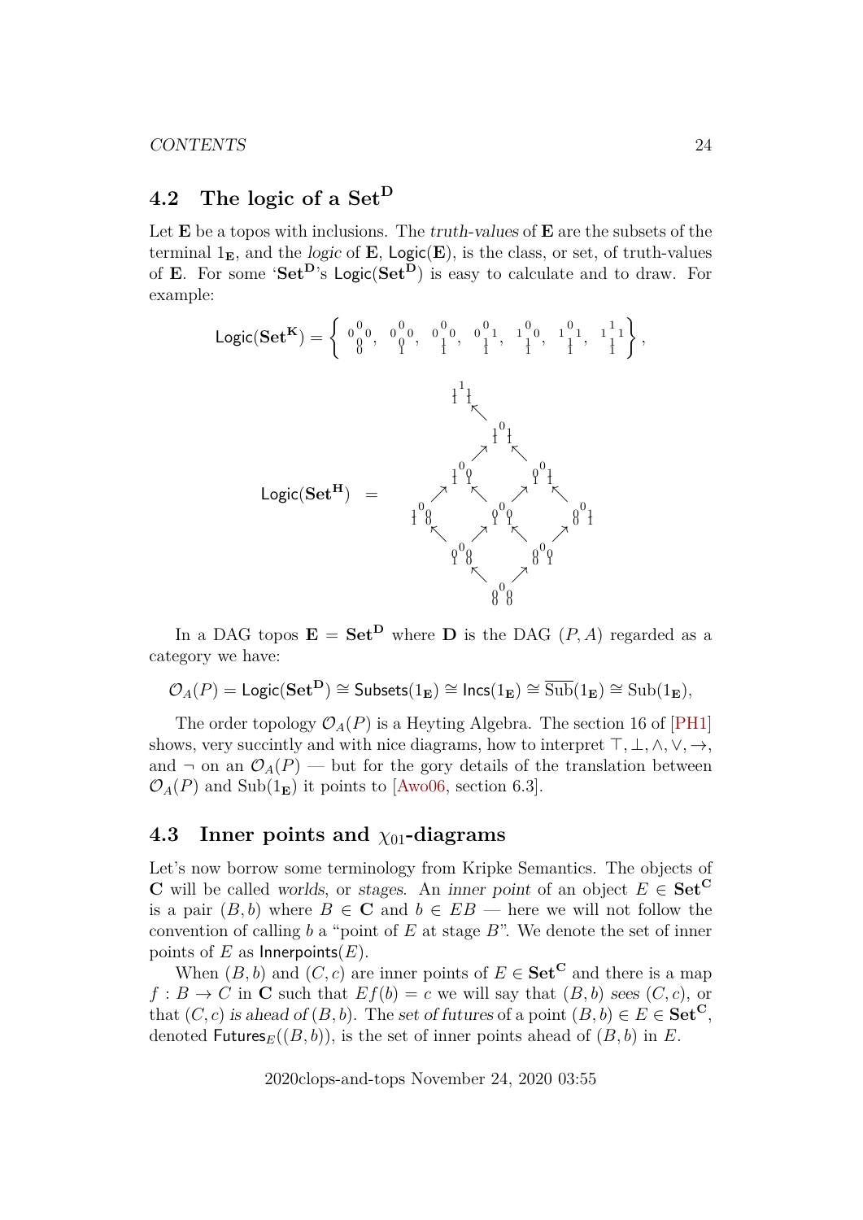## 4.2 The logic of a $\mathbf{Set^D}$

Let $\mathbf{E}$ be a topos with inclusions. The *truth-values* of $\mathbf{E}$ are the subsets of the terminal $1_\mathbf{E}$, and the *logic* of $\mathbf{E}$, $\mathsf{Logic}(\mathbf{E})$, is the class, or set, of truth-values of $\mathbf{E}$. For some '$\mathbf{Set^D}$'s $\mathsf{Logic}(\mathbf{Set^D})$ is easy to calculate and to draw. For example:

$$\mathsf{Logic}(\mathbf{Set^K}) = \left\{ \begin{smallmatrix} & 0 & \\ 0 & & 0 \\ & 0 & \end{smallmatrix},\ \begin{smallmatrix} & 0 & \\ 0 & & 0 \\ & 1 & \end{smallmatrix},\ \begin{smallmatrix} & 0 & \\ 0 & & 0 \\ & 1 & \end{smallmatrix},\ \begin{smallmatrix} & 0 & \\ 0 & & 1 \\ & 1 & \end{smallmatrix},\ \begin{smallmatrix} & 0 & \\ 1 & & 0 \\ & 1 & \end{smallmatrix},\ \begin{smallmatrix} & 0 & \\ 1 & & 1 \\ & 1 & \end{smallmatrix},\ \begin{smallmatrix} & 1 & \\ 1 & & 1 \\ & 1 & \end{smallmatrix} \right\},$$

$$\mathsf{Logic}(\mathbf{Set^H}) \quad = \quad
\begin{array}{ccccc}
 & {}^{1}_{1\,1}{}^{1}_{1} & & & \\
 & \nwarrow & & & \\
 & & {}^{0}_{1\,1}{}^{1}_{1} & & \\
 & \nearrow & & \nwarrow & \\
 {}^{0}_{1\,1}{}^{0}_{1} & & & & {}^{0}_{0\,1}{}^{1}_{1} \\
 \nearrow\ \nwarrow & & \nearrow\ \nwarrow & & \nwarrow \\
 {}^{0}_{1\,1}{}^{0}_{0} & & {}^{0}_{0\,1}{}^{0}_{1} & & {}^{0}_{0\,0}{}^{1}_{1} \\
 \nwarrow & \nearrow & \nwarrow & \nearrow & \\
 & {}^{0}_{0\,1}{}^{0}_{0} & & {}^{0}_{0\,0}{}^{0}_{1} & \\
 & \nwarrow & \nearrow & & \\
 & & {}^{0}_{0\,0}{}^{0}_{0} & &
\end{array}$$

In a DAG topos $\mathbf{E} = \mathbf{Set^D}$ where $\mathbf{D}$ is the DAG $(P, A)$ regarded as a category we have:

$$\mathcal{O}_A(P) = \mathsf{Logic}(\mathbf{Set^D}) \cong \mathsf{Subsets}(1_\mathbf{E}) \cong \mathsf{Incs}(1_\mathbf{E}) \cong \overline{\mathrm{Sub}}(1_\mathbf{E}) \cong \mathrm{Sub}(1_\mathbf{E}),$$

The order topology $\mathcal{O}_A(P)$ is a Heyting Algebra. The section 16 of [PH1] shows, very succintly and with nice diagrams, how to interpret $\top, \bot, \wedge, \vee, \to$, and $\neg$ on an $\mathcal{O}_A(P)$ — but for the gory details of the translation between $\mathcal{O}_A(P)$ and $\mathrm{Sub}(1_\mathbf{E})$ it points to [Awo06, section 6.3].

## 4.3 Inner points and $\chi_{01}$-diagrams

Let's now borrow some terminology from Kripke Semantics. The objects of $\mathbf{C}$ will be called *worlds*, or *stages*. An *inner point* of an object $E \in \mathbf{Set^C}$ is a pair $(B, b)$ where $B \in \mathbf{C}$ and $b \in EB$ — here we will not follow the convention of calling $b$ a "point of $E$ at stage $B$". We denote the set of inner points of $E$ as $\mathsf{Innerpoints}(E)$.

When $(B, b)$ and $(C, c)$ are inner points of $E \in \mathbf{Set^C}$ and there is a map $f : B \to C$ in $\mathbf{C}$ such that $Ef(b) = c$ we will say that $(B, b)$ *sees* $(C, c)$, or that $(C, c)$ *is ahead of* $(B, b)$. The *set of futures* of a point $(B, b) \in E \in \mathbf{Set^C}$, denoted $\mathsf{Futures}_E((B, b))$, is the set of inner points ahead of $(B, b)$ in $E$.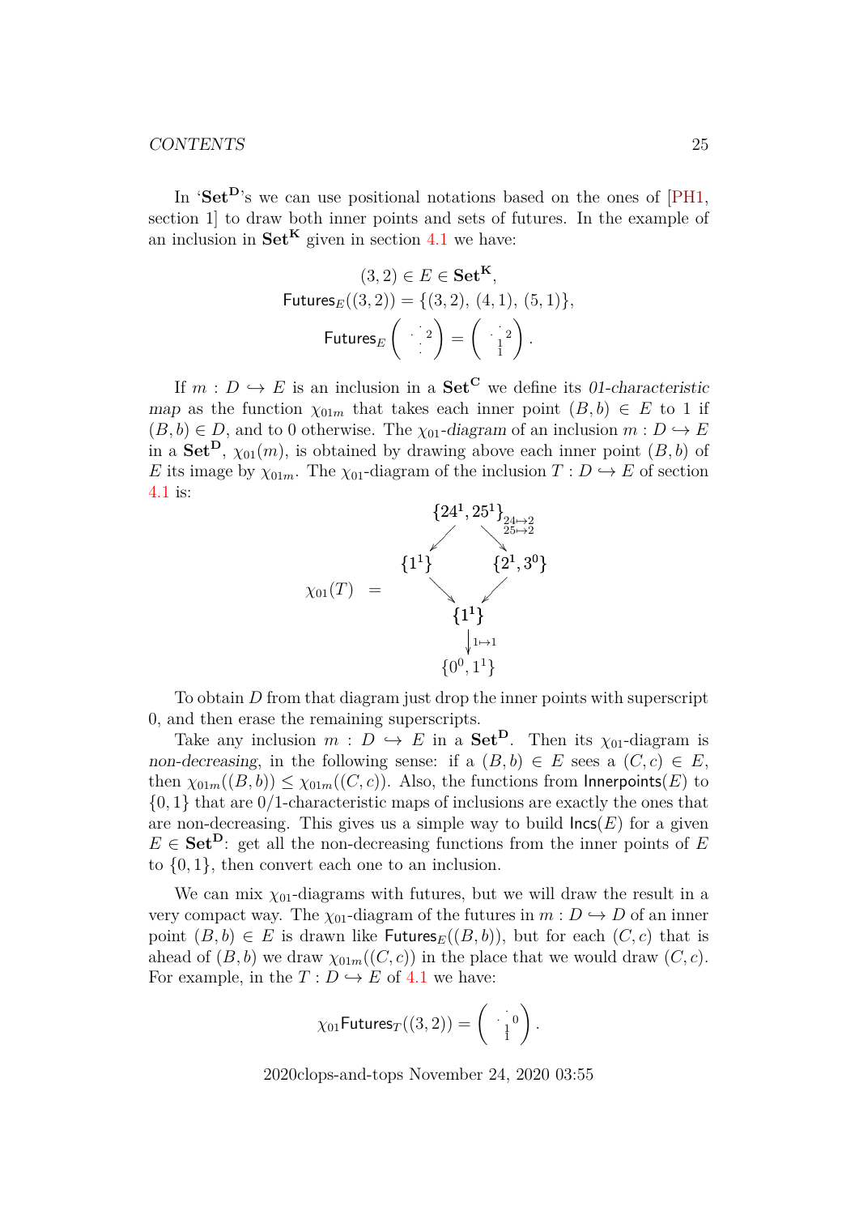In '$\mathbf{Set^D}$'s we can use positional notations based on the ones of [PH1, section 1] to draw both inner points and sets of futures. In the example of an inclusion in $\mathbf{Set^K}$ given in section 4.1 we have:

$$
\begin{gathered}
(3,2) \in E \in \mathbf{Set^K}, \\
\mathsf{Futures}_E((3,2)) = \{(3,2),\ (4,1),\ (5,1)\}, \\
\mathsf{Futures}_E\left( \begin{smallmatrix} & \cdot & \\ \cdot & & 2 \\ & \cdot & \\ & \cdot & \end{smallmatrix} \right) = \left( \begin{smallmatrix} & \cdot & \\ \cdot & & 2 \\ & 1 & \\ & 1 & \end{smallmatrix} \right).
\end{gathered}
$$

If $m : D \hookrightarrow E$ is an inclusion in a $\mathbf{Set^C}$ we define its *01-characteristic map* as the function $\chi_{01m}$ that takes each inner point $(B,b) \in E$ to 1 if $(B,b) \in D$, and to 0 otherwise. The *$\chi_{01}$-diagram* of an inclusion $m : D \hookrightarrow E$ in a $\mathbf{Set^D}$, $\chi_{01}(m)$, is obtained by drawing above each inner point $(B,b)$ of $E$ its image by $\chi_{01m}$. The $\chi_{01}$-diagram of the inclusion $T : D \hookrightarrow E$ of section 4.1 is:

$$
\chi_{01}(T) \quad = \quad
\begin{array}{ccccc}
 & & \{24^1, 25^1\}_{\substack{24\mapsto 2 \\ 25\mapsto 2}} & & \\
 & \swarrow & & \searrow & \\
\{1^1\} & & & & \{2^1, 3^0\} \\
 & \searrow & & \swarrow & \\
 & & \{1^1\} & & \\
 & & \downarrow{\scriptstyle 1\mapsto 1} & & \\
 & & \{0^0, 1^1\} & &
\end{array}
$$

To obtain $D$ from that diagram just drop the inner points with superscript 0, and then erase the remaining superscripts.

Take any inclusion $m : D \hookrightarrow E$ in a $\mathbf{Set^D}$. Then its $\chi_{01}$-diagram is *non-decreasing*, in the following sense: if a $(B,b) \in E$ sees a $(C,c) \in E$, then $\chi_{01m}((B,b)) \leq \chi_{01m}((C,c))$. Also, the functions from $\mathsf{Innerpoints}(E)$ to $\{0,1\}$ that are 0/1-characteristic maps of inclusions are exactly the ones that are non-decreasing. This gives us a simple way to build $\mathsf{Incs}(E)$ for a given $E \in \mathbf{Set^D}$: get all the non-decreasing functions from the inner points of $E$ to $\{0,1\}$, then convert each one to an inclusion.

We can mix $\chi_{01}$-diagrams with futures, but we will draw the result in a very compact way. The $\chi_{01}$-diagram of the futures in $m : D \hookrightarrow D$ of an inner point $(B,b) \in E$ is drawn like $\mathsf{Futures}_E((B,b))$, but for each $(C,c)$ that is ahead of $(B,b)$ we draw $\chi_{01m}((C,c))$ in the place that we would draw $(C,c)$. For example, in the $T : D \hookrightarrow E$ of 4.1 we have:

$$
\chi_{01}\mathsf{Futures}_T((3,2)) = \left( \begin{smallmatrix} & \cdot & \\ \cdot & & 0 \\ & 1 & \\ & 1 & \end{smallmatrix} \right).
$$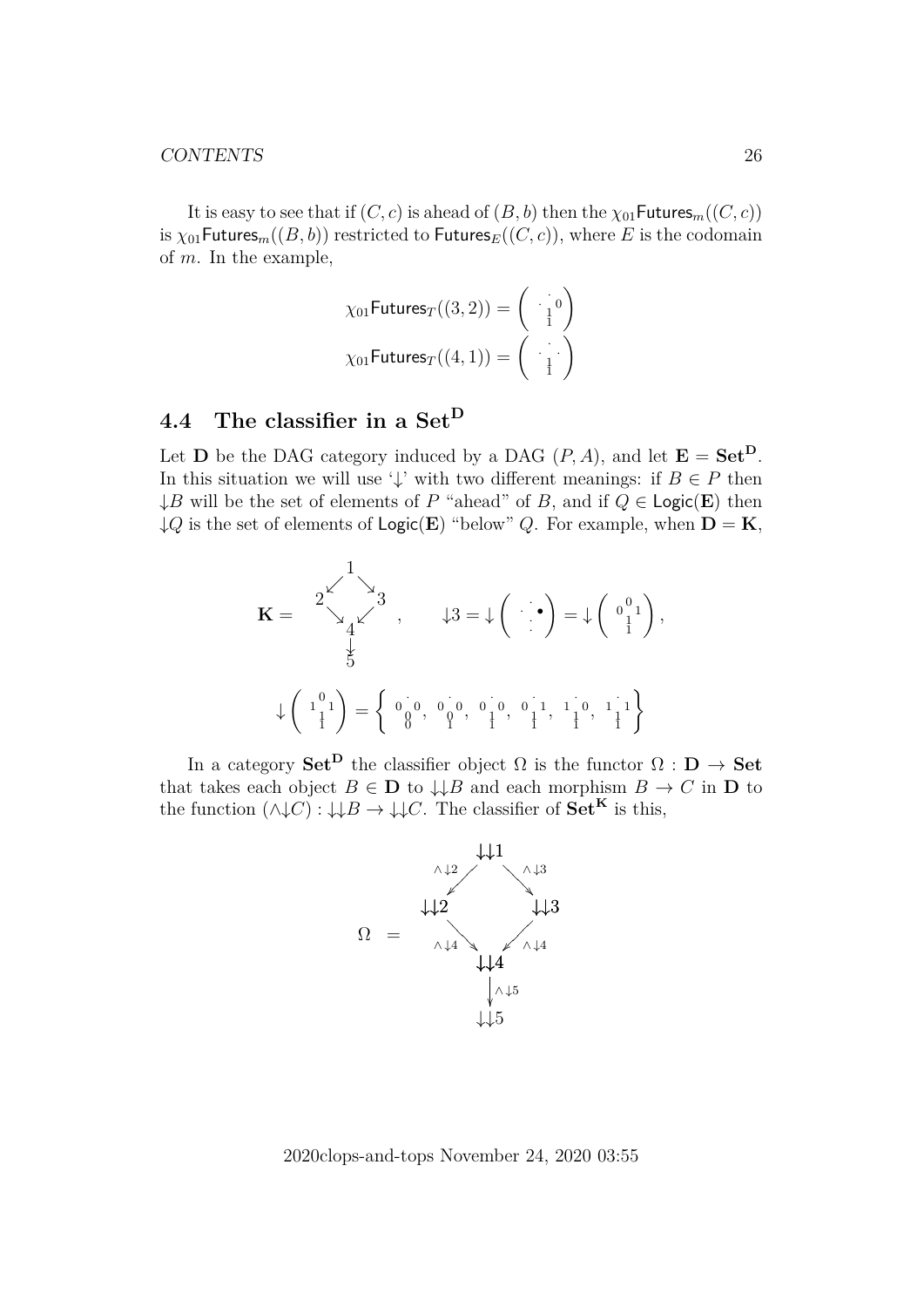It is easy to see that if $(C, c)$ is ahead of $(B, b)$ then the $\chi_{01}\mathsf{Futures}_m((C, c))$ is $\chi_{01}\mathsf{Futures}_m((B, b))$ restricted to $\mathsf{Futures}_E((C, c))$, where $E$ is the codomain of $m$. In the example,

$$\chi_{01}\mathsf{Futures}_T((3,2)) = \left( \begin{smallmatrix} & \cdot & \\ \cdot & & 0 \\ & 1 & \\ & 1 & \end{smallmatrix} \right)$$

$$\chi_{01}\mathsf{Futures}_T((4,1)) = \left( \begin{smallmatrix} & \cdot & \\ \cdot & & \cdot \\ & 1 & \\ & 1 & \end{smallmatrix} \right)$$

## 4.4 The classifier in a $\mathbf{Set^D}$

Let $\mathbf{D}$ be the DAG category induced by a DAG $(P, A)$, and let $\mathbf{E} = \mathbf{Set^D}$. In this situation we will use '$\downarrow$' with two different meanings: if $B \in P$ then $\downarrow B$ will be the set of elements of $P$ "ahead" of $B$, and if $Q \in \mathsf{Logic}(\mathbf{E})$ then $\downarrow Q$ is the set of elements of $\mathsf{Logic}(\mathbf{E})$ "below" $Q$. For example, when $\mathbf{D} = \mathbf{K}$,

$$\mathbf{K} = \begin{smallmatrix} & 1 & \\ \swarrow & & \searrow \\ 2 & & 3 \\ \searrow & & \swarrow \\ & 4 & \\ & \downarrow & \\ & 5 & \end{smallmatrix}, \qquad \downarrow 3 = \downarrow \left( \begin{smallmatrix} & \cdot & \\ \cdot & & \bullet \\ & \cdot & \\ & \cdot & \end{smallmatrix} \right) = \downarrow \left( \begin{smallmatrix} & 0 & \\ 0 & & 1 \\ & 1 & \\ & 1 & \end{smallmatrix} \right),$$

$$\downarrow \left( \begin{smallmatrix} & 0 & \\ 1 & & 1 \\ & 1 & \\ & 1 & \end{smallmatrix} \right) = \left\{ \begin{smallmatrix} & \cdot & \\ 0 & & 0 \\ & 0 & \\ & 0 & \end{smallmatrix}, \begin{smallmatrix} & \cdot & \\ 0 & & 0 \\ & 0 & \\ & 1 & \end{smallmatrix}, \begin{smallmatrix} & \cdot & \\ 0 & & 0 \\ & 1 & \\ & 1 & \end{smallmatrix}, \begin{smallmatrix} & \cdot & \\ 0 & & 1 \\ & 1 & \\ & 1 & \end{smallmatrix}, \begin{smallmatrix} & \cdot & \\ 1 & & 0 \\ & 1 & \\ & 1 & \end{smallmatrix}, \begin{smallmatrix} & \cdot & \\ 1 & & 1 \\ & 1 & \\ & 1 & \end{smallmatrix} \right\}$$

In a category $\mathbf{Set^D}$ the classifier object $\Omega$ is the functor $\Omega : \mathbf{D} \to \mathbf{Set}$ that takes each object $B \in \mathbf{D}$ to $\downarrow\downarrow B$ and each morphism $B \to C$ in $\mathbf{D}$ to the function $(\wedge\downarrow C) : \downarrow\downarrow B \to \downarrow\downarrow C$. The classifier of $\mathbf{Set^K}$ is this,

$$\Omega \quad = \quad \begin{array}{ccccc} & & \downarrow\downarrow 1 & & \\ & {\scriptstyle \wedge\downarrow 2} \swarrow & & \searrow {\scriptstyle \wedge\downarrow 3} & \\ \downarrow\downarrow 2 & & & & \downarrow\downarrow 3 \\ & {\scriptstyle \wedge\downarrow 4} \searrow & & \swarrow {\scriptstyle \wedge\downarrow 4} & \\ & & \downarrow\downarrow 4 & & \\ & & \downarrow {\scriptstyle \wedge\downarrow 5} & & \\ & & \downarrow\downarrow 5 & & \end{array}$$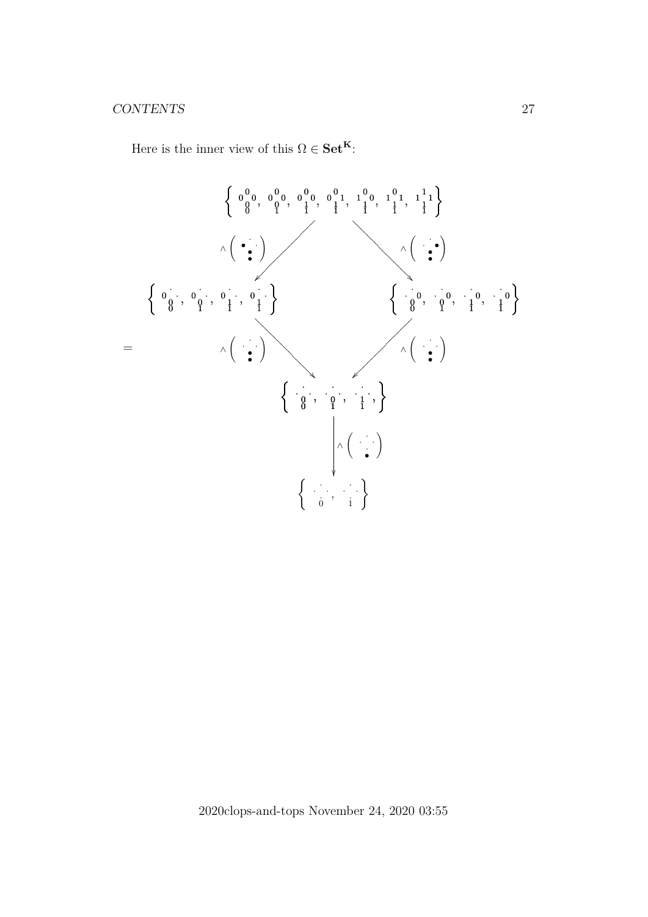Here is the inner view of this $\Omega \in \mathbf{Set}^{\mathbf{K}}$: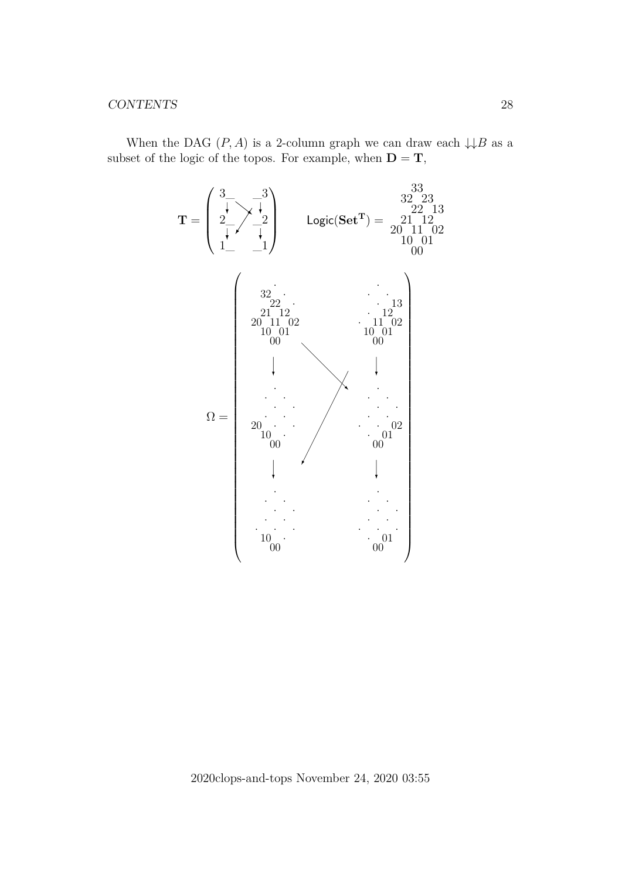When the DAG $(P, A)$ is a 2-column graph we can draw each $\downarrow\!\downarrow B$ as a subset of the logic of the topos. For example, when $\mathbf{D} = \mathbf{T}$,

$$\mathbf{T} = \left(\begin{array}{ccc} 3\_ & & \_3 \\ \downarrow & \searrow\!\!\swarrow & \downarrow \\ 2\_ & & \_2 \\ \downarrow & & \downarrow \\ 1\_ & & \_1 \end{array}\right) \qquad \mathsf{Logic}(\mathbf{Set}^{\mathbf{T}}) = \begin{array}{c} 33 \\ 32 \quad 23 \\ 22 \quad 13 \\ 21 \quad 12 \\ 20 \quad 11 \quad 02 \\ 10 \quad 01 \\ 00 \end{array}$$

$$\Omega = \left(\begin{array}{ccc}
\begin{array}{c} \cdot \\ 32 \quad \cdot \\ 22 \quad \cdot \\ 21 \quad 12 \\ 20 \quad 11 \quad 02 \\ 10 \quad 01 \\ 00 \end{array} & & \begin{array}{c} \cdot \\ \cdot \quad \cdot \\ \cdot \quad 13 \\ \cdot \quad 12 \\ \cdot \quad 11 \quad 02 \\ 10 \quad 01 \\ 00 \end{array} \\
\downarrow & \searrow\!\!\swarrow & \downarrow \\
\begin{array}{c} \cdot \\ \cdot \quad \cdot \\ \cdot \quad \cdot \\ \cdot \quad \cdot \\ 20 \quad \cdot \quad \cdot \\ 10 \quad \cdot \\ 00 \end{array} & & \begin{array}{c} \cdot \\ \cdot \quad \cdot \\ \cdot \quad \cdot \\ \cdot \quad \cdot \\ \cdot \quad \cdot \quad 02 \\ \cdot \quad 01 \\ 00 \end{array} \\
\downarrow & & \downarrow \\
\begin{array}{c} \cdot \\ \cdot \quad \cdot \\ \cdot \quad \cdot \\ \cdot \quad \cdot \\ \cdot \quad \cdot \quad \cdot \\ 10 \quad \cdot \\ 00 \end{array} & & \begin{array}{c} \cdot \\ \cdot \quad \cdot \\ \cdot \quad \cdot \\ \cdot \quad \cdot \\ \cdot \quad \cdot \quad \cdot \\ \cdot \quad 01 \\ 00 \end{array}
\end{array}\right)$$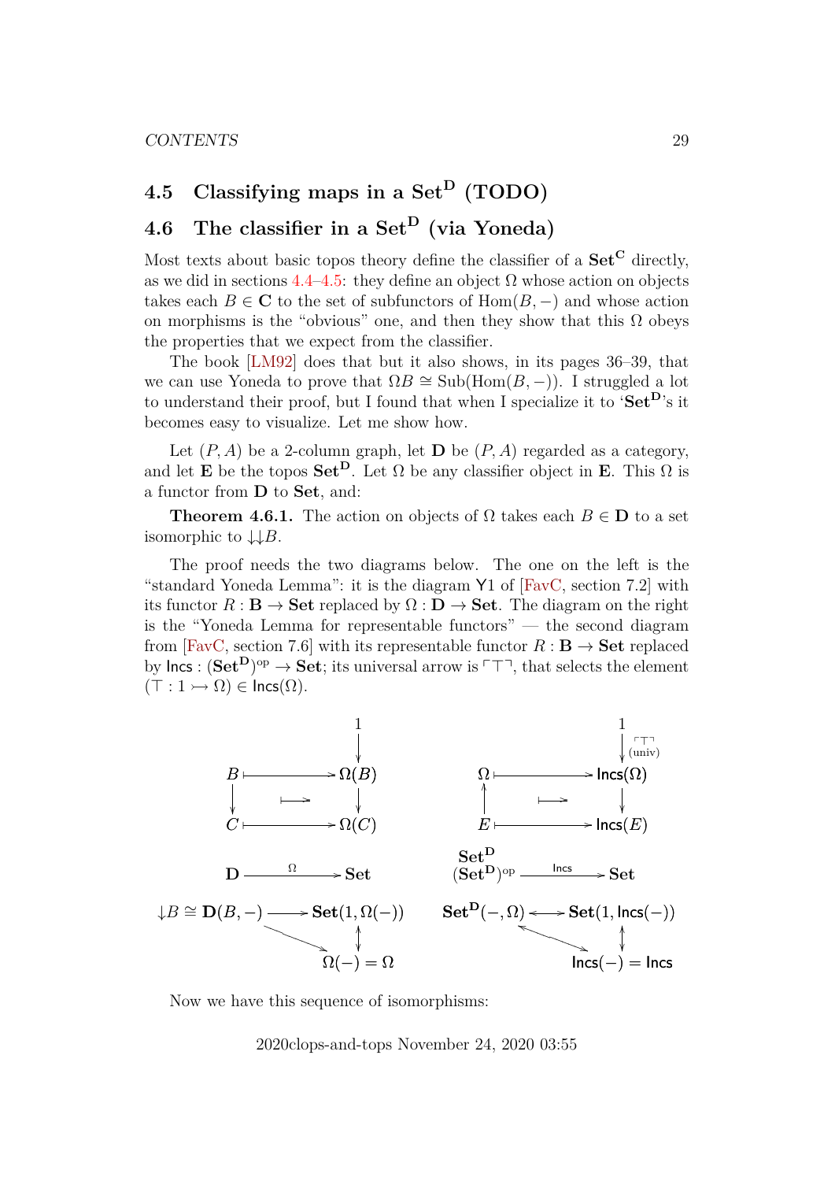## 4.5 Classifying maps in a $\mathbf{Set}^{\mathbf{D}}$ (TODO)

## 4.6 The classifier in a $\mathbf{Set}^{\mathbf{D}}$ (via Yoneda)

Most texts about basic topos theory define the classifier of a $\mathbf{Set}^{\mathbf{C}}$ directly, as we did in sections 4.4–4.5: they define an object $\Omega$ whose action on objects takes each $B \in \mathbf{C}$ to the set of subfunctors of $\mathrm{Hom}(B, -)$ and whose action on morphisms is the "obvious" one, and then they show that this $\Omega$ obeys the properties that we expect from the classifier.

The book [LM92] does that but it also shows, in its pages 36–39, that we can use Yoneda to prove that $\Omega B \cong \mathrm{Sub}(\mathrm{Hom}(B, -))$. I struggled a lot to understand their proof, but I found that when I specialize it to '$\mathbf{Set}^{\mathbf{D}}$'s it becomes easy to visualize. Let me show how.

Let $(P, A)$ be a 2-column graph, let $\mathbf{D}$ be $(P, A)$ regarded as a category, and let $\mathbf{E}$ be the topos $\mathbf{Set}^{\mathbf{D}}$. Let $\Omega$ be any classifier object in $\mathbf{E}$. This $\Omega$ is a functor from $\mathbf{D}$ to $\mathbf{Set}$, and:

**Theorem 4.6.1.** The action on objects of $\Omega$ takes each $B \in \mathbf{D}$ to a set isomorphic to $\downarrow\!\downarrow B$.

The proof needs the two diagrams below. The one on the left is the "standard Yoneda Lemma": it is the diagram Y1 of [FavC, section 7.2] with its functor $R : \mathbf{B} \to \mathbf{Set}$ replaced by $\Omega : \mathbf{D} \to \mathbf{Set}$. The diagram on the right is the "Yoneda Lemma for representable functors" — the second diagram from [FavC, section 7.6] with its representable functor $R : \mathbf{B} \to \mathbf{Set}$ replaced by $\mathsf{Incs} : (\mathbf{Set}^{\mathbf{D}})^{\mathrm{op}} \to \mathbf{Set}$; its universal arrow is $\ulcorner\top\urcorner$, that selects the element $(\top : 1 \rightarrowtail \Omega) \in \mathsf{Incs}(\Omega)$.

$$
\begin{array}{ccc}
 & & 1 \\
 & & \downarrow \\
B & \longmapsto & \Omega(B) \\
\downarrow & \longmapsto & \downarrow \\
C & \longmapsto & \Omega(C) \\
\mathbf{D} & \xrightarrow{\ \Omega\ } & \mathbf{Set} \\
\downarrow B \cong \mathbf{D}(B,-) & \longrightarrow & \mathbf{Set}(1, \Omega(-)) \\
 & \searrow & \updownarrow \\
 & & \Omega(-) = \Omega
\end{array}
\qquad
\begin{array}{ccc}
 & & 1 \\
 & & \downarrow {\scriptstyle \ulcorner\top\urcorner\,(\mathrm{univ})} \\
\Omega & \longmapsto & \mathsf{Incs}(\Omega) \\
\uparrow & \longmapsto & \downarrow \\
E & \longmapsto & \mathsf{Incs}(E) \\
\mathbf{Set}^{\mathbf{D}} & & \\
(\mathbf{Set}^{\mathbf{D}})^{\mathrm{op}} & \xrightarrow{\ \mathsf{Incs}\ } & \mathbf{Set} \\
\mathbf{Set}^{\mathbf{D}}(-, \Omega) & \longleftrightarrow & \mathbf{Set}(1, \mathsf{Incs}(-)) \\
 & \nwarrow & \updownarrow \\
 & & \mathsf{Incs}(-) = \mathsf{Incs}
\end{array}
$$

Now we have this sequence of isomorphisms: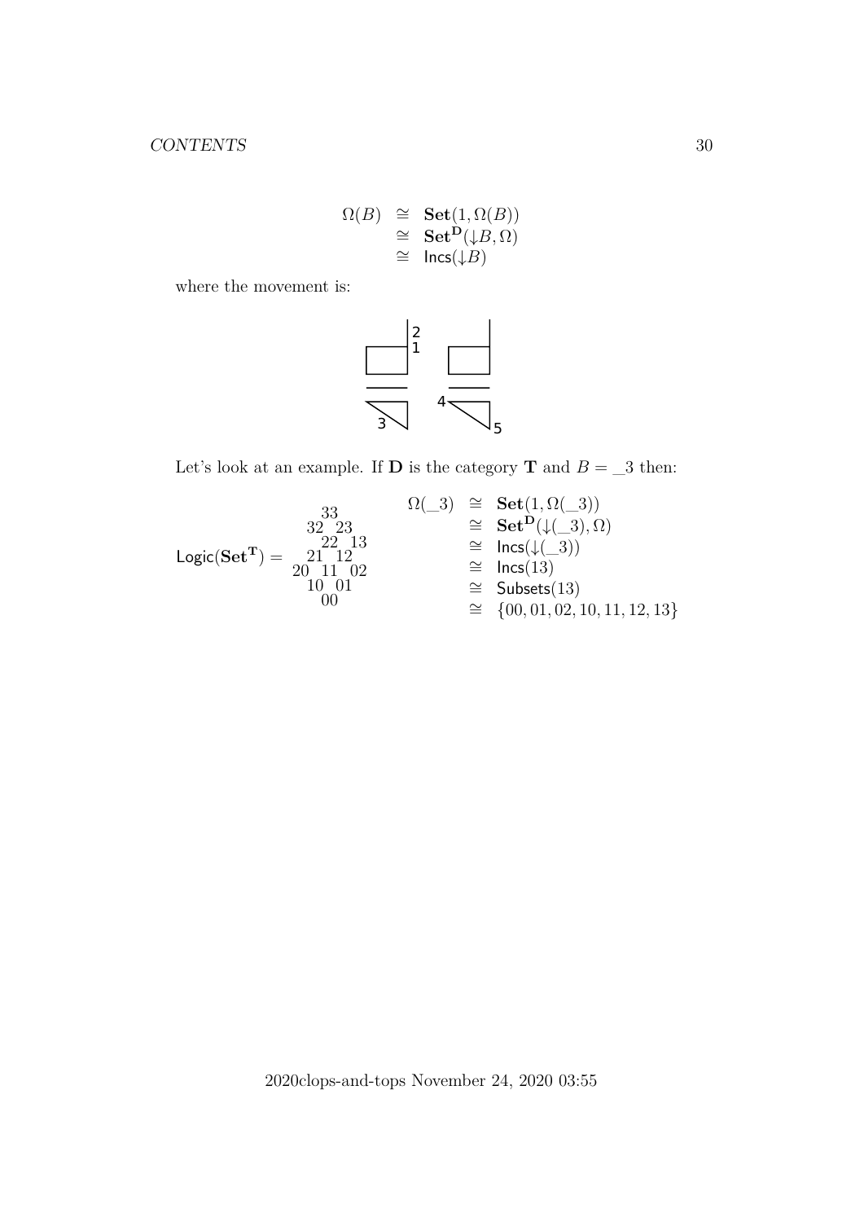$$
\begin{array}{rcl}
\Omega(B) & \cong & \mathbf{Set}(1, \Omega(B)) \\
& \cong & \mathbf{Set}^{\mathbf{D}}(\downarrow B, \Omega) \\
& \cong & \mathsf{Incs}(\downarrow B)
\end{array}
$$

where the movement is:

2
1

4

3

5

Let's look at an example. If $\mathbf{D}$ is the category $\mathbf{T}$ and $B = \_3$ then:

$$
\mathsf{Logic}(\mathbf{Set}^{\mathbf{T}}) = \begin{array}{c}
33 \\
32 \quad 23 \\
\quad 22 \quad 13 \\
21 \quad 12 \\
20 \quad 11 \quad 02 \\
10 \quad 01 \\
00
\end{array}
\qquad
\begin{array}{rcl}
\Omega(\_3) & \cong & \mathbf{Set}(1, \Omega(\_3)) \\
& \cong & \mathbf{Set}^{\mathbf{D}}(\downarrow(\_3), \Omega) \\
& \cong & \mathsf{Incs}(\downarrow(\_3)) \\
& \cong & \mathsf{Incs}(13) \\
& \cong & \mathsf{Subsets}(13) \\
& \cong & \{00, 01, 02, 10, 11, 12, 13\}
\end{array}
$$

2020clops-and-tops November 24, 2020 03:55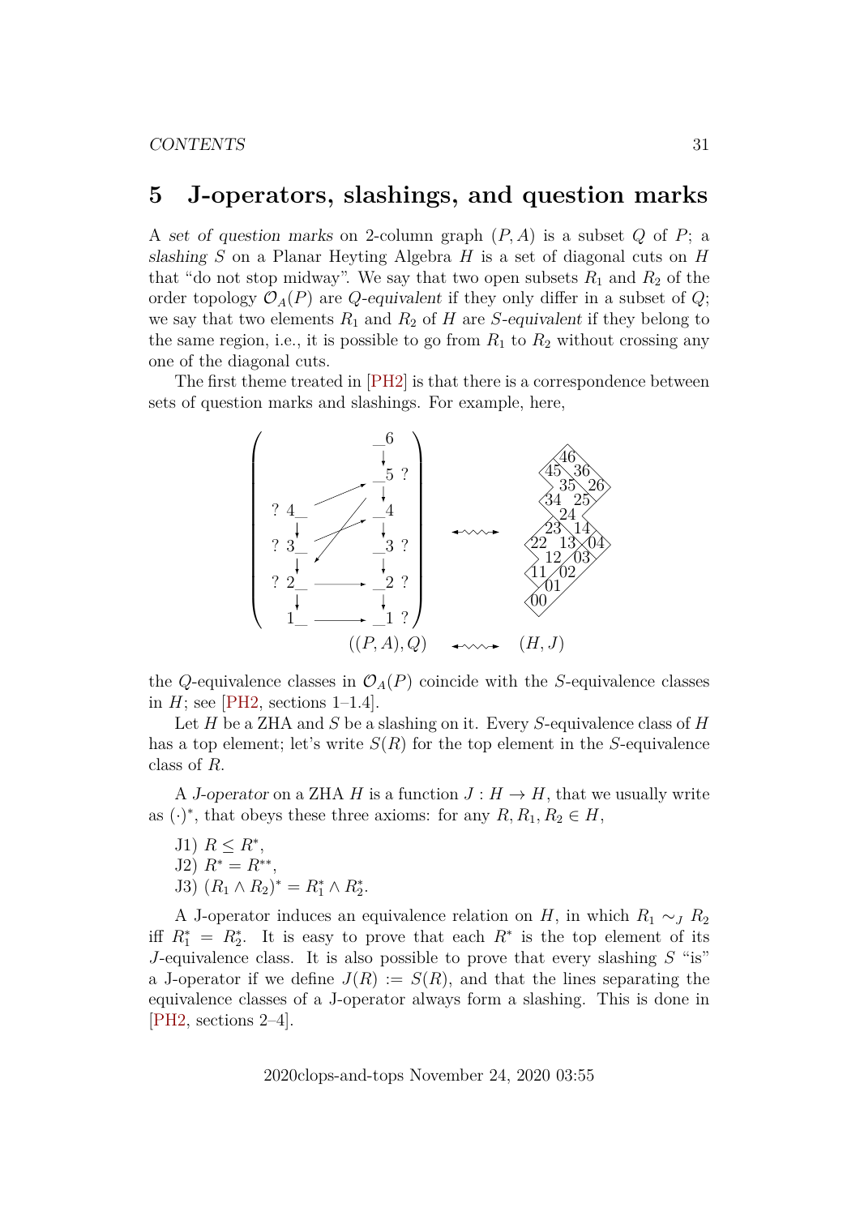# 5 J-operators, slashings, and question marks

A *set of question marks* on 2-column graph $(P, A)$ is a subset $Q$ of $P$; a *slashing* $S$ on a Planar Heyting Algebra $H$ is a set of diagonal cuts on $H$ that "do not stop midway". We say that two open subsets $R_1$ and $R_2$ of the order topology $\mathcal{O}_A(P)$ are *Q-equivalent* if they only differ in a subset of $Q$; we say that two elements $R_1$ and $R_2$ of $H$ are *S-equivalent* if they belong to the same region, i.e., it is possible to go from $R_1$ to $R_2$ without crossing any one of the diagonal cuts.

The first theme treated in [PH2] is that there is a correspondence between sets of question marks and slashings. For example, here,

$$((P, A), Q) \quad \leftrightsquigarrow \quad (H, J)$$

the $Q$-equivalence classes in $\mathcal{O}_A(P)$ coincide with the $S$-equivalence classes in $H$; see [PH2, sections 1–1.4].

Let $H$ be a ZHA and $S$ be a slashing on it. Every $S$-equivalence class of $H$ has a top element; let's write $S(R)$ for the top element in the $S$-equivalence class of $R$.

A *J-operator* on a ZHA $H$ is a function $J : H \to H$, that we usually write as $(\cdot)^*$, that obeys these three axioms: for any $R, R_1, R_2 \in H$,

J1) $R \leq R^*$,
J2) $R^* = R^{**}$,
J3) $(R_1 \wedge R_2)^* = R_1^* \wedge R_2^*$.

A J-operator induces an equivalence relation on $H$, in which $R_1 \sim_J R_2$ iff $R_1^* = R_2^*$. It is easy to prove that each $R^*$ is the top element of its $J$-equivalence class. It is also possible to prove that every slashing $S$ "is" a J-operator if we define $J(R) := S(R)$, and that the lines separating the equivalence classes of a J-operator always form a slashing. This is done in [PH2, sections 2–4].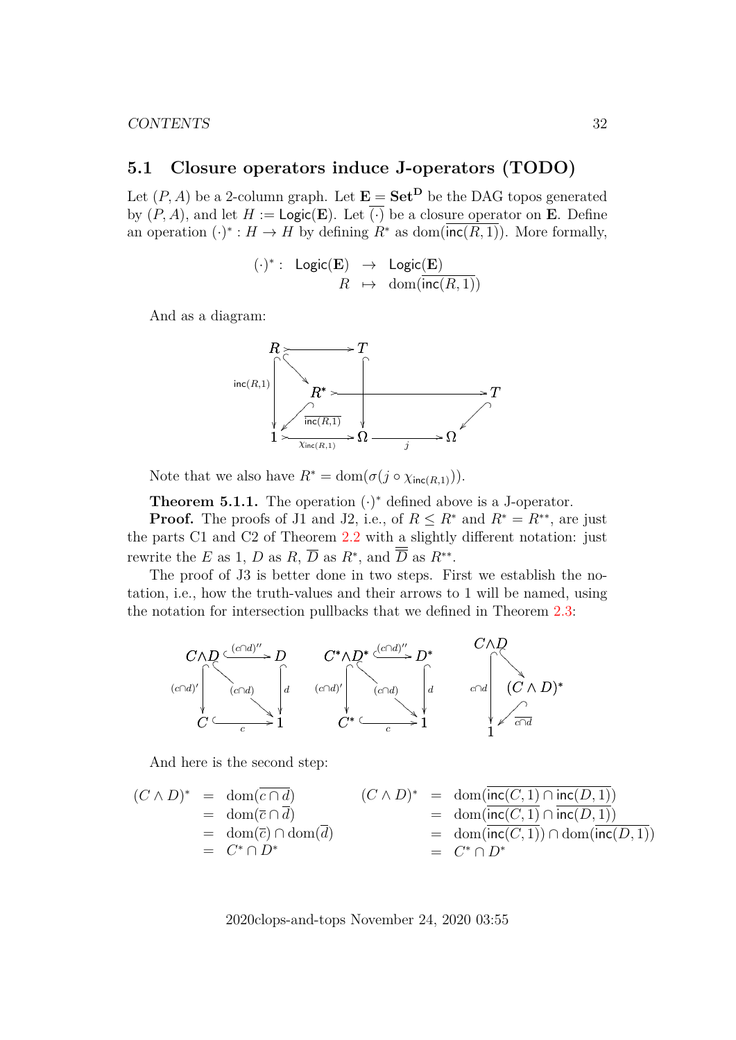## 5.1 Closure operators induce J-operators (TODO)

Let $(P, A)$ be a 2-column graph. Let $\mathbf{E} = \mathbf{Set}^{\mathbf{D}}$ be the DAG topos generated by $(P, A)$, and let $H := \mathsf{Logic}(\mathbf{E})$. Let $\overline{(\cdot)}$ be a closure operator on $\mathbf{E}$. Define an operation $(\cdot)^* : H \to H$ by defining $R^*$ as $\mathrm{dom}(\overline{\mathsf{inc}(R, 1)})$. More formally,

$$\begin{array}{rrcl} (\cdot)^* : & \mathsf{Logic}(\mathbf{E}) & \to & \mathsf{Logic}(\mathbf{E}) \\ & R & \mapsto & \mathrm{dom}(\overline{\mathsf{inc}(R,1)}) \end{array}$$

And as a diagram:

$$\begin{array}{ccccc} R & \rightarrowtail & T & & \\ \downarrow{\scriptstyle \mathsf{inc}(R,1)} & \searrow & \downarrow & & \\ & R^* & \rightarrowtail & & T \\ & \swarrow{\scriptstyle \overline{\mathsf{inc}(R,1)}} & & & \swarrow \\ 1 & \xrightarrow{\chi_{\mathsf{inc}(R,1)}} & \Omega & \xrightarrow{j} & \Omega \end{array}$$

Note that we also have $R^* = \mathrm{dom}(\sigma(j \circ \chi_{\mathsf{inc}(R,1)}))$.

**Theorem 5.1.1.** The operation $(\cdot)^*$ defined above is a J-operator.

**Proof.** The proofs of J1 and J2, i.e., of $R \leq R^*$ and $R^* = R^{**}$, are just the parts C1 and C2 of Theorem 2.2 with a slightly different notation: just rewrite the $E$ as 1, $D$ as $R$, $\overline{D}$ as $R^*$, and $\overline{\overline{D}}$ as $R^{**}$.

The proof of J3 is better done in two steps. First we establish the notation, i.e., how the truth-values and their arrows to 1 will be named, using the notation for intersection pullbacks that we defined in Theorem 2.3:

$$\begin{array}{ccc} C{\wedge}D & \xrightarrow{(c\cap d)''} & D \\ \downarrow{\scriptstyle (c\cap d)'} & \searrow{\scriptstyle (c\cap d)} & \downarrow{\scriptstyle d} \\ C & \xrightarrow{c} & 1 \end{array} \qquad \begin{array}{ccc} C^*{\wedge}D^* & \xrightarrow{(c\cap d)''} & D^* \\ \downarrow{\scriptstyle (c\cap d)'} & \searrow{\scriptstyle (c\cap d)} & \downarrow{\scriptstyle d} \\ C^* & \xrightarrow{c} & 1 \end{array} \qquad \begin{array}{ccc} C{\wedge}D & & \\ \downarrow{\scriptstyle c\cap d} & \searrow & \\ & & (C\wedge D)^* \\ & \swarrow{\scriptstyle \overline{c\cap d}} & \\ 1 & & \end{array}$$

And here is the second step:

$$\begin{array}{rcl} (C \wedge D)^* & = & \mathrm{dom}(\overline{c \cap d}) \\ & = & \mathrm{dom}(\overline{c} \cap \overline{d}) \\ & = & \mathrm{dom}(\overline{c}) \cap \mathrm{dom}(\overline{d}) \\ & = & C^* \cap D^* \end{array} \qquad \begin{array}{rcl} (C \wedge D)^* & = & \mathrm{dom}(\overline{\mathsf{inc}(C,1) \cap \mathsf{inc}(D,1)}) \\ & = & \mathrm{dom}(\overline{\mathsf{inc}(C,1)} \cap \overline{\mathsf{inc}(D,1)}) \\ & = & \mathrm{dom}(\overline{\mathsf{inc}(C,1)}) \cap \mathrm{dom}(\overline{\mathsf{inc}(D,1)}) \\ & = & C^* \cap D^* \end{array}$$

2020clops-and-tops November 24, 2020 03:55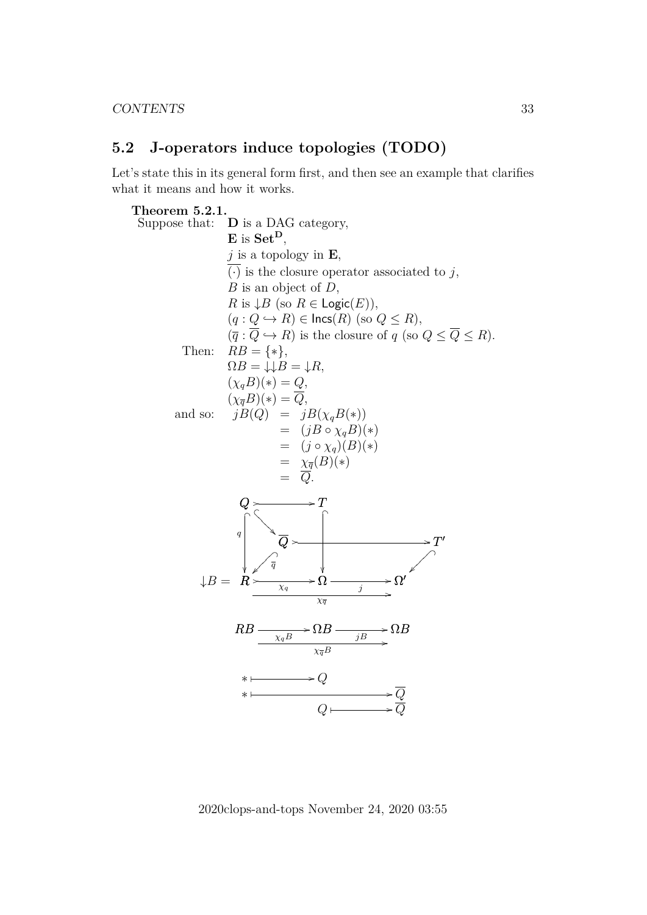## 5.2 J-operators induce topologies (TODO)

Let's state this in its general form first, and then see an example that clarifies what it means and how it works.

**Theorem 5.2.1.**

Suppose that: $\mathbf{D}$ is a DAG category,
$\mathbf{E}$ is $\mathbf{Set}^{\mathbf{D}}$,
$j$ is a topology in $\mathbf{E}$,
$\overline{(\cdot)}$ is the closure operator associated to $j$,
$B$ is an object of $D$,
$R$ is $\downarrow B$ (so $R \in \mathsf{Logic}(E)$),
$(q : Q \hookrightarrow R) \in \mathsf{Incs}(R)$ (so $Q \leq R$),
$(\overline{q} : \overline{Q} \hookrightarrow R)$ is the closure of $q$ (so $Q \leq \overline{Q} \leq R$).

Then: $RB = \{*\}$,
$\Omega B = \downarrow\!\downarrow B = \downarrow R$,
$(\chi_q B)(*) = Q$,
$(\chi_{\overline{q}} B)(*) = \overline{Q}$,

and so:

$$\begin{array}{rcl} jB(Q) & = & jB(\chi_q B(*)) \\ & = & (jB \circ \chi_q B)(*) \\ & = & (j \circ \chi_q)(B)(*) \\ & = & \chi_{\overline{q}}(B)(*) \\ & = & \overline{Q}. \end{array}$$

$$\begin{array}{ccccc}
Q & \rightarrowtail & T & & \\
 & \searrow & & & \\
\downarrow q & & \overline{Q} & \rightarrowtail & T' \\
 & \swarrow \overline{q} & \downarrow & & \swarrow \\
\downarrow B = \; R & \xrightarrow{\chi_q} & \Omega & \xrightarrow{j} & \Omega' \\
 & & \xrightarrow{\chi_{\overline{q}}} & &
\end{array}$$

$$RB \xrightarrow{\chi_q B} \Omega B \xrightarrow{jB} \Omega B \qquad RB \xrightarrow{\chi_{\overline{q}} B} \Omega B$$

$$\begin{array}{ccc}
* & \mapsto & Q \\
* & \mapsto & \overline{Q} \\
Q & \mapsto & \overline{Q}
\end{array}$$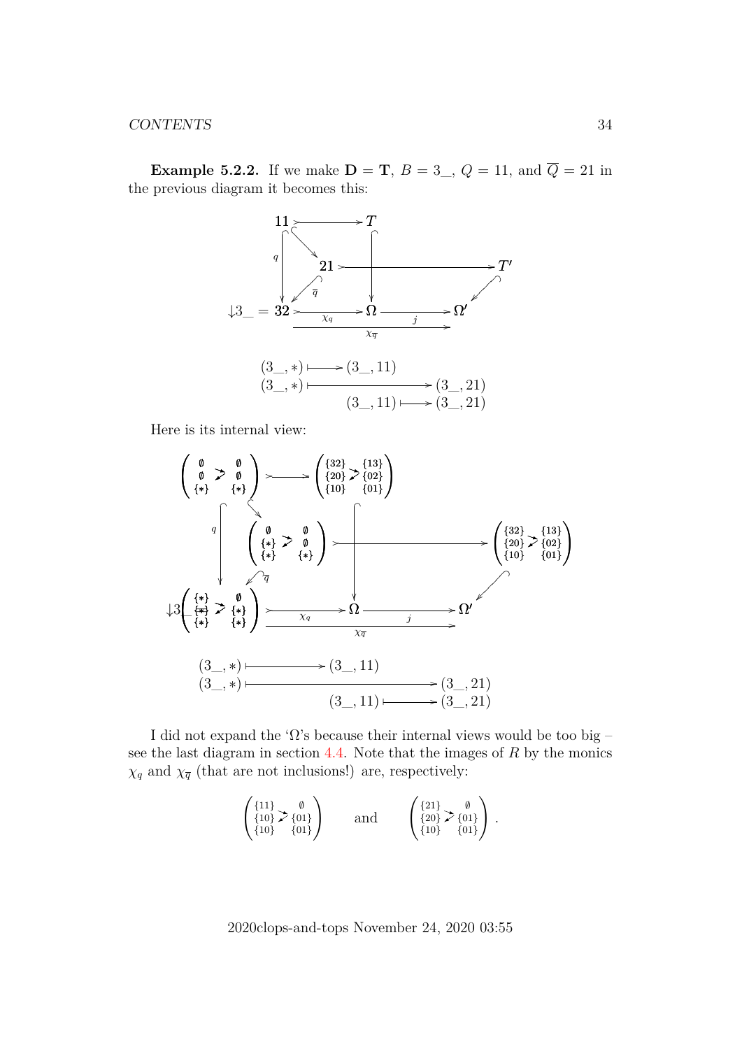**Example 5.2.2.** If we make $\mathbf{D} = \mathbf{T}$, $B = 3\_$, $Q = 11$, and $\overline{Q} = 21$ in the previous diagram it becomes this:

$$
\begin{array}{ccccc}
\mathbf{11} & \rightarrowtail & T & & \\
 & \searrow & & & \\
\downarrow q & & \mathbf{21} & \rightarrowtail & T' \\
 & \swarrow \overline{q} & & & \swarrow \\
{\downarrow}3\_ = \mathbf{32} & \overset{\chi_q}{\rightarrowtail} & \Omega & \overset{j}{\longrightarrow} & \Omega' \\
 & & \xrightarrow{\chi_{\overline{q}}} & &
\end{array}
$$

$$
\begin{array}{rcl}
(3\_, *) & \longmapsto & (3\_, 11) \\
(3\_, *) & \longmapsto & (3\_, 21) \\
(3\_, 11) & \longmapsto & (3\_, 21)
\end{array}
$$

Here is its internal view:

$$
\begin{array}{ccccc}
\begin{pmatrix} \emptyset & & \emptyset \\ \emptyset & & \emptyset \\ \{*\} & & \{*\} \end{pmatrix} & \rightarrowtail & \begin{pmatrix} \{32\} & & \{13\} \\ \{20\} & & \{02\} \\ \{10\} & & \{01\} \end{pmatrix} & & \\
\downarrow q & \searrow & & & \\
 & & \begin{pmatrix} \emptyset & & \emptyset \\ \{*\} & & \emptyset \\ \{*\} & & \{*\} \end{pmatrix} & \rightarrowtail & \begin{pmatrix} \{32\} & & \{13\} \\ \{20\} & & \{02\} \\ \{10\} & & \{01\} \end{pmatrix} \\
 & \swarrow \overline{q} & & & \swarrow \\
{\downarrow}3\_ \begin{pmatrix} \{*\} & & \emptyset \\ \{*\} & & \{*\} \\ \{*\} & & \{*\} \end{pmatrix} & \overset{\chi_q}{\rightarrowtail} & \Omega & \overset{j}{\longrightarrow} & \Omega' \\
 & & \xrightarrow{\chi_{\overline{q}}} & &
\end{array}
$$

$$
\begin{array}{rcl}
(3\_, *) & \longmapsto & (3\_, 11) \\
(3\_, *) & \longmapsto & (3\_, 21) \\
(3\_, 11) & \longmapsto & (3\_, 21)
\end{array}
$$

I did not expand the '$\Omega$'s because their internal views would be too big – see the last diagram in section 4.4. Note that the images of $R$ by the monics $\chi_q$ and $\chi_{\overline{q}}$ (that are not inclusions!) are, respectively:

$$
\begin{pmatrix} \{11\} & & \emptyset \\ \{10\} & & \{01\} \\ \{10\} & & \{01\} \end{pmatrix} \qquad \text{and} \qquad \begin{pmatrix} \{21\} & & \emptyset \\ \{20\} & & \{01\} \\ \{10\} & & \{01\} \end{pmatrix}.
$$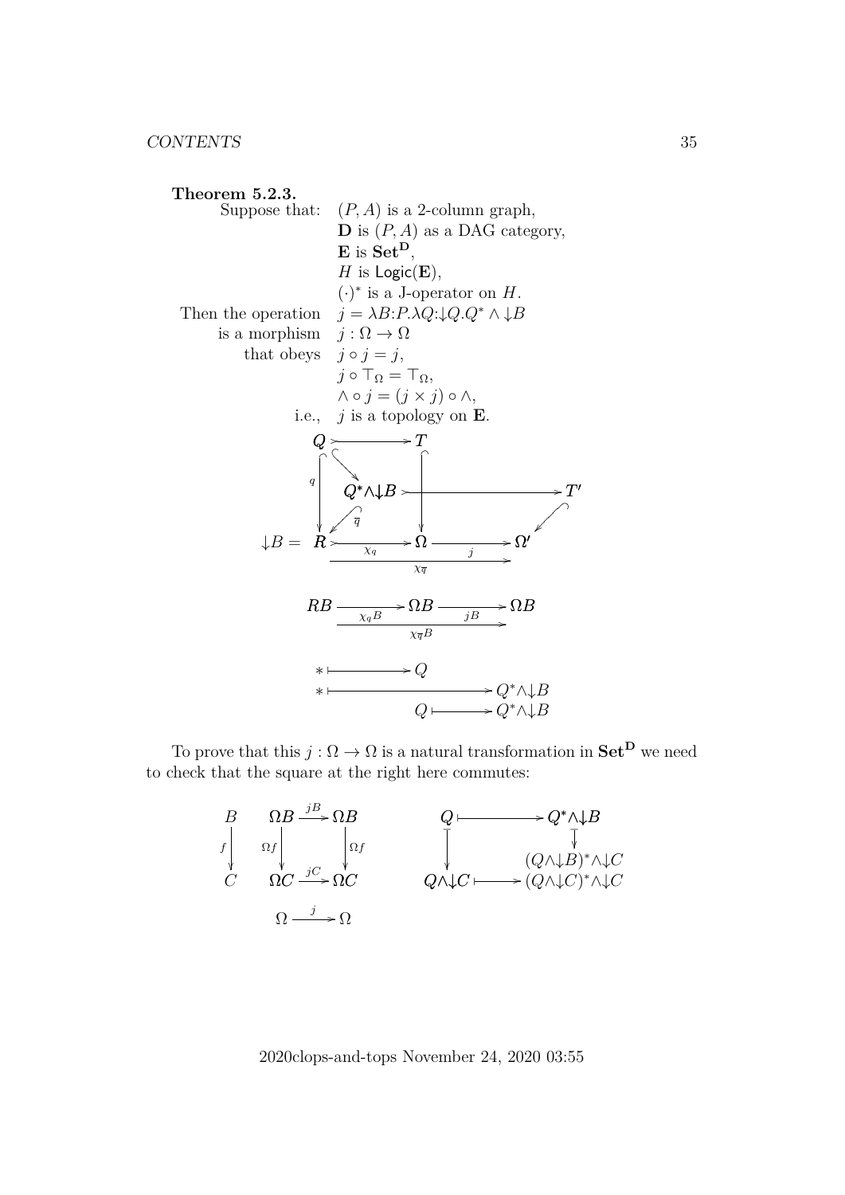**Theorem 5.2.3.**

Suppose that: $(P, A)$ is a 2-column graph,
$\mathbf{D}$ is $(P, A)$ as a DAG category,
$\mathbf{E}$ is $\mathbf{Set^D}$,
$H$ is $\mathsf{Logic}(\mathbf{E})$,
$(\cdot)^*$ is a J-operator on $H$.

Then the operation $j = \lambda B{:}P.\lambda Q{:}{\downarrow}Q.Q^* \wedge {\downarrow}B$
is a morphism $j : \Omega \to \Omega$
that obeys $j \circ j = j$,
$j \circ \top_\Omega = \top_\Omega$,
$\wedge \circ j = (j \times j) \circ \wedge$,
i.e., $j$ is a topology on $\mathbf{E}$.

$$
\begin{array}{ccccc}
Q & \rightarrowtail & T & & \\
 & \searrow & & & \\
 & & Q^* \wedge {\downarrow}B & \rightarrowtail & T' \\
{\scriptstyle q}\downarrow & \swarrow{\scriptstyle \overline{q}} & \downarrow & & \swarrow \\
{\downarrow}B = \; R & \xrightarrow{\chi_q} & \Omega & \xrightarrow{j} & \Omega' \\
\end{array}
$$

$$\chi_{\overline{q}} : R \to \Omega'$$

$$RB \xrightarrow{\chi_q B} \Omega B \xrightarrow{jB} \Omega B, \qquad \chi_{\overline{q}}B : RB \to \Omega B$$

$$
\begin{array}{l}
* \mapsto Q \\
* \mapsto Q^* \wedge {\downarrow}B \\
Q \mapsto Q^* \wedge {\downarrow}B
\end{array}
$$

To prove that this $j : \Omega \to \Omega$ is a natural transformation in $\mathbf{Set^D}$ we need to check that the square at the right here commutes:

$$
\begin{array}{ccc}
B & \Omega B \xrightarrow{jB} \Omega B & Q \longmapsto Q^* \wedge {\downarrow}B \\
{\scriptstyle f}\downarrow & {\scriptstyle \Omega f}\downarrow \qquad \downarrow{\scriptstyle \Omega f} & \downarrow \qquad\qquad \downarrow \\
 & & (Q \wedge {\downarrow}B)^* \wedge {\downarrow}C \\
C & \Omega C \xrightarrow{jC} \Omega C & Q \wedge {\downarrow}C \longmapsto (Q \wedge {\downarrow}C)^* \wedge {\downarrow}C
\end{array}
$$

$$\Omega \xrightarrow{j} \Omega$$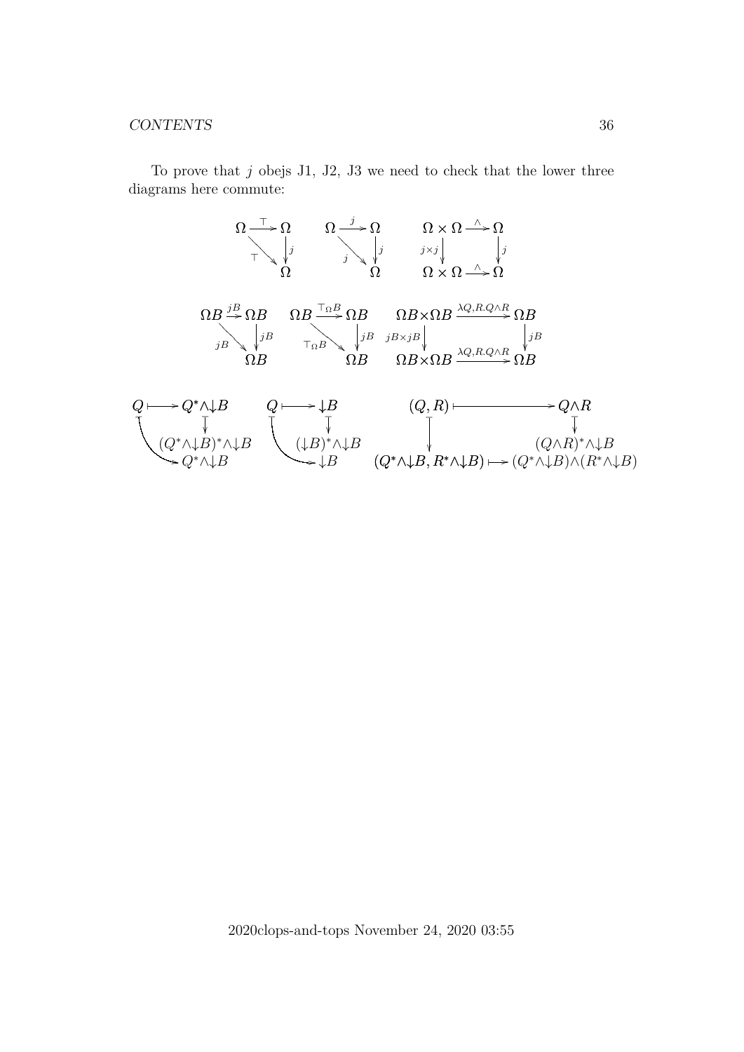To prove that $j$ obejs J1, J2, J3 we need to check that the lower three diagrams here commute:

$$
\begin{array}{ccc}
\Omega \xrightarrow{\top} \Omega & \quad \Omega \xrightarrow{j} \Omega & \quad \Omega \times \Omega \xrightarrow{\wedge} \Omega \\
{\scriptstyle \top} \searrow \ \downarrow {\scriptstyle j} & \quad {\scriptstyle j} \searrow \ \downarrow {\scriptstyle j} & \quad {\scriptstyle j\times j} \downarrow \qquad \downarrow {\scriptstyle j} \\
\Omega & \quad \Omega & \quad \Omega \times \Omega \xrightarrow{\wedge} \Omega
\end{array}
$$

$$
\begin{array}{ccc}
\Omega B \xrightarrow{jB} \Omega B & \quad \Omega B \xrightarrow{\top_\Omega B} \Omega B & \quad \Omega B {\times} \Omega B \xrightarrow{\lambda Q,R.Q\wedge R} \Omega B \\
{\scriptstyle jB} \searrow \ \downarrow {\scriptstyle jB} & \quad {\scriptstyle \top_\Omega B} \searrow \ \downarrow {\scriptstyle jB} & \quad {\scriptstyle jB\times jB} \downarrow \qquad \downarrow {\scriptstyle jB} \\
\Omega B & \quad \Omega B & \quad \Omega B {\times} \Omega B \xrightarrow{\lambda Q,R.Q\wedge R} \Omega B
\end{array}
$$

$$
\begin{array}{ccc}
Q \longmapsto Q^* \wedge \downarrow B & \quad Q \longmapsto \downarrow B & \quad (Q,R) \longmapsto Q \wedge R \\
\downarrow & \quad \downarrow & \quad \downarrow \qquad\qquad \downarrow \\
(Q^* \wedge \downarrow B)^* \wedge \downarrow B & \quad (\downarrow B)^* \wedge \downarrow B & \quad \qquad (Q \wedge R)^* \wedge \downarrow B \\
Q^* \wedge \downarrow B & \quad \downarrow B & \quad (Q^* \wedge \downarrow B, R^* \wedge \downarrow B) \longmapsto (Q^* \wedge \downarrow B) \wedge (R^* \wedge \downarrow B)
\end{array}
$$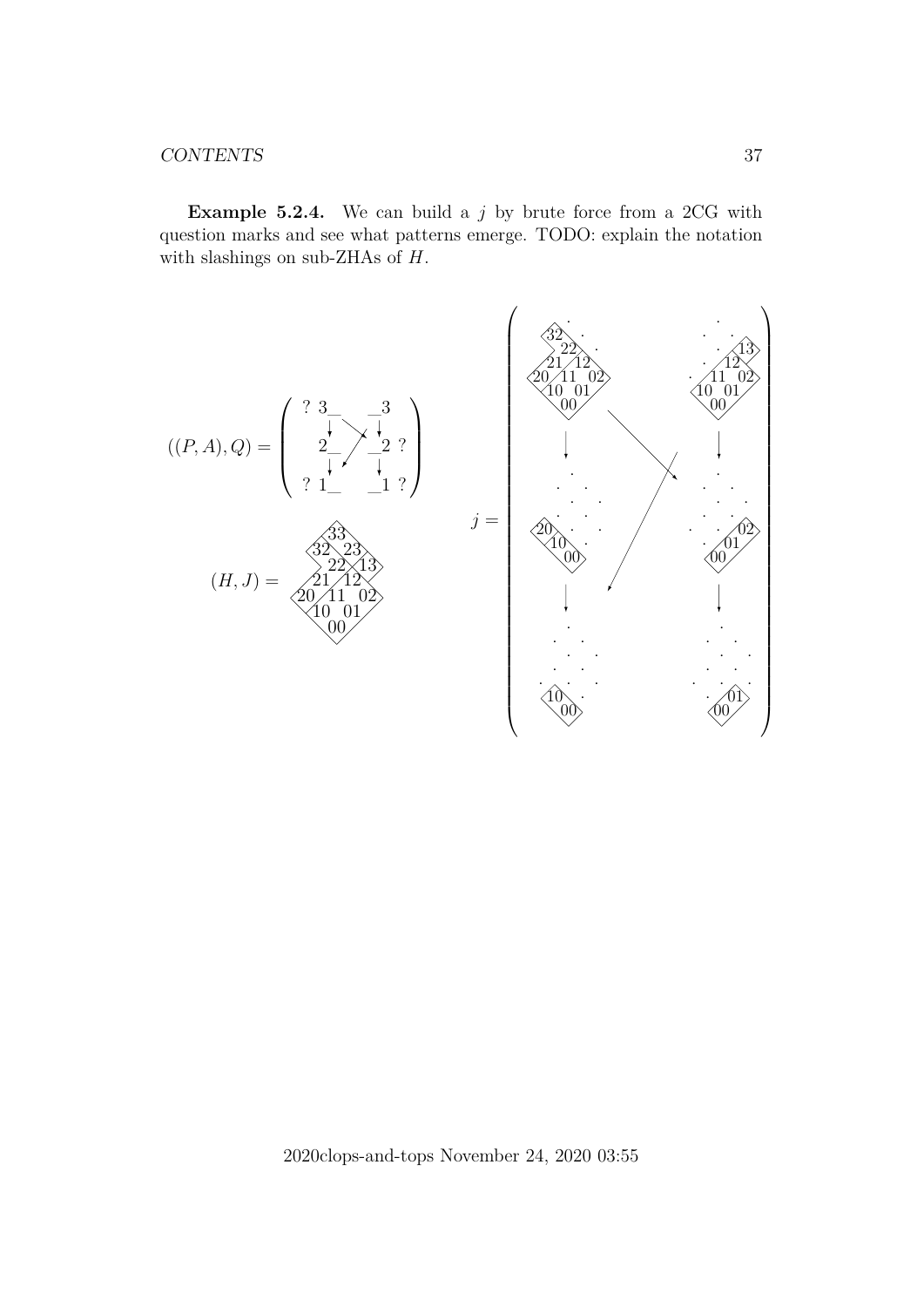**Example 5.2.4.** We can build a $j$ by brute force from a 2CG with question marks and see what patterns emerge. TODO: explain the notation with slashings on sub-ZHAs of $H$.

$$((P,A),Q) = \begin{pmatrix} ?\ 3\_ & & \_3 \\ 2\_ & & \_2\ ? \\ ?\ 1\_ & & \_1\ ? \end{pmatrix}$$

$$(H,J) = \begin{matrix} & & & 33 & & & \\ & & 32 & & 23 & & \\ & & & 22 & & 13 & \\ & & 21 & & 12 & & \\ & 20 & & 11 & & 02 & \\ & & 10 & & 01 & & \\ & & & 00 & & & \end{matrix}$$

$$j = \begin{pmatrix} \begin{matrix} 32 \\ 22 \\ 21\ 12 \\ 20\ 11\ 02 \\ 10\ 01 \\ 00 \end{matrix} & & \begin{matrix} 13 \\ 12 \\ 11\ 02 \\ 10\ 01 \\ 00 \end{matrix} \\ \downarrow & & \downarrow \\ \begin{matrix} 20 \\ 10 \\ 00 \end{matrix} & & \begin{matrix} 02 \\ 01 \\ 00 \end{matrix} \\ \downarrow & & \downarrow \\ \begin{matrix} 10 \\ 00 \end{matrix} & & \begin{matrix} 01 \\ 00 \end{matrix} \end{pmatrix}$$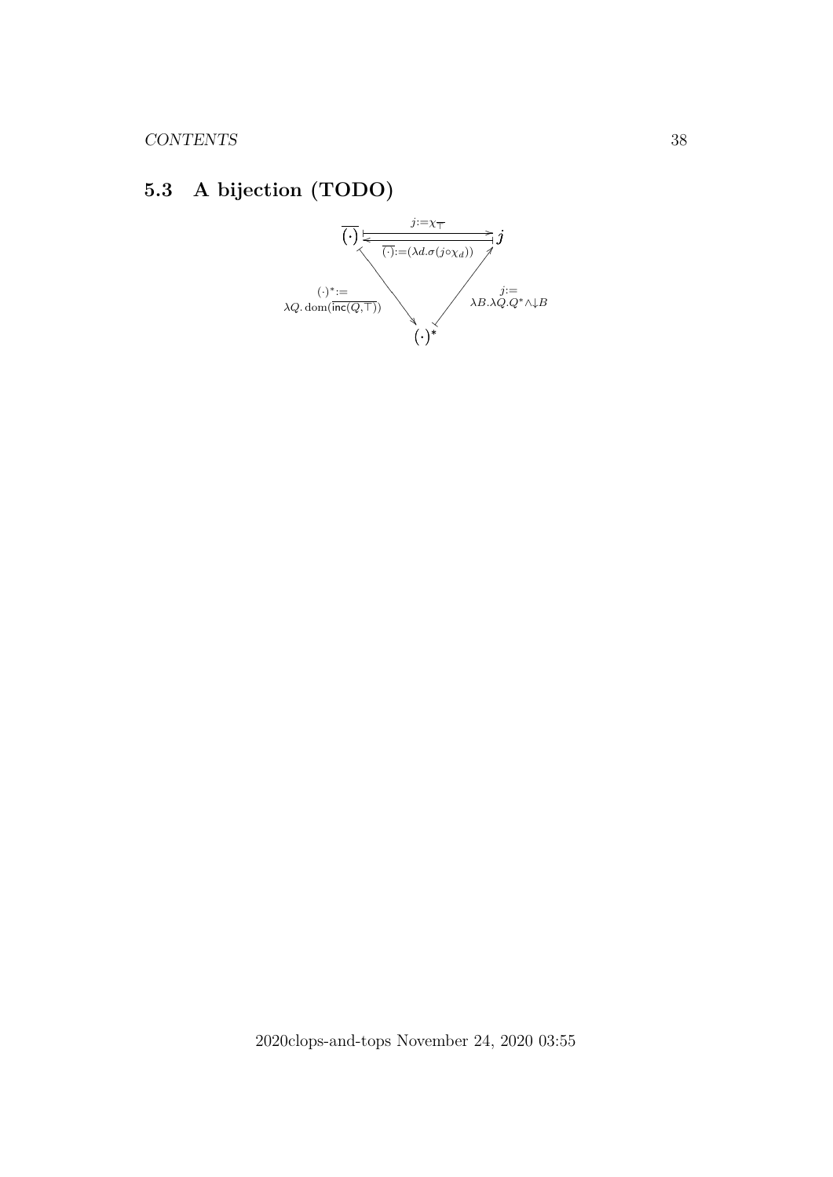### 5.3 A bijection (TODO)

$$
\begin{array}{ccc}
\overline{(\cdot)} & \xrightarrow{\;j:=\chi_{\overline{\top}}\;} & j \\
& \xleftarrow{\;\overline{(\cdot)}:=(\lambda d.\sigma(j\circ\chi_d))\;} & \\
{\scriptstyle (\cdot)^*:= \lambda Q.\,\mathrm{dom}(\overline{\mathsf{inc}(Q,\top)})} \searrow & & \nearrow {\scriptstyle j:= \lambda B.\lambda Q.Q^*\wedge\downarrow B} \\
& (\cdot)^* &
\end{array}
$$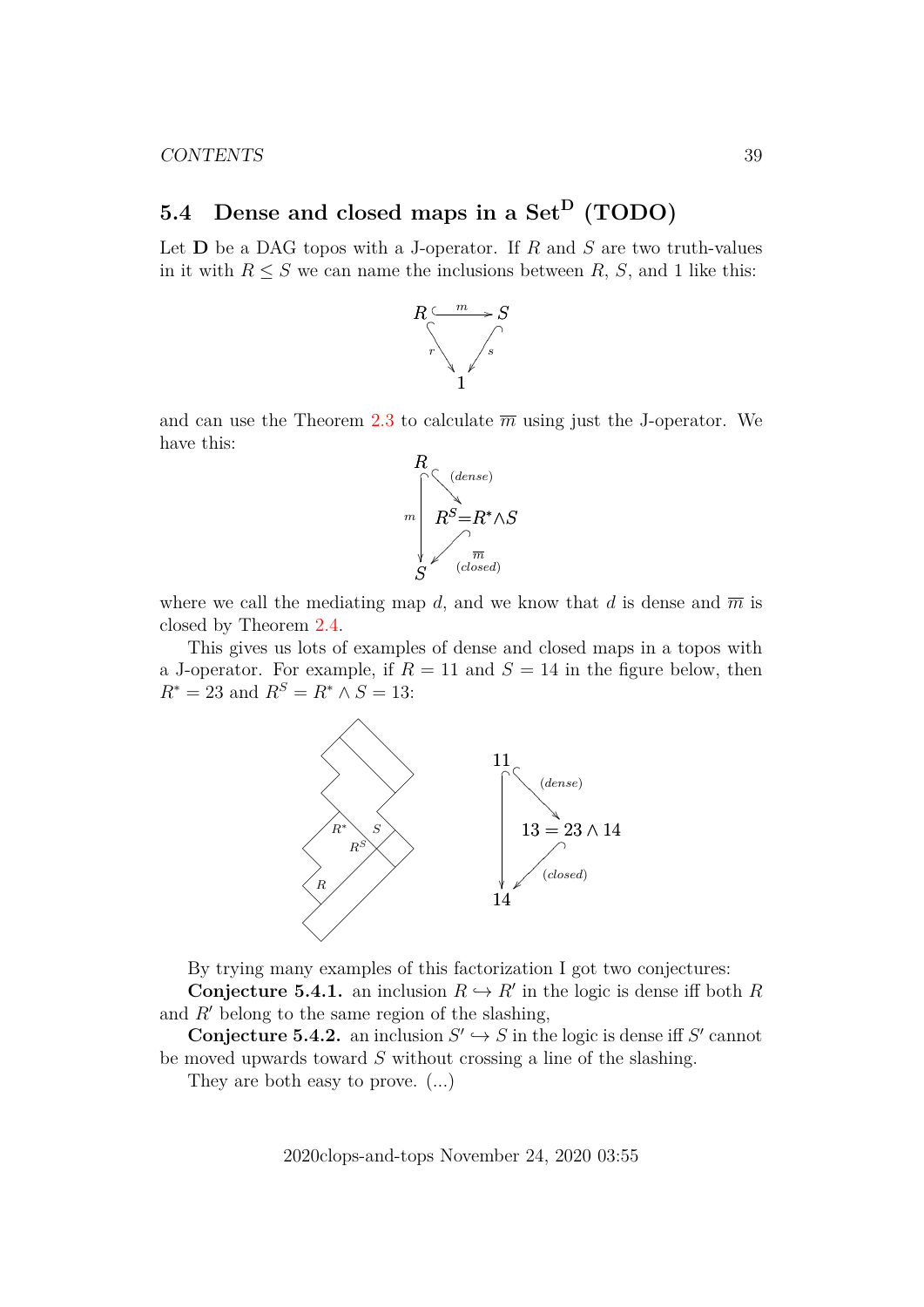## 5.4 Dense and closed maps in a $\mathbf{Set}^{\mathbf{D}}$ (TODO)

Let $\mathbf{D}$ be a DAG topos with a J-operator. If $R$ and $S$ are two truth-values in it with $R \leq S$ we can name the inclusions between $R$, $S$, and 1 like this:

$$\begin{array}{ccc} R & \overset{m}{\hookrightarrow} & S \\ & {\scriptstyle r}\searrow \quad \swarrow{\scriptstyle s} & \\ & 1 & \end{array}$$

and can use the Theorem 2.3 to calculate $\overline{m}$ using just the J-operator. We have this:

$$\begin{array}{ccc} R & & \\ \big\downarrow{\scriptstyle m} & \searrow{\scriptstyle (dense)} & \\ & & R^S{=}R^*{\wedge}S \\ & \swarrow{\scriptstyle \overline{m}\ (closed)} & \\ S & & \end{array}$$

where we call the mediating map $d$, and we know that $d$ is dense and $\overline{m}$ is closed by Theorem 2.4.

This gives us lots of examples of dense and closed maps in a topos with a J-operator. For example, if $R = 11$ and $S = 14$ in the figure below, then $R^* = 23$ and $R^S = R^* \wedge S = 13$:

$$\begin{array}{ccc} 11 & & \\ \big\downarrow & \searrow{\scriptstyle (dense)} & \\ & & 13 = 23 \wedge 14 \\ & \swarrow{\scriptstyle (closed)} & \\ 14 & & \end{array}$$

By trying many examples of this factorization I got two conjectures:

**Conjecture 5.4.1.** an inclusion $R \hookrightarrow R'$ in the logic is dense iff both $R$ and $R'$ belong to the same region of the slashing,

**Conjecture 5.4.2.** an inclusion $S' \hookrightarrow S$ in the logic is dense iff $S'$ cannot be moved upwards toward $S$ without crossing a line of the slashing.

They are both easy to prove. (...)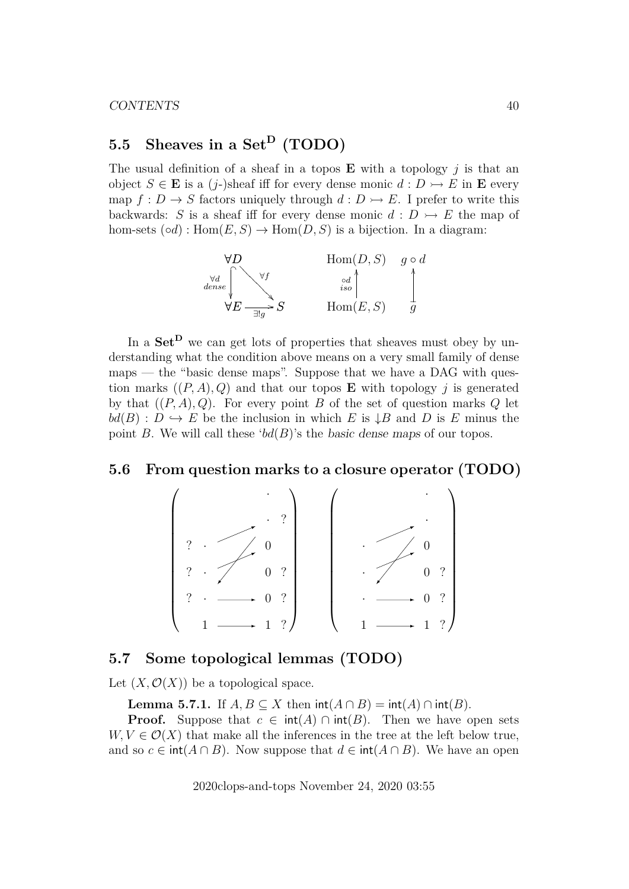## 5.5 Sheaves in a $\mathbf{Set}^\mathbf{D}$ (TODO)

The usual definition of a sheaf in a topos $\mathbf{E}$ with a topology $j$ is that an object $S \in \mathbf{E}$ is a ($j$-)sheaf iff for every dense monic $d : D \rightarrowtail E$ in $\mathbf{E}$ every map $f : D \to S$ factors uniquely through $d : D \rightarrowtail E$. I prefer to write this backwards: $S$ is a sheaf iff for every dense monic $d : D \rightarrowtail E$ the map of hom-sets $(\circ d) : \mathrm{Hom}(E, S) \to \mathrm{Hom}(D, S)$ is a bijection. In a diagram:

$$
\begin{array}{ccc}
\forall D & & \\
{\scriptstyle \forall d \atop dense} \downarrow & \searrow^{\forall f} & \\
\forall E & \xrightarrow[\exists! g]{} & S
\end{array}
\qquad
\begin{array}{cc}
\mathrm{Hom}(D, S) & g \circ d \\
{\scriptstyle \circ d \atop iso} \uparrow & \uparrow \\
\mathrm{Hom}(E, S) & g
\end{array}
$$

In a $\mathbf{Set}^\mathbf{D}$ we can get lots of properties that sheaves must obey by understanding what the condition above means on a very small family of dense maps — the "basic dense maps". Suppose that we have a DAG with question marks $((P, A), Q)$ and that our topos $\mathbf{E}$ with topology $j$ is generated by that $((P, A), Q)$. For every point $B$ of the set of question marks $Q$ let $bd(B) : D \hookrightarrow E$ be the inclusion in which $E$ is $\downarrow B$ and $D$ is $E$ minus the point $B$. We will call these '$bd(B)$'s the *basic dense maps* of our topos.

## 5.6 From question marks to a closure operator (TODO)

$$
\left(
\begin{array}{ccccc}
 & & & \cdot & \\
 & & & \cdot & ? \\
? & \cdot & \nearrow & 0 & \\
? & \cdot & \nearrow\swarrow & 0 & ? \\
? & \cdot & \longrightarrow & 0 & ? \\
 & 1 & \longrightarrow & 1 & ?
\end{array}
\right)
\qquad
\left(
\begin{array}{ccccc}
 & & & \cdot & \\
 & & & \cdot & \\
 & \cdot & \nearrow & 0 & \\
 & \cdot & \nearrow\swarrow & 0 & ? \\
 & \cdot & \longrightarrow & 0 & ? \\
 & 1 & \longrightarrow & 1 & ?
\end{array}
\right)
$$

## 5.7 Some topological lemmas (TODO)

Let $(X, \mathcal{O}(X))$ be a topological space.

**Lemma 5.7.1.** If $A, B \subseteq X$ then $\mathsf{int}(A \cap B) = \mathsf{int}(A) \cap \mathsf{int}(B)$.

**Proof.** Suppose that $c \in \mathsf{int}(A) \cap \mathsf{int}(B)$. Then we have open sets $W, V \in \mathcal{O}(X)$ that make all the inferences in the tree at the left below true, and so $c \in \mathsf{int}(A \cap B)$. Now suppose that $d \in \mathsf{int}(A \cap B)$. We have an open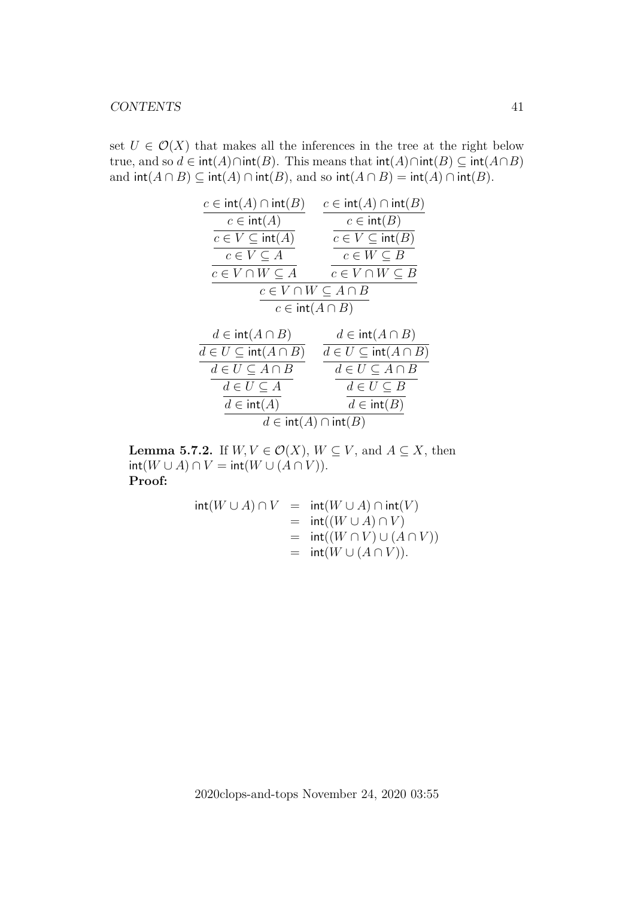set $U \in \mathcal{O}(X)$ that makes all the inferences in the tree at the right below true, and so $d \in \mathsf{int}(A) \cap \mathsf{int}(B)$. This means that $\mathsf{int}(A) \cap \mathsf{int}(B) \subseteq \mathsf{int}(A \cap B)$ and $\mathsf{int}(A \cap B) \subseteq \mathsf{int}(A) \cap \mathsf{int}(B)$, and so $\mathsf{int}(A \cap B) = \mathsf{int}(A) \cap \mathsf{int}(B)$.

$$\frac{\dfrac{\dfrac{\dfrac{\dfrac{\dfrac{c \in \mathsf{int}(A) \cap \mathsf{int}(B)}{c \in \mathsf{int}(A)}}{c \in V \subseteq \mathsf{int}(A)}}{c \in V \subseteq A}}{c \in V \cap W \subseteq A} \qquad \dfrac{\dfrac{\dfrac{\dfrac{c \in \mathsf{int}(A) \cap \mathsf{int}(B)}{c \in \mathsf{int}(B)}}{c \in V \subseteq \mathsf{int}(B)}}{c \in W \subseteq B}}{c \in V \cap W \subseteq B}}{c \in V \cap W \subseteq A \cap B}}{c \in \mathsf{int}(A \cap B)}$$

$$\frac{\dfrac{\dfrac{\dfrac{\dfrac{d \in \mathsf{int}(A \cap B)}{d \in U \subseteq \mathsf{int}(A \cap B)}}{d \in U \subseteq A \cap B}}{d \in U \subseteq A}}{d \in \mathsf{int}(A)} \qquad \dfrac{\dfrac{\dfrac{\dfrac{d \in \mathsf{int}(A \cap B)}{d \in U \subseteq \mathsf{int}(A \cap B)}}{d \in U \subseteq A \cap B}}{d \in U \subseteq B}}{d \in \mathsf{int}(B)}}{d \in \mathsf{int}(A) \cap \mathsf{int}(B)}$$

**Lemma 5.7.2.** If $W, V \in \mathcal{O}(X)$, $W \subseteq V$, and $A \subseteq X$, then $\mathsf{int}(W \cup A) \cap V = \mathsf{int}(W \cup (A \cap V))$.
**Proof:**

$$\begin{aligned}
\mathsf{int}(W \cup A) \cap V &= \mathsf{int}(W \cup A) \cap \mathsf{int}(V) \\
&= \mathsf{int}((W \cup A) \cap V) \\
&= \mathsf{int}((W \cap V) \cup (A \cap V)) \\
&= \mathsf{int}(W \cup (A \cap V)).
\end{aligned}$$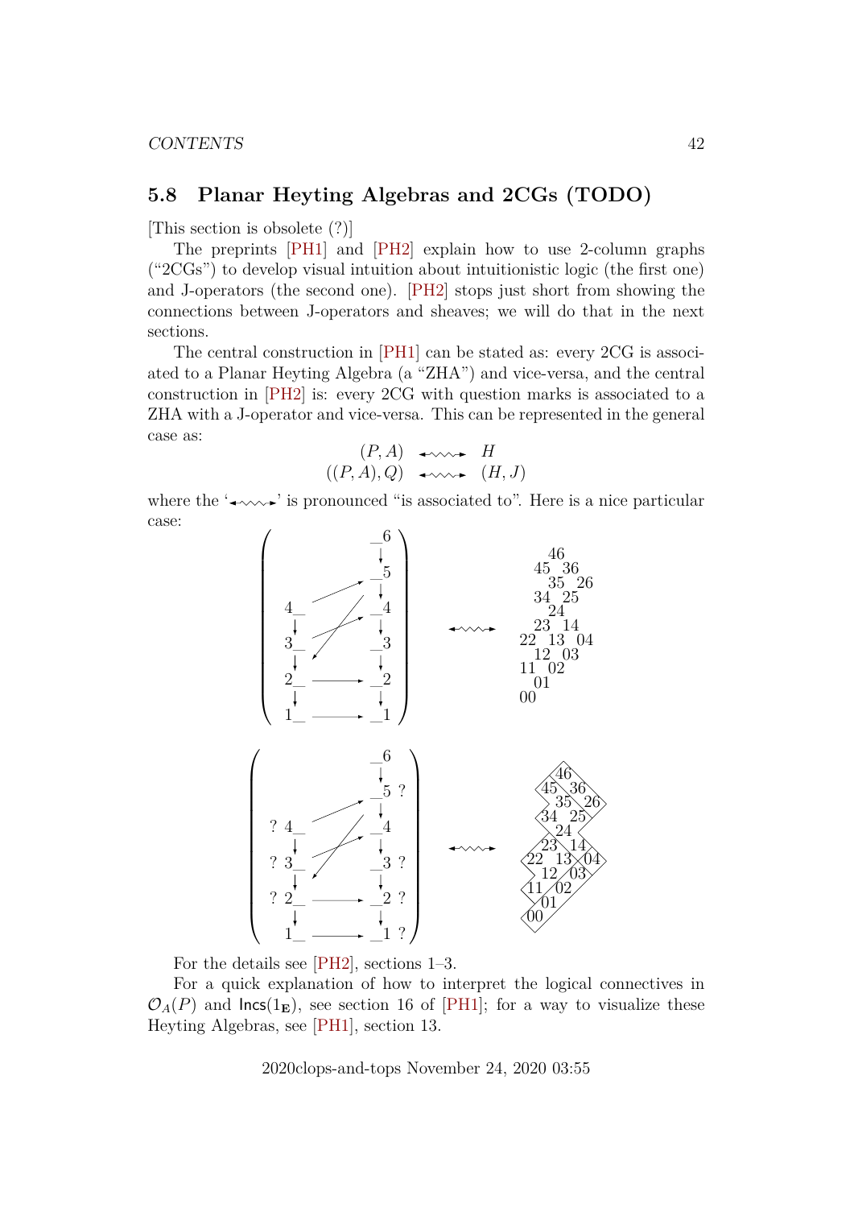## 5.8 Planar Heyting Algebras and 2CGs (TODO)

[This section is obsolete (?)]

The preprints [PH1] and [PH2] explain how to use 2-column graphs ("2CGs") to develop visual intuition about intuitionistic logic (the first one) and J-operators (the second one). [PH2] stops just short from showing the connections between J-operators and sheaves; we will do that in the next sections.

The central construction in [PH1] can be stated as: every 2CG is associated to a Planar Heyting Algebra (a "ZHA") and vice-versa, and the central construction in [PH2] is: every 2CG with question marks is associated to a ZHA with a J-operator and vice-versa. This can be represented in the general case as:

$$\begin{array}{rcl} (P,A) & \leftrightsquigarrow & H \\ ((P,A),Q) & \leftrightsquigarrow & (H,J) \end{array}$$

where the '$\leftrightsquigarrow$' is pronounced "is associated to". Here is a nice particular case:

```
                 _6
                  ↓
                 _5
 4_               ↓                      46
  ↓              _4                    45  36
 3_               ↓                      35  26
  ↓              _3        <~~~>       34  25
 2_  ─────────→  _2                      24
  ↓               ↓                    23  14
 1_  ─────────→  _1                  22  13  04
                                       12  03
 (4_→_5, 3_→_4, _4→2_)               11  02
                                       01
                                     00
```

```
                 _6
                  ↓
                 _5 ?
? 4_              ↓
   ↓             _4
? 3_              ↓                  (same ZHA as above, with
   ↓             _3 ?      <~~~>      regions drawn around the
? 2_  ────────→   ↓                   elements to represent J)
   ↓             _2 ?
  1_  ────────→   ↓
                 _1 ?
```

For the details see [PH2], sections 1–3.

For a quick explanation of how to interpret the logical connectives in $\mathcal{O}_A(P)$ and $\mathsf{Incs}(1_\mathbf{E})$, see section 16 of [PH1]; for a way to visualize these Heyting Algebras, see [PH1], section 13.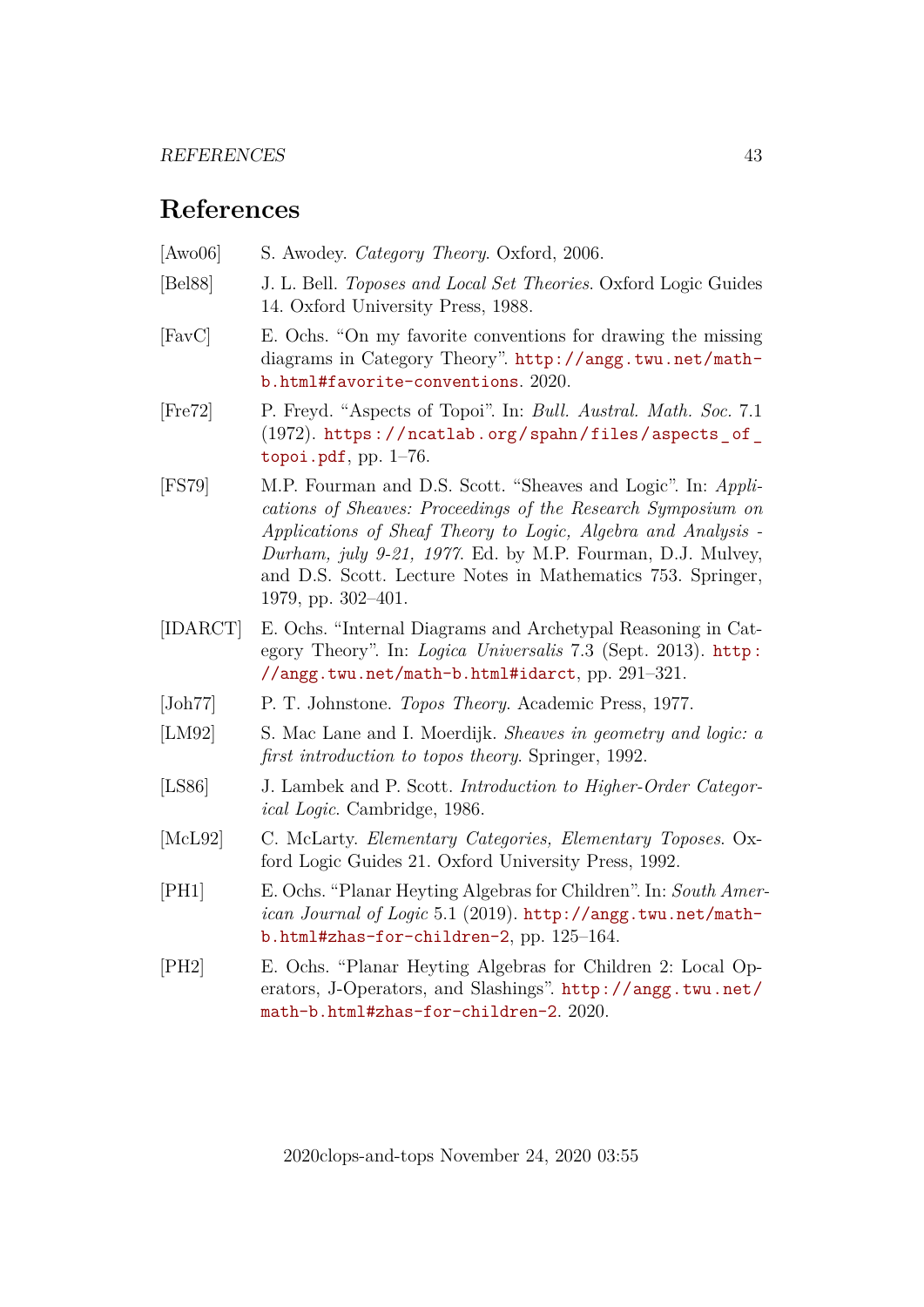# References

[Awo06] S. Awodey. *Category Theory*. Oxford, 2006.

[Bel88] J. L. Bell. *Toposes and Local Set Theories*. Oxford Logic Guides 14. Oxford University Press, 1988.

[FavC] E. Ochs. "On my favorite conventions for drawing the missing diagrams in Category Theory". http://angg.twu.net/math-b.html#favorite-conventions. 2020.

[Fre72] P. Freyd. "Aspects of Topoi". In: *Bull. Austral. Math. Soc.* 7.1 (1972). https://ncatlab.org/spahn/files/aspects_of_topoi.pdf, pp. 1–76.

[FS79] M.P. Fourman and D.S. Scott. "Sheaves and Logic". In: *Applications of Sheaves: Proceedings of the Research Symposium on Applications of Sheaf Theory to Logic, Algebra and Analysis - Durham, july 9-21, 1977*. Ed. by M.P. Fourman, D.J. Mulvey, and D.S. Scott. Lecture Notes in Mathematics 753. Springer, 1979, pp. 302–401.

[IDARCT] E. Ochs. "Internal Diagrams and Archetypal Reasoning in Category Theory". In: *Logica Universalis* 7.3 (Sept. 2013). http://angg.twu.net/math-b.html#idarct, pp. 291–321.

[Joh77] P. T. Johnstone. *Topos Theory*. Academic Press, 1977.

[LM92] S. Mac Lane and I. Moerdijk. *Sheaves in geometry and logic: a first introduction to topos theory*. Springer, 1992.

[LS86] J. Lambek and P. Scott. *Introduction to Higher-Order Categorical Logic*. Cambridge, 1986.

[McL92] C. McLarty. *Elementary Categories, Elementary Toposes*. Oxford Logic Guides 21. Oxford University Press, 1992.

[PH1] E. Ochs. "Planar Heyting Algebras for Children". In: *South American Journal of Logic* 5.1 (2019). http://angg.twu.net/math-b.html#zhas-for-children-2, pp. 125–164.

[PH2] E. Ochs. "Planar Heyting Algebras for Children 2: Local Operators, J-Operators, and Slashings". http://angg.twu.net/math-b.html#zhas-for-children-2. 2020.